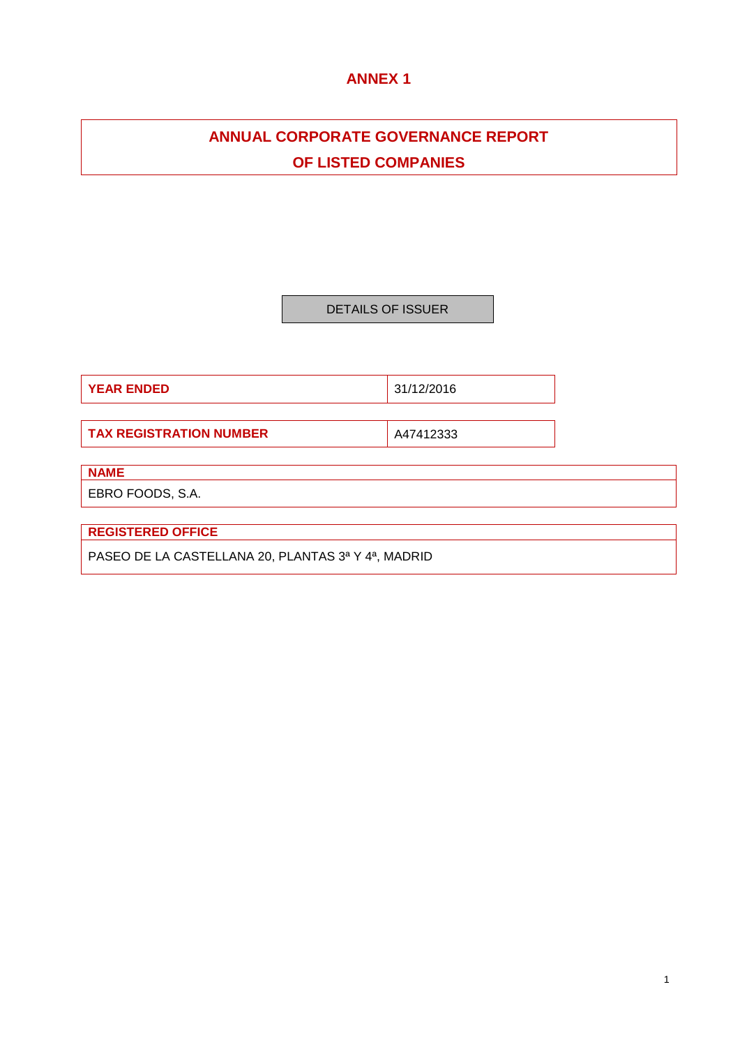# ANNEX 1

## ANNUAL CORPORATE GOVERNANCE REPORT OF LISTED COMPANIES

DETAILS OF ISSUER

| **YEAR ENDED** | 31/12/2016 |
|---|---|

| **TAX REGISTRATION NUMBER** | A47412333 |
|---|---|

| **NAME** |
|---|
| EBRO FOODS, S.A. |

| **REGISTERED OFFICE** |
|---|
| PASEO DE LA CASTELLANA 20, PLANTAS 3ª Y 4ª, MADRID |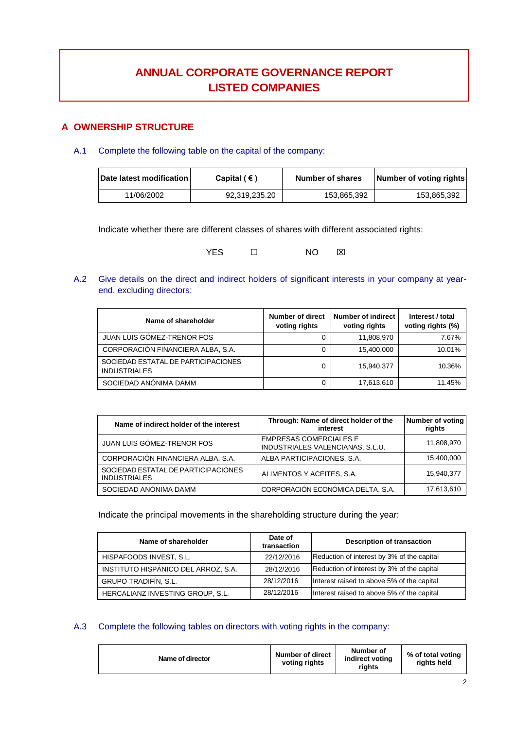# ANNUAL CORPORATE GOVERNANCE REPORT
# LISTED COMPANIES

## A OWNERSHIP STRUCTURE

### A.1 Complete the following table on the capital of the company:

| Date latest modification | Capital ( € ) | Number of shares | Number of voting rights |
|---|---|---|---|
| 11/06/2002 | 92,319,235.20 | 153,865,392 | 153,865,392 |

Indicate whether there are different classes of shares with different associated rights:

YES ☐ NO ☒

### A.2 Give details on the direct and indirect holders of significant interests in your company at year-end, excluding directors:

| Name of shareholder | Number of direct voting rights | Number of indirect voting rights | Interest / total voting rights (%) |
|---|---|---|---|
| JUAN LUIS GÓMEZ-TRENOR FOS | 0 | 11,808,970 | 7.67% |
| CORPORACIÓN FINANCIERA ALBA, S.A. | 0 | 15,400,000 | 10.01% |
| SOCIEDAD ESTATAL DE PARTICIPACIONES INDUSTRIALES | 0 | 15,940,377 | 10.36% |
| SOCIEDAD ANÓNIMA DAMM | 0 | 17,613,610 | 11.45% |

| Name of indirect holder of the interest | Through: Name of direct holder of the interest | Number of voting rights |
|---|---|---|
| JUAN LUIS GÓMEZ-TRENOR FOS | EMPRESAS COMERCIALES E INDUSTRIALES VALENCIANAS, S.L.U. | 11,808,970 |
| CORPORACIÓN FINANCIERA ALBA, S.A. | ALBA PARTICIPACIONES, S.A. | 15,400,000 |
| SOCIEDAD ESTATAL DE PARTICIPACIONES INDUSTRIALES | ALIMENTOS Y ACEITES, S.A. | 15,940,377 |
| SOCIEDAD ANÓNIMA DAMM | CORPORACIÓN ECONÓMICA DELTA, S.A. | 17,613,610 |

Indicate the principal movements in the shareholding structure during the year:

| Name of shareholder | Date of transaction | Description of transaction |
|---|---|---|
| HISPAFOODS INVEST, S.L. | 22/12/2016 | Reduction of interest by 3% of the capital |
| INSTITUTO HISPÁNICO DEL ARROZ, S.A. | 28/12/2016 | Reduction of interest by 3% of the capital |
| GRUPO TRADIFÍN, S.L. | 28/12/2016 | Interest raised to above 5% of the capital |
| HERCALIANZ INVESTING GROUP, S.L. | 28/12/2016 | Interest raised to above 5% of the capital |

### A.3 Complete the following tables on directors with voting rights in the company:

| Name of director | Number of direct voting rights | Number of indirect voting rights | % of total voting rights held |
|---|---|---|---|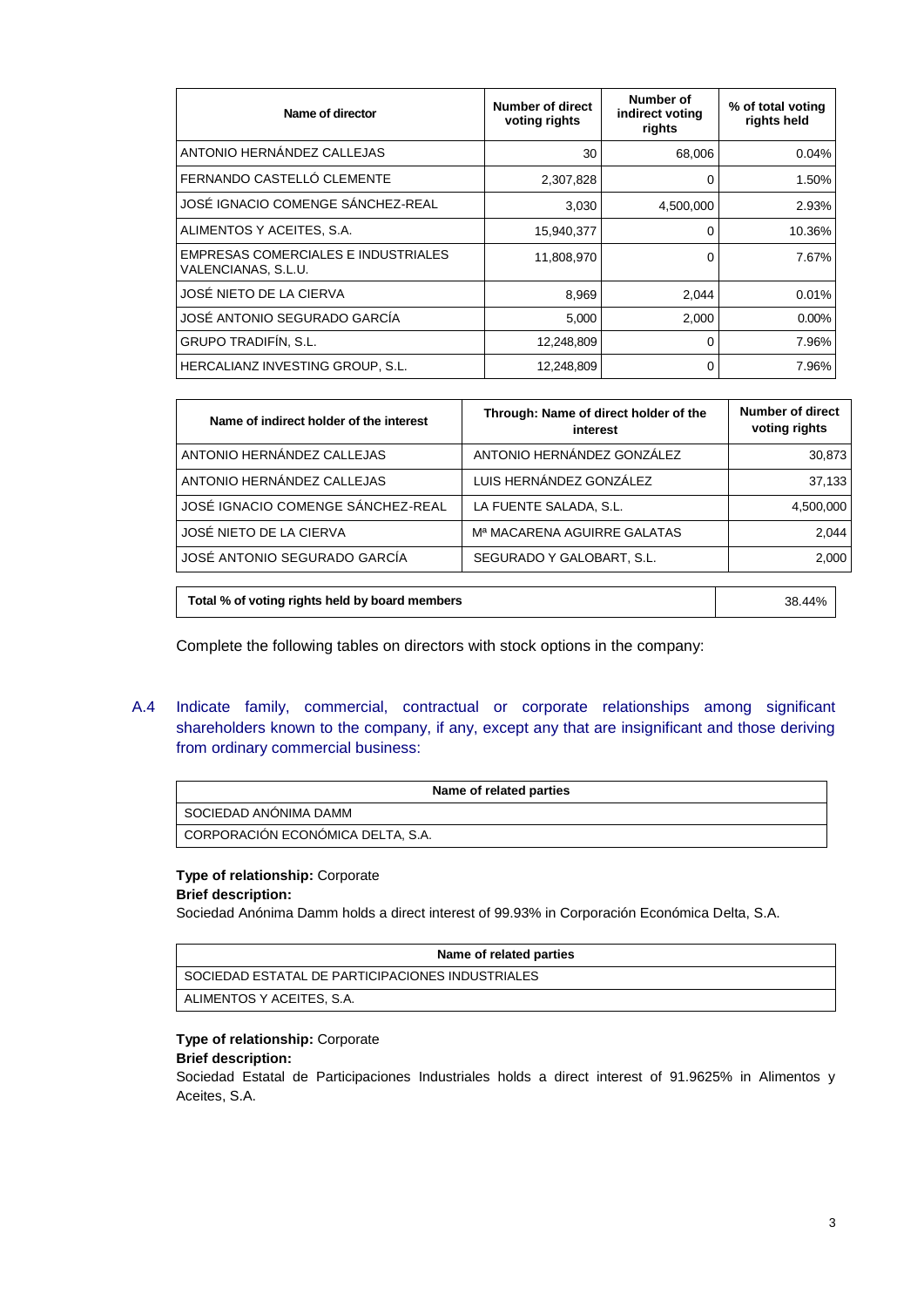| Name of director | Number of direct voting rights | Number of indirect voting rights | % of total voting rights held |
|---|---|---|---|
| ANTONIO HERNÁNDEZ CALLEJAS | 30 | 68,006 | 0.04% |
| FERNANDO CASTELLÓ CLEMENTE | 2,307,828 | 0 | 1.50% |
| JOSÉ IGNACIO COMENGE SÁNCHEZ-REAL | 3,030 | 4,500,000 | 2.93% |
| ALIMENTOS Y ACEITES, S.A. | 15,940,377 | 0 | 10.36% |
| EMPRESAS COMERCIALES E INDUSTRIALES VALENCIANAS, S.L.U. | 11,808,970 | 0 | 7.67% |
| JOSÉ NIETO DE LA CIERVA | 8,969 | 2,044 | 0.01% |
| JOSÉ ANTONIO SEGURADO GARCÍA | 5,000 | 2,000 | 0.00% |
| GRUPO TRADIFÍN, S.L. | 12,248,809 | 0 | 7.96% |
| HERCALIANZ INVESTING GROUP, S.L. | 12,248,809 | 0 | 7.96% |

| Name of indirect holder of the interest | Through: Name of direct holder of the interest | Number of direct voting rights |
|---|---|---|
| ANTONIO HERNÁNDEZ CALLEJAS | ANTONIO HERNÁNDEZ GONZÁLEZ | 30,873 |
| ANTONIO HERNÁNDEZ CALLEJAS | LUIS HERNÁNDEZ GONZÁLEZ | 37,133 |
| JOSÉ IGNACIO COMENGE SÁNCHEZ-REAL | LA FUENTE SALADA, S.L. | 4,500,000 |
| JOSÉ NIETO DE LA CIERVA | Mª MACARENA AGUIRRE GALATAS | 2,044 |
| JOSÉ ANTONIO SEGURADO GARCÍA | SEGURADO Y GALOBART, S.L. | 2,000 |

| Total % of voting rights held by board members | 38.44% |
|---|---|

Complete the following tables on directors with stock options in the company:

A.4 Indicate family, commercial, contractual or corporate relationships among significant shareholders known to the company, if any, except any that are insignificant and those deriving from ordinary commercial business:

| Name of related parties |
|---|
| SOCIEDAD ANÓNIMA DAMM |
| CORPORACIÓN ECONÓMICA DELTA, S.A. |

**Type of relationship:** Corporate

**Brief description:**

Sociedad Anónima Damm holds a direct interest of 99.93% in Corporación Económica Delta, S.A.

| Name of related parties |
|---|
| SOCIEDAD ESTATAL DE PARTICIPACIONES INDUSTRIALES |
| ALIMENTOS Y ACEITES, S.A. |

**Type of relationship:** Corporate

**Brief description:**

Sociedad Estatal de Participaciones Industriales holds a direct interest of 91.9625% in Alimentos y Aceites, S.A.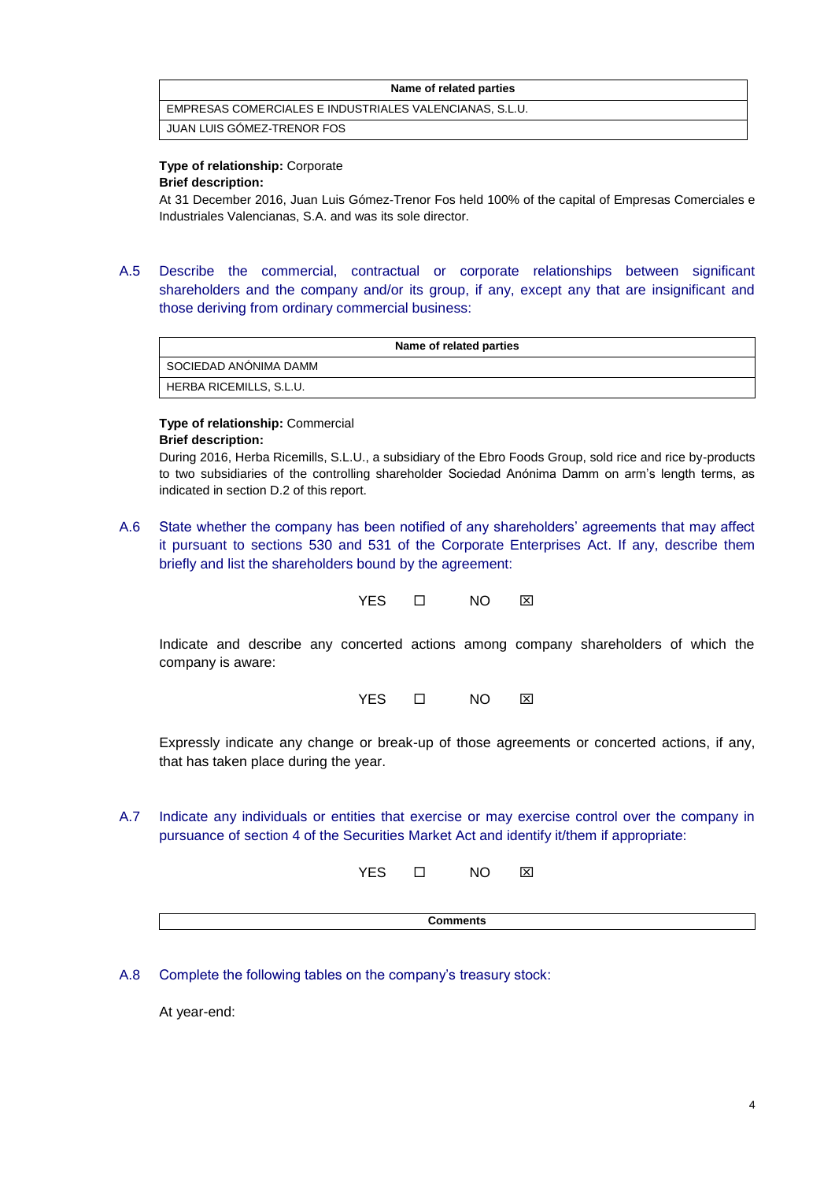| Name of related parties |
|---|
| EMPRESAS COMERCIALES E INDUSTRIALES VALENCIANAS, S.L.U. |
| JUAN LUIS GÓMEZ-TRENOR FOS |

**Type of relationship:** Corporate

**Brief description:**

At 31 December 2016, Juan Luis Gómez-Trenor Fos held 100% of the capital of Empresas Comerciales e Industriales Valencianas, S.A. and was its sole director.

A.5 Describe the commercial, contractual or corporate relationships between significant shareholders and the company and/or its group, if any, except any that are insignificant and those deriving from ordinary commercial business:

| Name of related parties |
|---|
| SOCIEDAD ANÓNIMA DAMM |
| HERBA RICEMILLS, S.L.U. |

**Type of relationship:** Commercial

**Brief description:**

During 2016, Herba Ricemills, S.L.U., a subsidiary of the Ebro Foods Group, sold rice and rice by-products to two subsidiaries of the controlling shareholder Sociedad Anónima Damm on arm's length terms, as indicated in section D.2 of this report.

A.6 State whether the company has been notified of any shareholders' agreements that may affect it pursuant to sections 530 and 531 of the Corporate Enterprises Act. If any, describe them briefly and list the shareholders bound by the agreement:

YES ☐ NO ☒

Indicate and describe any concerted actions among company shareholders of which the company is aware:

YES ☐ NO ☒

Expressly indicate any change or break-up of those agreements or concerted actions, if any, that has taken place during the year.

A.7 Indicate any individuals or entities that exercise or may exercise control over the company in pursuance of section 4 of the Securities Market Act and identify it/them if appropriate:

YES ☐ NO ☒

| Comments |
|---|

A.8 Complete the following tables on the company's treasury stock:

At year-end: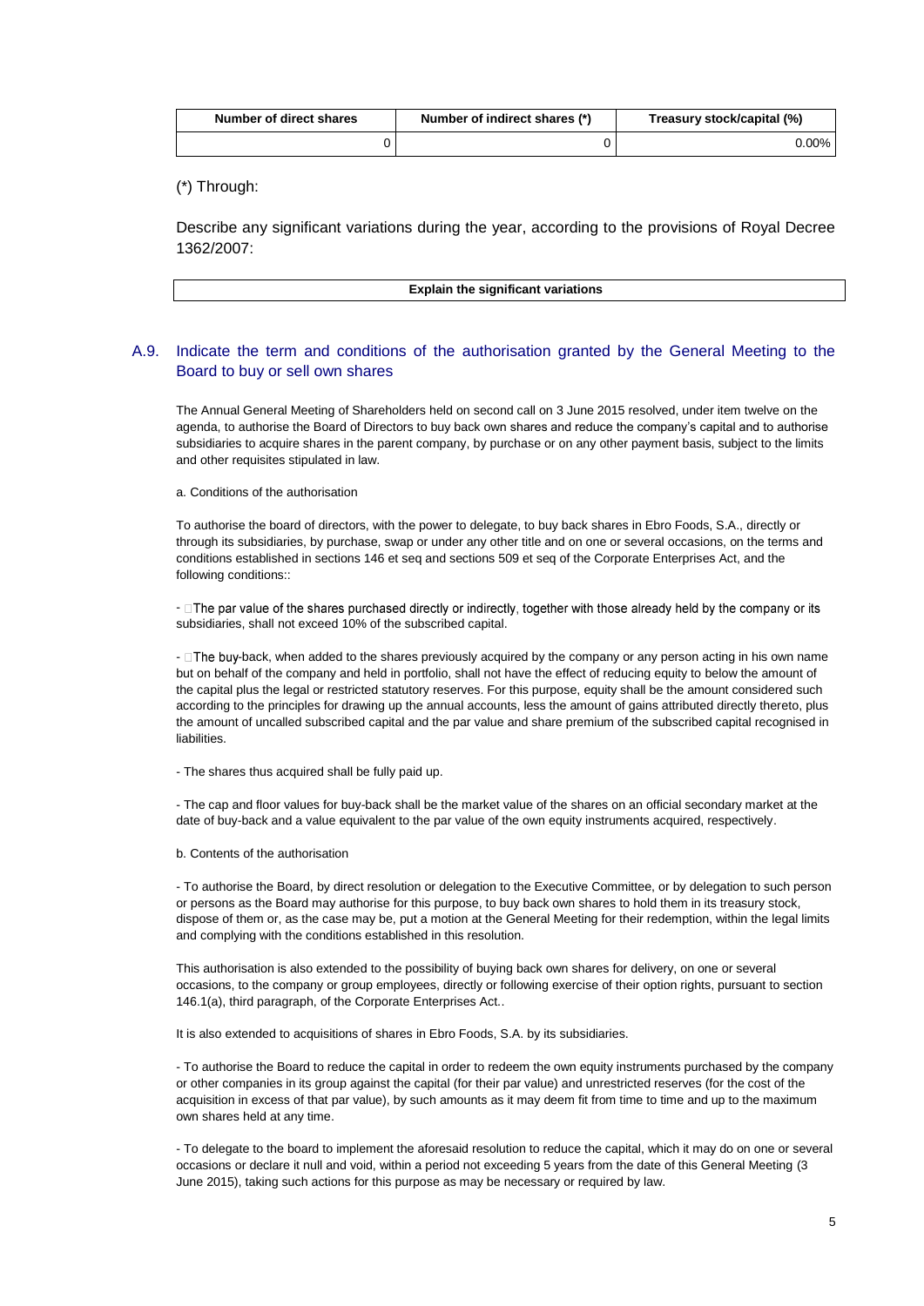| Number of direct shares | Number of indirect shares (*) | Treasury stock/capital (%) |
|---|---|---|
| 0 | 0 | 0.00% |

(*) Through:

Describe any significant variations during the year, according to the provisions of Royal Decree 1362/2007:

| Explain the significant variations |
|---|

## A.9. Indicate the term and conditions of the authorisation granted by the General Meeting to the Board to buy or sell own shares

The Annual General Meeting of Shareholders held on second call on 3 June 2015 resolved, under item twelve on the agenda, to authorise the Board of Directors to buy back own shares and reduce the company's capital and to authorise subsidiaries to acquire shares in the parent company, by purchase or on any other payment basis, subject to the limits and other requisites stipulated in law.

a. Conditions of the authorisation

To authorise the board of directors, with the power to delegate, to buy back shares in Ebro Foods, S.A., directly or through its subsidiaries, by purchase, swap or under any other title and on one or several occasions, on the terms and conditions established in sections 146 et seq and sections 509 et seq of the Corporate Enterprises Act, and the following conditions::

- The par value of the shares purchased directly or indirectly, together with those already held by the company or its subsidiaries, shall not exceed 10% of the subscribed capital.

- The buy-back, when added to the shares previously acquired by the company or any person acting in his own name but on behalf of the company and held in portfolio, shall not have the effect of reducing equity to below the amount of the capital plus the legal or restricted statutory reserves. For this purpose, equity shall be the amount considered such according to the principles for drawing up the annual accounts, less the amount of gains attributed directly thereto, plus the amount of uncalled subscribed capital and the par value and share premium of the subscribed capital recognised in liabilities.

- The shares thus acquired shall be fully paid up.

- The cap and floor values for buy-back shall be the market value of the shares on an official secondary market at the date of buy-back and a value equivalent to the par value of the own equity instruments acquired, respectively.

b. Contents of the authorisation

- To authorise the Board, by direct resolution or delegation to the Executive Committee, or by delegation to such person or persons as the Board may authorise for this purpose, to buy back own shares to hold them in its treasury stock, dispose of them or, as the case may be, put a motion at the General Meeting for their redemption, within the legal limits and complying with the conditions established in this resolution.

This authorisation is also extended to the possibility of buying back own shares for delivery, on one or several occasions, to the company or group employees, directly or following exercise of their option rights, pursuant to section 146.1(a), third paragraph, of the Corporate Enterprises Act..

It is also extended to acquisitions of shares in Ebro Foods, S.A. by its subsidiaries.

- To authorise the Board to reduce the capital in order to redeem the own equity instruments purchased by the company or other companies in its group against the capital (for their par value) and unrestricted reserves (for the cost of the acquisition in excess of that par value), by such amounts as it may deem fit from time to time and up to the maximum own shares held at any time.

- To delegate to the board to implement the aforesaid resolution to reduce the capital, which it may do on one or several occasions or declare it null and void, within a period not exceeding 5 years from the date of this General Meeting (3 June 2015), taking such actions for this purpose as may be necessary or required by law.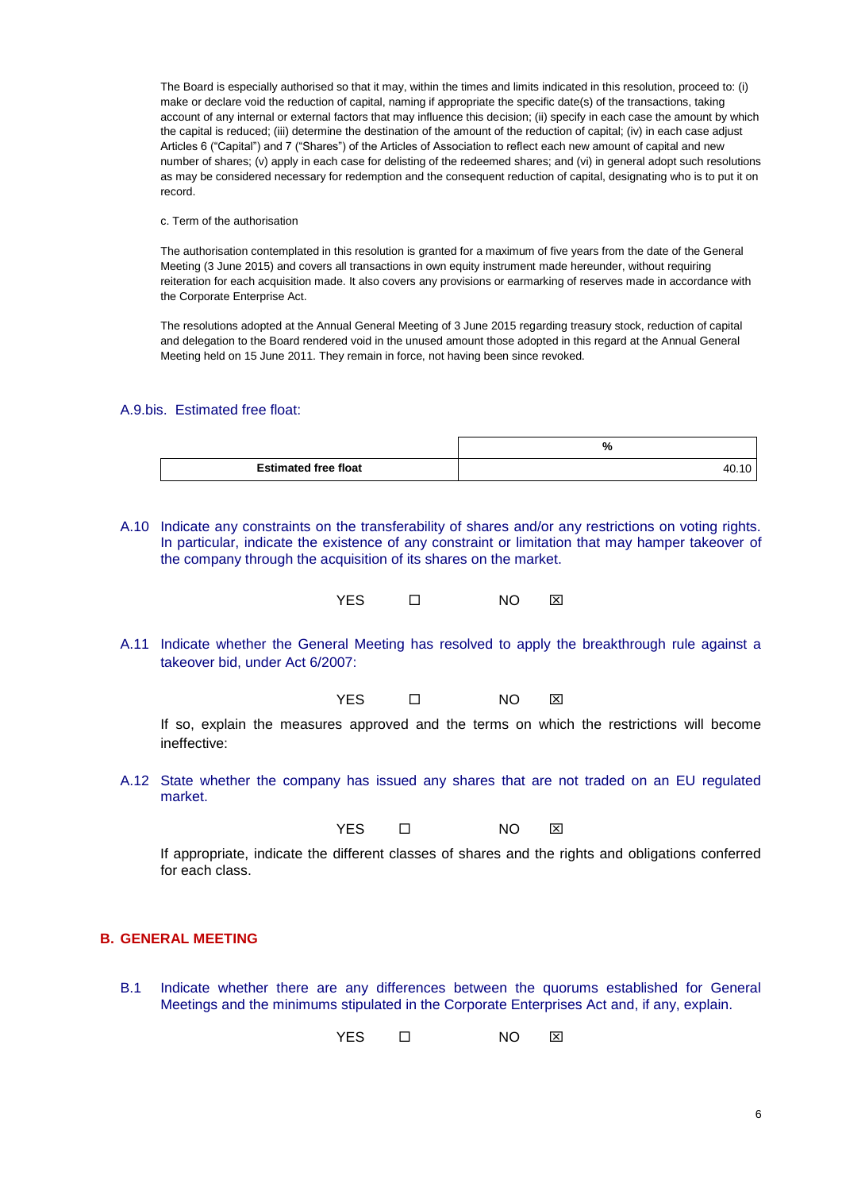The Board is especially authorised so that it may, within the times and limits indicated in this resolution, proceed to: (i) make or declare void the reduction of capital, naming if appropriate the specific date(s) of the transactions, taking account of any internal or external factors that may influence this decision; (ii) specify in each case the amount by which the capital is reduced; (iii) determine the destination of the amount of the reduction of capital; (iv) in each case adjust Articles 6 ("Capital") and 7 ("Shares") of the Articles of Association to reflect each new amount of capital and new number of shares; (v) apply in each case for delisting of the redeemed shares; and (vi) in general adopt such resolutions as may be considered necessary for redemption and the consequent reduction of capital, designating who is to put it on record.

c. Term of the authorisation

The authorisation contemplated in this resolution is granted for a maximum of five years from the date of the General Meeting (3 June 2015) and covers all transactions in own equity instrument made hereunder, without requiring reiteration for each acquisition made. It also covers any provisions or earmarking of reserves made in accordance with the Corporate Enterprise Act.

The resolutions adopted at the Annual General Meeting of 3 June 2015 regarding treasury stock, reduction of capital and delegation to the Board rendered void in the unused amount those adopted in this regard at the Annual General Meeting held on 15 June 2011. They remain in force, not having been since revoked.

### A.9.bis. Estimated free float:

| | % |
|---|---|
| **Estimated free float** | 40.10 |

A.10 Indicate any constraints on the transferability of shares and/or any restrictions on voting rights. In particular, indicate the existence of any constraint or limitation that may hamper takeover of the company through the acquisition of its shares on the market.

YES ☐ NO ☒

A.11 Indicate whether the General Meeting has resolved to apply the breakthrough rule against a takeover bid, under Act 6/2007:

YES ☐ NO ☒

If so, explain the measures approved and the terms on which the restrictions will become ineffective:

A.12 State whether the company has issued any shares that are not traded on an EU regulated market.

YES ☐ NO ☒

If appropriate, indicate the different classes of shares and the rights and obligations conferred for each class.

## B. GENERAL MEETING

B.1 Indicate whether there are any differences between the quorums established for General Meetings and the minimums stipulated in the Corporate Enterprises Act and, if any, explain.

YES ☐ NO ☒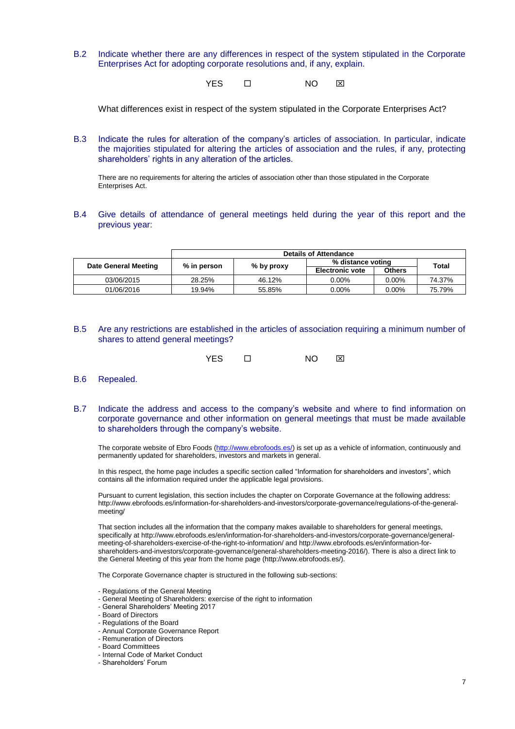B.2 Indicate whether there are any differences in respect of the system stipulated in the Corporate Enterprises Act for adopting corporate resolutions and, if any, explain.

YES ☐ NO ☒

What differences exist in respect of the system stipulated in the Corporate Enterprises Act?

B.3 Indicate the rules for alteration of the company's articles of association. In particular, indicate the majorities stipulated for altering the articles of association and the rules, if any, protecting shareholders' rights in any alteration of the articles.

There are no requirements for altering the articles of association other than those stipulated in the Corporate Enterprises Act.

B.4 Give details of attendance of general meetings held during the year of this report and the previous year:

| Date General Meeting | Details of Attendance | | | | |
|---|---|---|---|---|---|
| | % in person | % by proxy | % distance voting | | Total |
| | | | Electronic vote | Others | |
| 03/06/2015 | 28.25% | 46.12% | 0.00% | 0.00% | 74.37% |
| 01/06/2016 | 19.94% | 55.85% | 0.00% | 0.00% | 75.79% |

B.5 Are any restrictions are established in the articles of association requiring a minimum number of shares to attend general meetings?

YES ☐ NO ☒

B.6 Repealed.

B.7 Indicate the address and access to the company's website and where to find information on corporate governance and other information on general meetings that must be made available to shareholders through the company's website.

The corporate website of Ebro Foods (http://www.ebrofoods.es/) is set up as a vehicle of information, continuously and permanently updated for shareholders, investors and markets in general.

In this respect, the home page includes a specific section called "Information for shareholders and investors", which contains all the information required under the applicable legal provisions.

Pursuant to current legislation, this section includes the chapter on Corporate Governance at the following address: http://www.ebrofoods.es/information-for-shareholders-and-investors/corporate-governance/regulations-of-the-general-meeting/

That section includes all the information that the company makes available to shareholders for general meetings, specifically at http://www.ebrofoods.es/en/information-for-shareholders-and-investors/corporate-governance/general-meeting-of-shareholders-exercise-of-the-right-to-information/ and http://www.ebrofoods.es/en/information-for-shareholders-and-investors/corporate-governance/general-shareholders-meeting-2016/). There is also a direct link to the General Meeting of this year from the home page (http://www.ebrofoods.es/).

The Corporate Governance chapter is structured in the following sub-sections:

- Regulations of the General Meeting
- General Meeting of Shareholders: exercise of the right to information
- General Shareholders' Meeting 2017
- Board of Directors
- Regulations of the Board
- Annual Corporate Governance Report
- Remuneration of Directors
- Board Committees
- Internal Code of Market Conduct
- Shareholders' Forum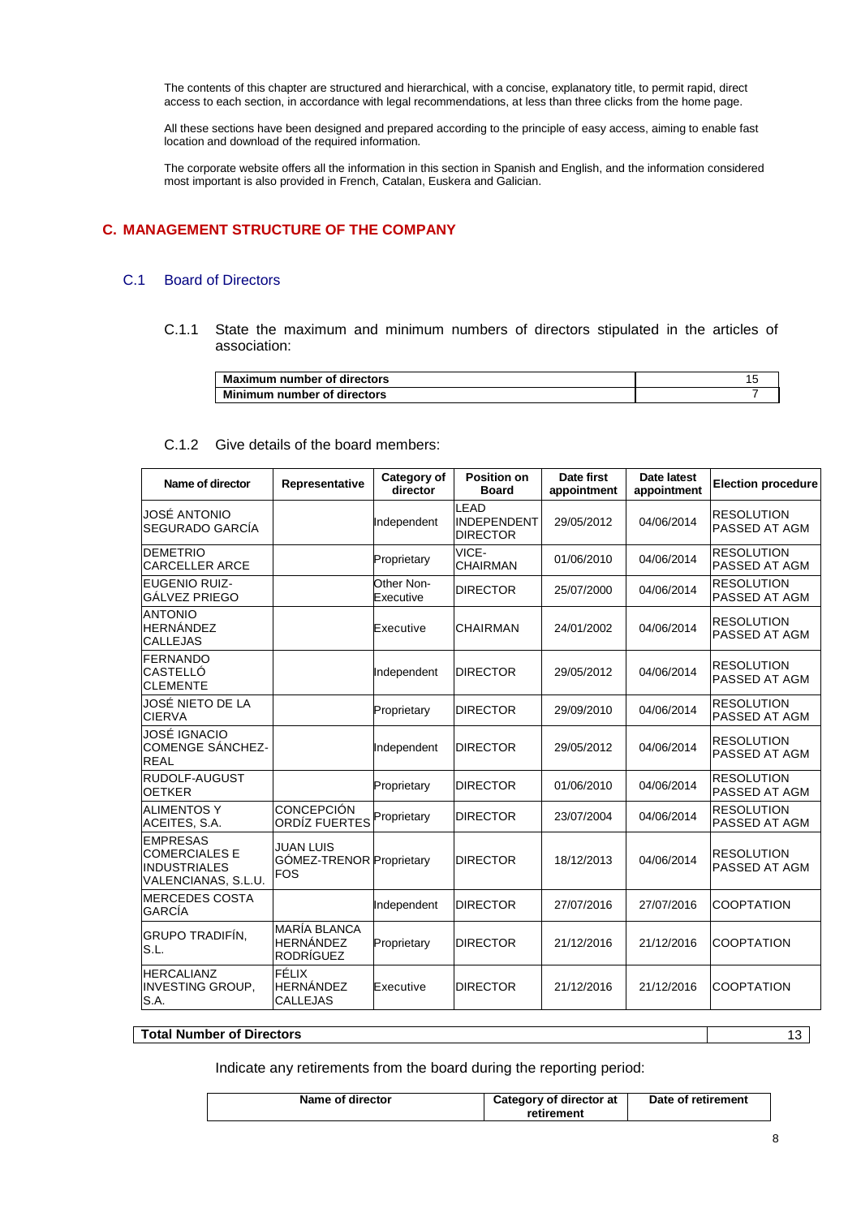The contents of this chapter are structured and hierarchical, with a concise, explanatory title, to permit rapid, direct access to each section, in accordance with legal recommendations, at less than three clicks from the home page.

All these sections have been designed and prepared according to the principle of easy access, aiming to enable fast location and download of the required information.

The corporate website offers all the information in this section in Spanish and English, and the information considered most important is also provided in French, Catalan, Euskera and Galician.

## C. MANAGEMENT STRUCTURE OF THE COMPANY

### C.1 Board of Directors

C.1.1 State the maximum and minimum numbers of directors stipulated in the articles of association:

| | |
|---|---|
| **Maximum number of directors** | 15 |
| **Minimum number of directors** | 7 |

C.1.2 Give details of the board members:

| Name of director | Representative | Category of director | Position on Board | Date first appointment | Date latest appointment | Election procedure |
|---|---|---|---|---|---|---|
| JOSÉ ANTONIO SEGURADO GARCÍA | | Independent | LEAD INDEPENDENT DIRECTOR | 29/05/2012 | 04/06/2014 | RESOLUTION PASSED AT AGM |
| DEMETRIO CARCELLER ARCE | | Proprietary | VICE-CHAIRMAN | 01/06/2010 | 04/06/2014 | RESOLUTION PASSED AT AGM |
| EUGENIO RUIZ-GÁLVEZ PRIEGO | | Other Non-Executive | DIRECTOR | 25/07/2000 | 04/06/2014 | RESOLUTION PASSED AT AGM |
| ANTONIO HERNÁNDEZ CALLEJAS | | Executive | CHAIRMAN | 24/01/2002 | 04/06/2014 | RESOLUTION PASSED AT AGM |
| FERNANDO CASTELLÓ CLEMENTE | | Independent | DIRECTOR | 29/05/2012 | 04/06/2014 | RESOLUTION PASSED AT AGM |
| JOSÉ NIETO DE LA CIERVA | | Proprietary | DIRECTOR | 29/09/2010 | 04/06/2014 | RESOLUTION PASSED AT AGM |
| JOSÉ IGNACIO COMENGE SÁNCHEZ-REAL | | Independent | DIRECTOR | 29/05/2012 | 04/06/2014 | RESOLUTION PASSED AT AGM |
| RUDOLF-AUGUST OETKER | | Proprietary | DIRECTOR | 01/06/2010 | 04/06/2014 | RESOLUTION PASSED AT AGM |
| ALIMENTOS Y ACEITES, S.A. | CONCEPCIÓN ORDÍZ FUERTES | Proprietary | DIRECTOR | 23/07/2004 | 04/06/2014 | RESOLUTION PASSED AT AGM |
| EMPRESAS COMERCIALES E INDUSTRIALES VALENCIANAS, S.L.U. | JUAN LUIS GÓMEZ-TRENOR FOS | Proprietary | DIRECTOR | 18/12/2013 | 04/06/2014 | RESOLUTION PASSED AT AGM |
| MERCEDES COSTA GARCÍA | | Independent | DIRECTOR | 27/07/2016 | 27/07/2016 | COOPTATION |
| GRUPO TRADIFÍN, S.L. | MARÍA BLANCA HERNÁNDEZ RODRÍGUEZ | Proprietary | DIRECTOR | 21/12/2016 | 21/12/2016 | COOPTATION |
| HERCALIANZ INVESTING GROUP, S.A. | FÉLIX HERNÁNDEZ CALLEJAS | Executive | DIRECTOR | 21/12/2016 | 21/12/2016 | COOPTATION |

| | |
|---|---|
| **Total Number of Directors** | 13 |

Indicate any retirements from the board during the reporting period:

| Name of director | Category of director at retirement | Date of retirement |
|---|---|---|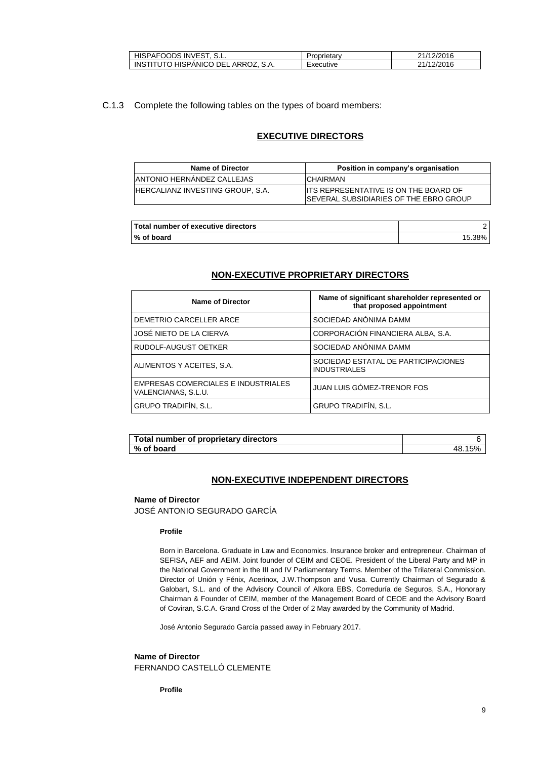| HISPAFOODS INVEST, S.L. | Proprietary | 21/12/2016 |
|---|---|---|
| INSTITUTO HISPÁNICO DEL ARROZ, S.A. | Executive | 21/12/2016 |

C.1.3 Complete the following tables on the types of board members:

## EXECUTIVE DIRECTORS

| Name of Director | Position in company's organisation |
|---|---|
| ANTONIO HERNÁNDEZ CALLEJAS | CHAIRMAN |
| HERCALIANZ INVESTING GROUP, S.A. | ITS REPRESENTATIVE IS ON THE BOARD OF SEVERAL SUBSIDIARIES OF THE EBRO GROUP |

| Total number of executive directors | 2 |
|---|---|
| % of board | 15.38% |

## NON-EXECUTIVE PROPRIETARY DIRECTORS

| Name of Director | Name of significant shareholder represented or that proposed appointment |
|---|---|
| DEMETRIO CARCELLER ARCE | SOCIEDAD ANÓNIMA DAMM |
| JOSÉ NIETO DE LA CIERVA | CORPORACIÓN FINANCIERA ALBA, S.A. |
| RUDOLF-AUGUST OETKER | SOCIEDAD ANÓNIMA DAMM |
| ALIMENTOS Y ACEITES, S.A. | SOCIEDAD ESTATAL DE PARTICIPACIONES INDUSTRIALES |
| EMPRESAS COMERCIALES E INDUSTRIALES VALENCIANAS, S.L.U. | JUAN LUIS GÓMEZ-TRENOR FOS |
| GRUPO TRADIFÍN, S.L. | GRUPO TRADIFÍN, S.L. |

| Total number of proprietary directors | 6 |
|---|---|
| % of board | 48.15% |

## NON-EXECUTIVE INDEPENDENT DIRECTORS

**Name of Director**
JOSÉ ANTONIO SEGURADO GARCÍA

**Profile**

Born in Barcelona. Graduate in Law and Economics. Insurance broker and entrepreneur. Chairman of SEFISA, AEF and AEIM. Joint founder of CEIM and CEOE. President of the Liberal Party and MP in the National Government in the III and IV Parliamentary Terms. Member of the Trilateral Commission. Director of Unión y Fénix, Acerinox, J.W.Thompson and Vusa. Currently Chairman of Segurado & Galobart, S.L. and of the Advisory Council of Alkora EBS, Correduría de Seguros, S.A., Honorary Chairman & Founder of CEIM, member of the Management Board of CEOE and the Advisory Board of Coviran, S.C.A. Grand Cross of the Order of 2 May awarded by the Community of Madrid.

José Antonio Segurado García passed away in February 2017.

**Name of Director**
FERNANDO CASTELLÓ CLEMENTE

**Profile**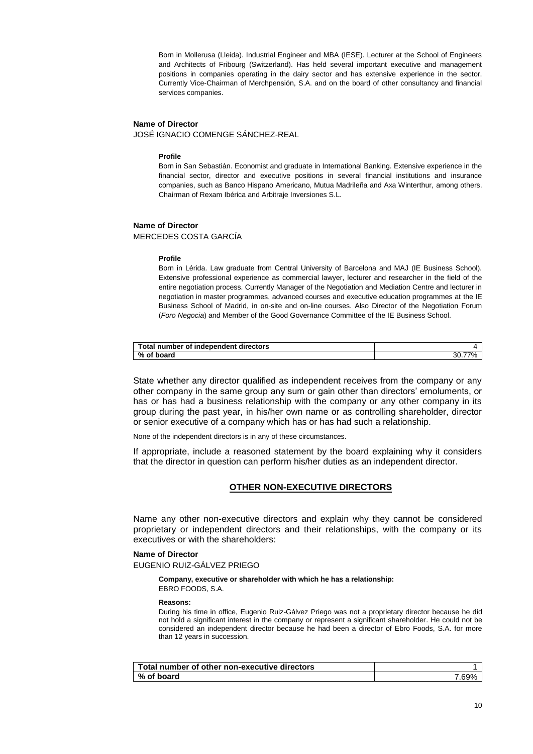Born in Mollerusa (Lleida). Industrial Engineer and MBA (IESE). Lecturer at the School of Engineers and Architects of Fribourg (Switzerland). Has held several important executive and management positions in companies operating in the dairy sector and has extensive experience in the sector. Currently Vice-Chairman of Merchpensión, S.A. and on the board of other consultancy and financial services companies.

**Name of Director**

JOSÉ IGNACIO COMENGE SÁNCHEZ-REAL

**Profile**

Born in San Sebastián. Economist and graduate in International Banking. Extensive experience in the financial sector, director and executive positions in several financial institutions and insurance companies, such as Banco Hispano Americano, Mutua Madrileña and Axa Winterthur, among others. Chairman of Rexam Ibérica and Arbitraje Inversiones S.L.

**Name of Director**

MERCEDES COSTA GARCÍA

**Profile**

Born in Lérida. Law graduate from Central University of Barcelona and MAJ (IE Business School). Extensive professional experience as commercial lawyer, lecturer and researcher in the field of the entire negotiation process. Currently Manager of the Negotiation and Mediation Centre and lecturer in negotiation in master programmes, advanced courses and executive education programmes at the IE Business School of Madrid, in on-site and on-line courses. Also Director of the Negotiation Forum (*Foro Negocia*) and Member of the Good Governance Committee of the IE Business School.

| **Total number of independent directors** | 4 |
|---|---|
| **% of board** | 30.77% |

State whether any director qualified as independent receives from the company or any other company in the same group any sum or gain other than directors' emoluments, or has or has had a business relationship with the company or any other company in its group during the past year, in his/her own name or as controlling shareholder, director or senior executive of a company which has or has had such a relationship.

None of the independent directors is in any of these circumstances.

If appropriate, include a reasoned statement by the board explaining why it considers that the director in question can perform his/her duties as an independent director.

## OTHER NON-EXECUTIVE DIRECTORS

Name any other non-executive directors and explain why they cannot be considered proprietary or independent directors and their relationships, with the company or its executives or with the shareholders:

**Name of Director**

EUGENIO RUIZ-GÁLVEZ PRIEGO

**Company, executive or shareholder with which he has a relationship:**

EBRO FOODS, S.A.

**Reasons:**

During his time in office, Eugenio Ruiz-Gálvez Priego was not a proprietary director because he did not hold a significant interest in the company or represent a significant shareholder. He could not be considered an independent director because he had been a director of Ebro Foods, S.A. for more than 12 years in succession.

| **Total number of other non-executive directors** | 1 |
|---|---|
| **% of board** | 7.69% |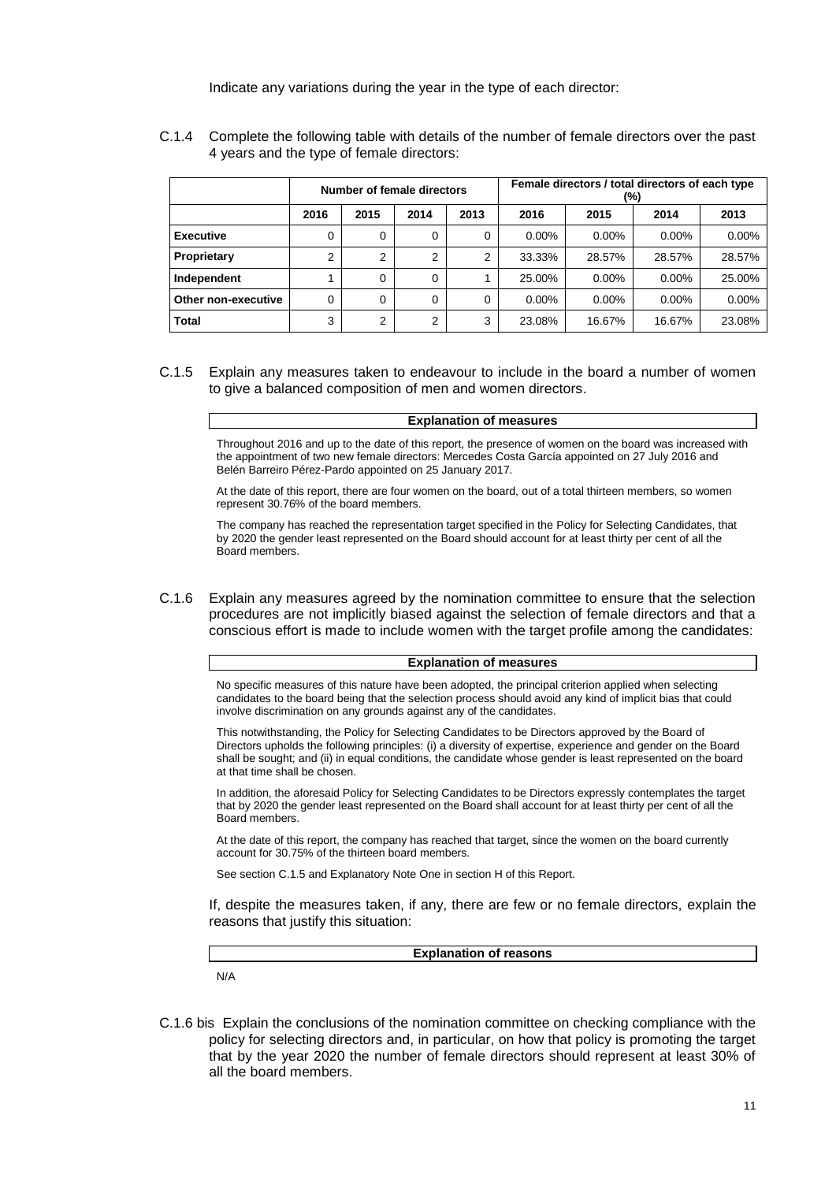Indicate any variations during the year in the type of each director:

C.1.4 Complete the following table with details of the number of female directors over the past 4 years and the type of female directors:

| | Number of female directors | | | | Female directors / total directors of each type (%) | | | |
|---|---|---|---|---|---|---|---|---|
| | 2016 | 2015 | 2014 | 2013 | 2016 | 2015 | 2014 | 2013 |
| **Executive** | 0 | 0 | 0 | 0 | 0.00% | 0.00% | 0.00% | 0.00% |
| **Proprietary** | 2 | 2 | 2 | 2 | 33.33% | 28.57% | 28.57% | 28.57% |
| **Independent** | 1 | 0 | 0 | 1 | 25.00% | 0.00% | 0.00% | 25.00% |
| **Other non-executive** | 0 | 0 | 0 | 0 | 0.00% | 0.00% | 0.00% | 0.00% |
| **Total** | 3 | 2 | 2 | 3 | 23.08% | 16.67% | 16.67% | 23.08% |

C.1.5 Explain any measures taken to endeavour to include in the board a number of women to give a balanced composition of men and women directors.

| **Explanation of measures** |
|---|

Throughout 2016 and up to the date of this report, the presence of women on the board was increased with the appointment of two new female directors: Mercedes Costa García appointed on 27 July 2016 and Belén Barreiro Pérez-Pardo appointed on 25 January 2017.

At the date of this report, there are four women on the board, out of a total thirteen members, so women represent 30.76% of the board members.

The company has reached the representation target specified in the Policy for Selecting Candidates, that by 2020 the gender least represented on the Board should account for at least thirty per cent of all the Board members.

C.1.6 Explain any measures agreed by the nomination committee to ensure that the selection procedures are not implicitly biased against the selection of female directors and that a conscious effort is made to include women with the target profile among the candidates:

| **Explanation of measures** |
|---|

No specific measures of this nature have been adopted, the principal criterion applied when selecting candidates to the board being that the selection process should avoid any kind of implicit bias that could involve discrimination on any grounds against any of the candidates.

This notwithstanding, the Policy for Selecting Candidates to be Directors approved by the Board of Directors upholds the following principles: (i) a diversity of expertise, experience and gender on the Board shall be sought; and (ii) in equal conditions, the candidate whose gender is least represented on the board at that time shall be chosen.

In addition, the aforesaid Policy for Selecting Candidates to be Directors expressly contemplates the target that by 2020 the gender least represented on the Board shall account for at least thirty per cent of all the Board members.

At the date of this report, the company has reached that target, since the women on the board currently account for 30.75% of the thirteen board members.

See section C.1.5 and Explanatory Note One in section H of this Report.

If, despite the measures taken, if any, there are few or no female directors, explain the reasons that justify this situation:

| **Explanation of reasons** |
|---|

N/A

C.1.6 bis Explain the conclusions of the nomination committee on checking compliance with the policy for selecting directors and, in particular, on how that policy is promoting the target that by the year 2020 the number of female directors should represent at least 30% of all the board members.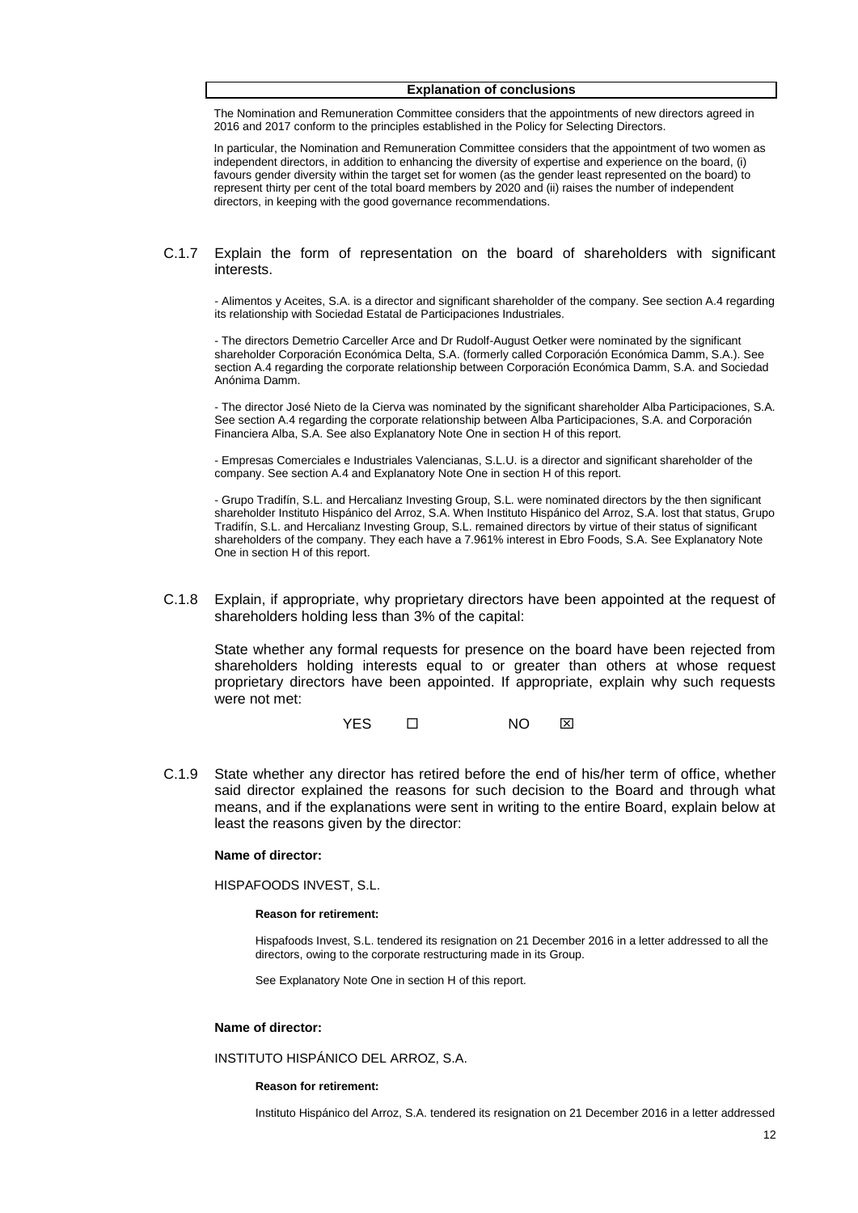| Explanation of conclusions |
|---|
| The Nomination and Remuneration Committee considers that the appointments of new directors agreed in 2016 and 2017 conform to the principles established in the Policy for Selecting Directors.<br><br>In particular, the Nomination and Remuneration Committee considers that the appointment of two women as independent directors, in addition to enhancing the diversity of expertise and experience on the board, (i) favours gender diversity within the target set for women (as the gender least represented on the board) to represent thirty per cent of the total board members by 2020 and (ii) raises the number of independent directors, in keeping with the good governance recommendations. |

C.1.7 Explain the form of representation on the board of shareholders with significant interests.

- Alimentos y Aceites, S.A. is a director and significant shareholder of the company. See section A.4 regarding its relationship with Sociedad Estatal de Participaciones Industriales.

- The directors Demetrio Carceller Arce and Dr Rudolf-August Oetker were nominated by the significant shareholder Corporación Económica Delta, S.A. (formerly called Corporación Económica Damm, S.A.). See section A.4 regarding the corporate relationship between Corporación Económica Damm, S.A. and Sociedad Anónima Damm.

- The director José Nieto de la Cierva was nominated by the significant shareholder Alba Participaciones, S.A. See section A.4 regarding the corporate relationship between Alba Participaciones, S.A. and Corporación Financiera Alba, S.A. See also Explanatory Note One in section H of this report.

- Empresas Comerciales e Industriales Valencianas, S.L.U. is a director and significant shareholder of the company. See section A.4 and Explanatory Note One in section H of this report.

- Grupo Tradifín, S.L. and Hercalianz Investing Group, S.L. were nominated directors by the then significant shareholder Instituto Hispánico del Arroz, S.A. When Instituto Hispánico del Arroz, S.A. lost that status, Grupo Tradifín, S.L. and Hercalianz Investing Group, S.L. remained directors by virtue of their status of significant shareholders of the company. They each have a 7.961% interest in Ebro Foods, S.A. See Explanatory Note One in section H of this report.

C.1.8 Explain, if appropriate, why proprietary directors have been appointed at the request of shareholders holding less than 3% of the capital:

State whether any formal requests for presence on the board have been rejected from shareholders holding interests equal to or greater than others at whose request proprietary directors have been appointed. If appropriate, explain why such requests were not met:

YES ☐ NO ☒

C.1.9 State whether any director has retired before the end of his/her term of office, whether said director explained the reasons for such decision to the Board and through what means, and if the explanations were sent in writing to the entire Board, explain below at least the reasons given by the director:

**Name of director:**

HISPAFOODS INVEST, S.L.

**Reason for retirement:**

Hispafoods Invest, S.L. tendered its resignation on 21 December 2016 in a letter addressed to all the directors, owing to the corporate restructuring made in its Group.

See Explanatory Note One in section H of this report.

**Name of director:**

INSTITUTO HISPÁNICO DEL ARROZ, S.A.

**Reason for retirement:**

Instituto Hispánico del Arroz, S.A. tendered its resignation on 21 December 2016 in a letter addressed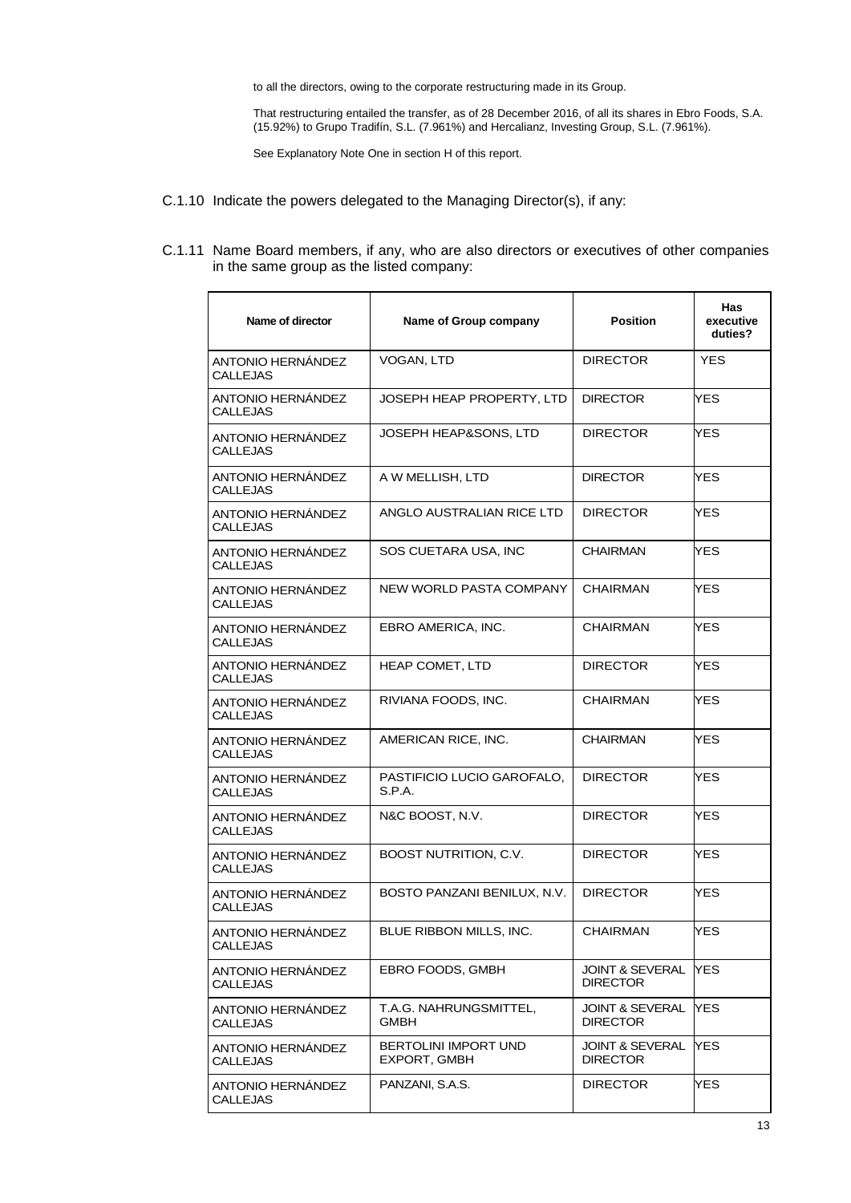to all the directors, owing to the corporate restructuring made in its Group.

That restructuring entailed the transfer, as of 28 December 2016, of all its shares in Ebro Foods, S.A. (15.92%) to Grupo Tradifín, S.L. (7.961%) and Hercalianz, Investing Group, S.L. (7.961%).

See Explanatory Note One in section H of this report.

C.1.10 Indicate the powers delegated to the Managing Director(s), if any:

C.1.11 Name Board members, if any, who are also directors or executives of other companies in the same group as the listed company:

| Name of director | Name of Group company | Position | Has executive duties? |
|---|---|---|---|
| ANTONIO HERNÁNDEZ CALLEJAS | VOGAN, LTD | DIRECTOR | YES |
| ANTONIO HERNÁNDEZ CALLEJAS | JOSEPH HEAP PROPERTY, LTD | DIRECTOR | YES |
| ANTONIO HERNÁNDEZ CALLEJAS | JOSEPH HEAP&SONS, LTD | DIRECTOR | YES |
| ANTONIO HERNÁNDEZ CALLEJAS | A W MELLISH, LTD | DIRECTOR | YES |
| ANTONIO HERNÁNDEZ CALLEJAS | ANGLO AUSTRALIAN RICE LTD | DIRECTOR | YES |
| ANTONIO HERNÁNDEZ CALLEJAS | SOS CUETARA USA, INC | CHAIRMAN | YES |
| ANTONIO HERNÁNDEZ CALLEJAS | NEW WORLD PASTA COMPANY | CHAIRMAN | YES |
| ANTONIO HERNÁNDEZ CALLEJAS | EBRO AMERICA, INC. | CHAIRMAN | YES |
| ANTONIO HERNÁNDEZ CALLEJAS | HEAP COMET, LTD | DIRECTOR | YES |
| ANTONIO HERNÁNDEZ CALLEJAS | RIVIANA FOODS, INC. | CHAIRMAN | YES |
| ANTONIO HERNÁNDEZ CALLEJAS | AMERICAN RICE, INC. | CHAIRMAN | YES |
| ANTONIO HERNÁNDEZ CALLEJAS | PASTIFICIO LUCIO GAROFALO, S.P.A. | DIRECTOR | YES |
| ANTONIO HERNÁNDEZ CALLEJAS | N&C BOOST, N.V. | DIRECTOR | YES |
| ANTONIO HERNÁNDEZ CALLEJAS | BOOST NUTRITION, C.V. | DIRECTOR | YES |
| ANTONIO HERNÁNDEZ CALLEJAS | BOSTO PANZANI BENILUX, N.V. | DIRECTOR | YES |
| ANTONIO HERNÁNDEZ CALLEJAS | BLUE RIBBON MILLS, INC. | CHAIRMAN | YES |
| ANTONIO HERNÁNDEZ CALLEJAS | EBRO FOODS, GMBH | JOINT & SEVERAL DIRECTOR | YES |
| ANTONIO HERNÁNDEZ CALLEJAS | T.A.G. NAHRUNGSMITTEL, GMBH | JOINT & SEVERAL DIRECTOR | YES |
| ANTONIO HERNÁNDEZ CALLEJAS | BERTOLINI IMPORT UND EXPORT, GMBH | JOINT & SEVERAL DIRECTOR | YES |
| ANTONIO HERNÁNDEZ CALLEJAS | PANZANI, S.A.S. | DIRECTOR | YES |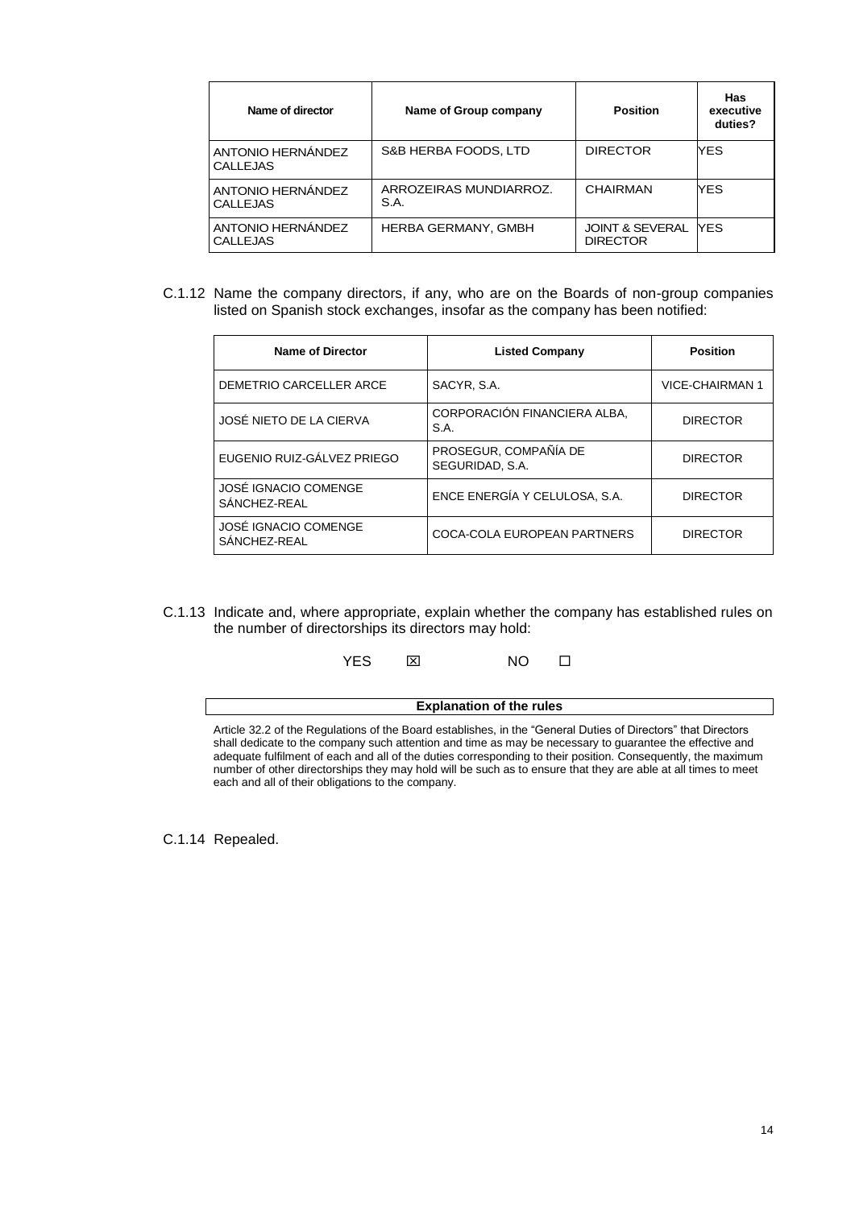| Name of director | Name of Group company | Position | Has executive duties? |
|---|---|---|---|
| ANTONIO HERNÁNDEZ CALLEJAS | S&B HERBA FOODS, LTD | DIRECTOR | YES |
| ANTONIO HERNÁNDEZ CALLEJAS | ARROZEIRAS MUNDIARROZ. S.A. | CHAIRMAN | YES |
| ANTONIO HERNÁNDEZ CALLEJAS | HERBA GERMANY, GMBH | JOINT & SEVERAL DIRECTOR | YES |

C.1.12 Name the company directors, if any, who are on the Boards of non-group companies listed on Spanish stock exchanges, insofar as the company has been notified:

| Name of Director | Listed Company | Position |
|---|---|---|
| DEMETRIO CARCELLER ARCE | SACYR, S.A. | VICE-CHAIRMAN 1 |
| JOSÉ NIETO DE LA CIERVA | CORPORACIÓN FINANCIERA ALBA, S.A. | DIRECTOR |
| EUGENIO RUIZ-GÁLVEZ PRIEGO | PROSEGUR, COMPAÑÍA DE SEGURIDAD, S.A. | DIRECTOR |
| JOSÉ IGNACIO COMENGE SÁNCHEZ-REAL | ENCE ENERGÍA Y CELULOSA, S.A. | DIRECTOR |
| JOSÉ IGNACIO COMENGE SÁNCHEZ-REAL | COCA-COLA EUROPEAN PARTNERS | DIRECTOR |

C.1.13 Indicate and, where appropriate, explain whether the company has established rules on the number of directorships its directors may hold:

YES ☒ NO ☐

| Explanation of the rules |
|---|
| Article 32.2 of the Regulations of the Board establishes, in the "General Duties of Directors" that Directors shall dedicate to the company such attention and time as may be necessary to guarantee the effective and adequate fulfilment of each and all of the duties corresponding to their position. Consequently, the maximum number of other directorships they may hold will be such as to ensure that they are able at all times to meet each and all of their obligations to the company. |

C.1.14 Repealed.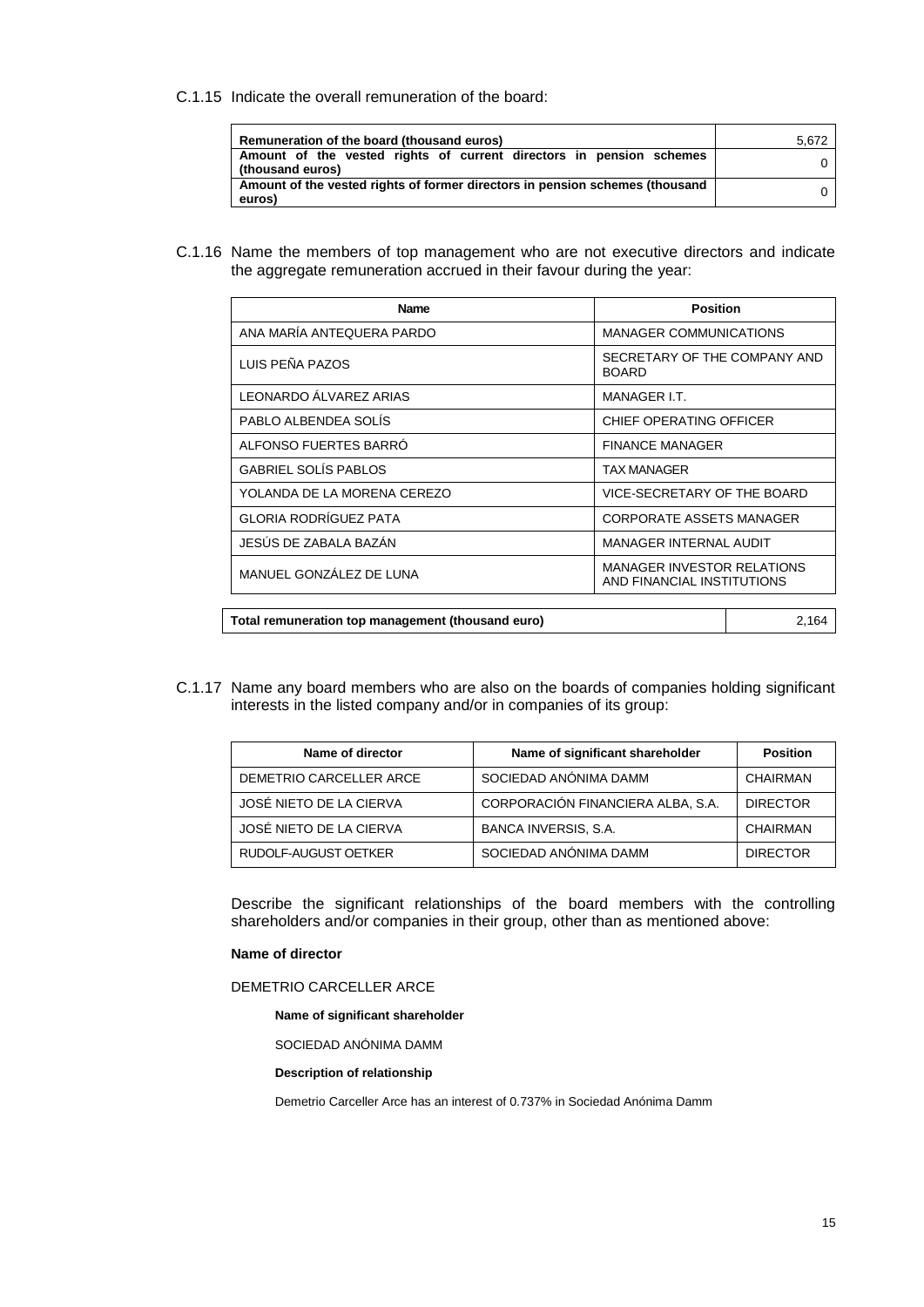C.1.15 Indicate the overall remuneration of the board:

| Remuneration of the board (thousand euros) | 5,672 |
|---|---|
| Amount of the vested rights of current directors in pension schemes (thousand euros) | 0 |
| Amount of the vested rights of former directors in pension schemes (thousand euros) | 0 |

C.1.16 Name the members of top management who are not executive directors and indicate the aggregate remuneration accrued in their favour during the year:

| Name | Position |
|---|---|
| ANA MARÍA ANTEQUERA PARDO | MANAGER COMMUNICATIONS |
| LUIS PEÑA PAZOS | SECRETARY OF THE COMPANY AND BOARD |
| LEONARDO ÁLVAREZ ARIAS | MANAGER I.T. |
| PABLO ALBENDEA SOLÍS | CHIEF OPERATING OFFICER |
| ALFONSO FUERTES BARRÓ | FINANCE MANAGER |
| GABRIEL SOLÍS PABLOS | TAX MANAGER |
| YOLANDA DE LA MORENA CEREZO | VICE-SECRETARY OF THE BOARD |
| GLORIA RODRÍGUEZ PATA | CORPORATE ASSETS MANAGER |
| JESÚS DE ZABALA BAZÁN | MANAGER INTERNAL AUDIT |
| MANUEL GONZÁLEZ DE LUNA | MANAGER INVESTOR RELATIONS AND FINANCIAL INSTITUTIONS |

| Total remuneration top management (thousand euro) | 2,164 |
|---|---|

C.1.17 Name any board members who are also on the boards of companies holding significant interests in the listed company and/or in companies of its group:

| Name of director | Name of significant shareholder | Position |
|---|---|---|
| DEMETRIO CARCELLER ARCE | SOCIEDAD ANÓNIMA DAMM | CHAIRMAN |
| JOSÉ NIETO DE LA CIERVA | CORPORACIÓN FINANCIERA ALBA, S.A. | DIRECTOR |
| JOSÉ NIETO DE LA CIERVA | BANCA INVERSIS, S.A. | CHAIRMAN |
| RUDOLF-AUGUST OETKER | SOCIEDAD ANÓNIMA DAMM | DIRECTOR |

Describe the significant relationships of the board members with the controlling shareholders and/or companies in their group, other than as mentioned above:

**Name of director**

DEMETRIO CARCELLER ARCE

**Name of significant shareholder**

SOCIEDAD ANÓNIMA DAMM

**Description of relationship**

Demetrio Carceller Arce has an interest of 0.737% in Sociedad Anónima Damm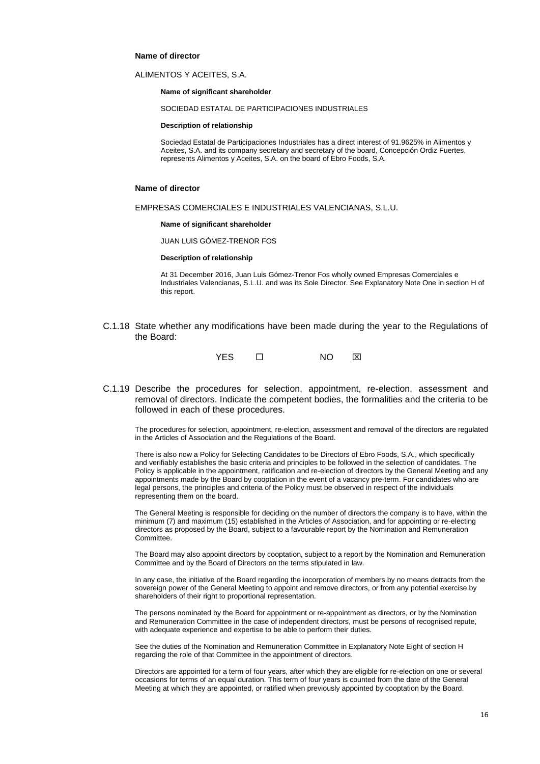**Name of director**

ALIMENTOS Y ACEITES, S.A.

**Name of significant shareholder**

SOCIEDAD ESTATAL DE PARTICIPACIONES INDUSTRIALES

**Description of relationship**

Sociedad Estatal de Participaciones Industriales has a direct interest of 91.9625% in Alimentos y Aceites, S.A. and its company secretary and secretary of the board, Concepción Ordiz Fuertes, represents Alimentos y Aceites, S.A. on the board of Ebro Foods, S.A.

**Name of director**

EMPRESAS COMERCIALES E INDUSTRIALES VALENCIANAS, S.L.U.

**Name of significant shareholder**

JUAN LUIS GÓMEZ-TRENOR FOS

**Description of relationship**

At 31 December 2016, Juan Luis Gómez-Trenor Fos wholly owned Empresas Comerciales e Industriales Valencianas, S.L.U. and was its Sole Director. See Explanatory Note One in section H of this report.

C.1.18 State whether any modifications have been made during the year to the Regulations of the Board:

YES ☐ NO ☒

C.1.19 Describe the procedures for selection, appointment, re-election, assessment and removal of directors. Indicate the competent bodies, the formalities and the criteria to be followed in each of these procedures.

The procedures for selection, appointment, re-election, assessment and removal of the directors are regulated in the Articles of Association and the Regulations of the Board.

There is also now a Policy for Selecting Candidates to be Directors of Ebro Foods, S.A., which specifically and verifiably establishes the basic criteria and principles to be followed in the selection of candidates. The Policy is applicable in the appointment, ratification and re-election of directors by the General Meeting and any appointments made by the Board by cooptation in the event of a vacancy pre-term. For candidates who are legal persons, the principles and criteria of the Policy must be observed in respect of the individuals representing them on the board.

The General Meeting is responsible for deciding on the number of directors the company is to have, within the minimum (7) and maximum (15) established in the Articles of Association, and for appointing or re-electing directors as proposed by the Board, subject to a favourable report by the Nomination and Remuneration Committee.

The Board may also appoint directors by cooptation, subject to a report by the Nomination and Remuneration Committee and by the Board of Directors on the terms stipulated in law.

In any case, the initiative of the Board regarding the incorporation of members by no means detracts from the sovereign power of the General Meeting to appoint and remove directors, or from any potential exercise by shareholders of their right to proportional representation.

The persons nominated by the Board for appointment or re-appointment as directors, or by the Nomination and Remuneration Committee in the case of independent directors, must be persons of recognised repute, with adequate experience and expertise to be able to perform their duties.

See the duties of the Nomination and Remuneration Committee in Explanatory Note Eight of section H regarding the role of that Committee in the appointment of directors.

Directors are appointed for a term of four years, after which they are eligible for re-election on one or several occasions for terms of an equal duration. This term of four years is counted from the date of the General Meeting at which they are appointed, or ratified when previously appointed by cooptation by the Board.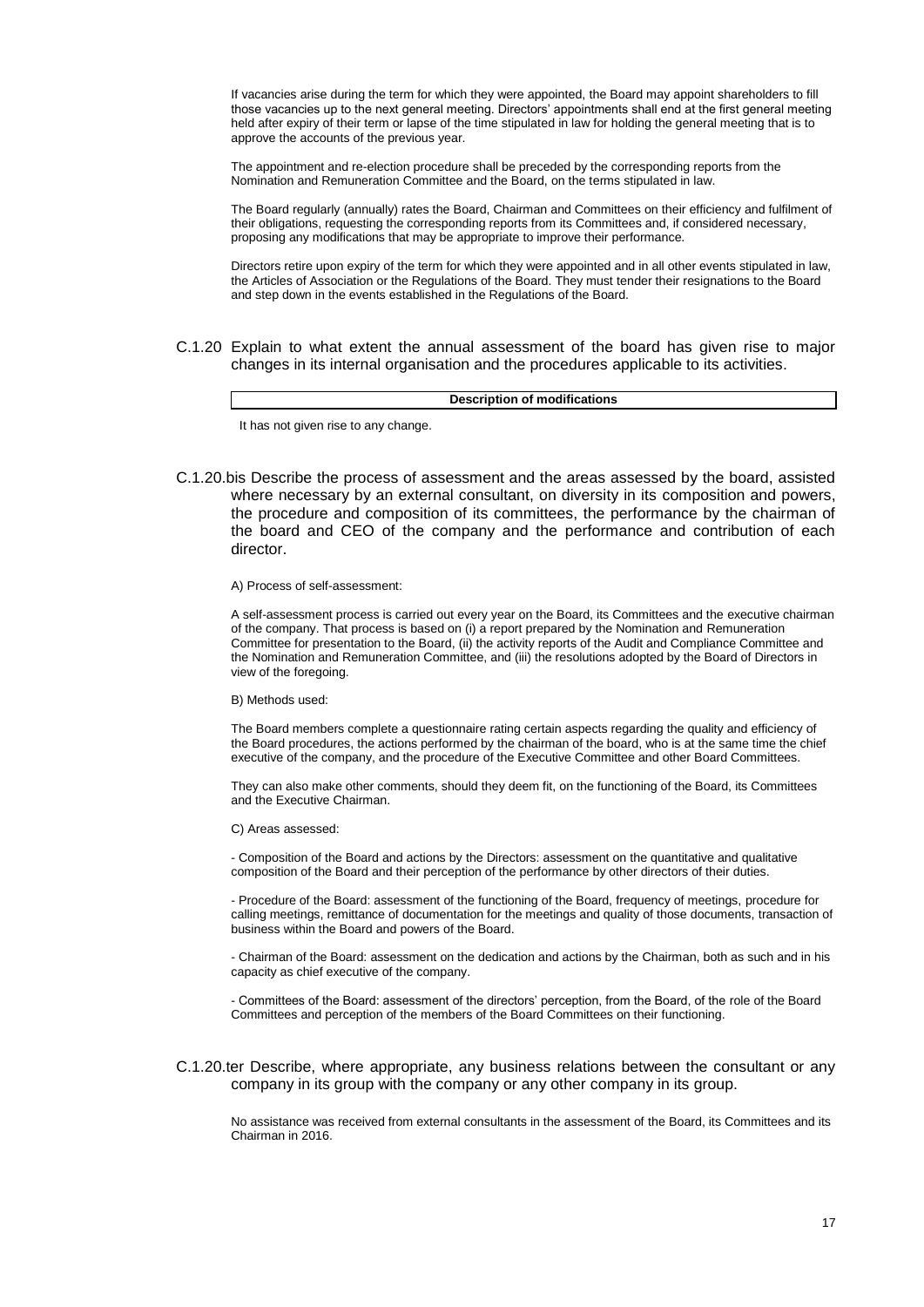If vacancies arise during the term for which they were appointed, the Board may appoint shareholders to fill those vacancies up to the next general meeting. Directors' appointments shall end at the first general meeting held after expiry of their term or lapse of the time stipulated in law for holding the general meeting that is to approve the accounts of the previous year.

The appointment and re-election procedure shall be preceded by the corresponding reports from the Nomination and Remuneration Committee and the Board, on the terms stipulated in law.

The Board regularly (annually) rates the Board, Chairman and Committees on their efficiency and fulfilment of their obligations, requesting the corresponding reports from its Committees and, if considered necessary, proposing any modifications that may be appropriate to improve their performance.

Directors retire upon expiry of the term for which they were appointed and in all other events stipulated in law, the Articles of Association or the Regulations of the Board. They must tender their resignations to the Board and step down in the events established in the Regulations of the Board.

C.1.20 Explain to what extent the annual assessment of the board has given rise to major changes in its internal organisation and the procedures applicable to its activities.

| **Description of modifications** |
| --- |

It has not given rise to any change.

C.1.20.bis Describe the process of assessment and the areas assessed by the board, assisted where necessary by an external consultant, on diversity in its composition and powers, the procedure and composition of its committees, the performance by the chairman of the board and CEO of the company and the performance and contribution of each director.

A) Process of self-assessment:

A self-assessment process is carried out every year on the Board, its Committees and the executive chairman of the company. That process is based on (i) a report prepared by the Nomination and Remuneration Committee for presentation to the Board, (ii) the activity reports of the Audit and Compliance Committee and the Nomination and Remuneration Committee, and (iii) the resolutions adopted by the Board of Directors in view of the foregoing.

B) Methods used:

The Board members complete a questionnaire rating certain aspects regarding the quality and efficiency of the Board procedures, the actions performed by the chairman of the board, who is at the same time the chief executive of the company, and the procedure of the Executive Committee and other Board Committees.

They can also make other comments, should they deem fit, on the functioning of the Board, its Committees and the Executive Chairman.

C) Areas assessed:

- Composition of the Board and actions by the Directors: assessment on the quantitative and qualitative composition of the Board and their perception of the performance by other directors of their duties.

- Procedure of the Board: assessment of the functioning of the Board, frequency of meetings, procedure for calling meetings, remittance of documentation for the meetings and quality of those documents, transaction of business within the Board and powers of the Board.

- Chairman of the Board: assessment on the dedication and actions by the Chairman, both as such and in his capacity as chief executive of the company.

- Committees of the Board: assessment of the directors' perception, from the Board, of the role of the Board Committees and perception of the members of the Board Committees on their functioning.

C.1.20.ter Describe, where appropriate, any business relations between the consultant or any company in its group with the company or any other company in its group.

No assistance was received from external consultants in the assessment of the Board, its Committees and its Chairman in 2016.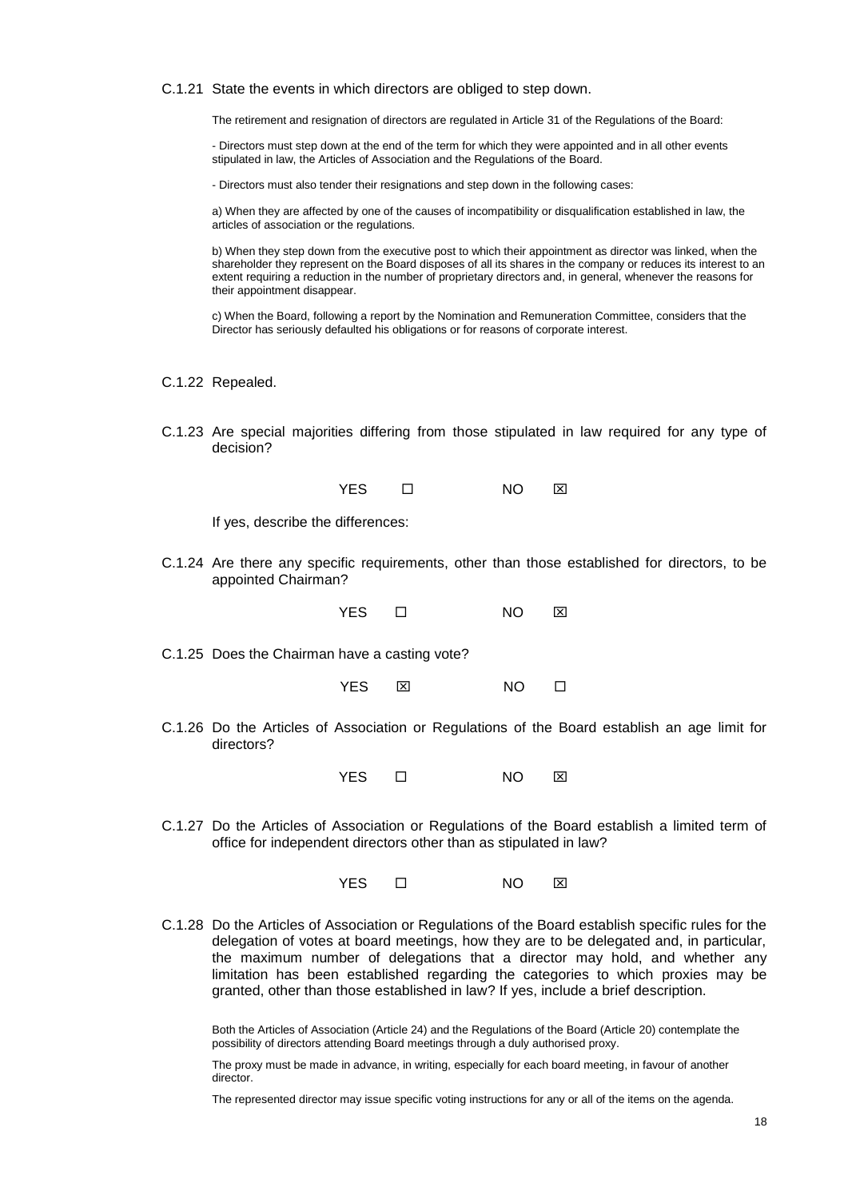C.1.21 State the events in which directors are obliged to step down.

The retirement and resignation of directors are regulated in Article 31 of the Regulations of the Board:

- Directors must step down at the end of the term for which they were appointed and in all other events stipulated in law, the Articles of Association and the Regulations of the Board.

- Directors must also tender their resignations and step down in the following cases:

a) When they are affected by one of the causes of incompatibility or disqualification established in law, the articles of association or the regulations.

b) When they step down from the executive post to which their appointment as director was linked, when the shareholder they represent on the Board disposes of all its shares in the company or reduces its interest to an extent requiring a reduction in the number of proprietary directors and, in general, whenever the reasons for their appointment disappear.

c) When the Board, following a report by the Nomination and Remuneration Committee, considers that the Director has seriously defaulted his obligations or for reasons of corporate interest.

C.1.22 Repealed.

C.1.23 Are special majorities differing from those stipulated in law required for any type of decision?

YES ☐ NO ☒

If yes, describe the differences:

C.1.24 Are there any specific requirements, other than those established for directors, to be appointed Chairman?

YES ☐ NO ☒

C.1.25 Does the Chairman have a casting vote?

YES ☒ NO ☐

C.1.26 Do the Articles of Association or Regulations of the Board establish an age limit for directors?

YES ☐ NO ☒

C.1.27 Do the Articles of Association or Regulations of the Board establish a limited term of office for independent directors other than as stipulated in law?

YES ☐ NO ☒

C.1.28 Do the Articles of Association or Regulations of the Board establish specific rules for the delegation of votes at board meetings, how they are to be delegated and, in particular, the maximum number of delegations that a director may hold, and whether any limitation has been established regarding the categories to which proxies may be granted, other than those established in law? If yes, include a brief description.

Both the Articles of Association (Article 24) and the Regulations of the Board (Article 20) contemplate the possibility of directors attending Board meetings through a duly authorised proxy.

The proxy must be made in advance, in writing, especially for each board meeting, in favour of another director.

The represented director may issue specific voting instructions for any or all of the items on the agenda.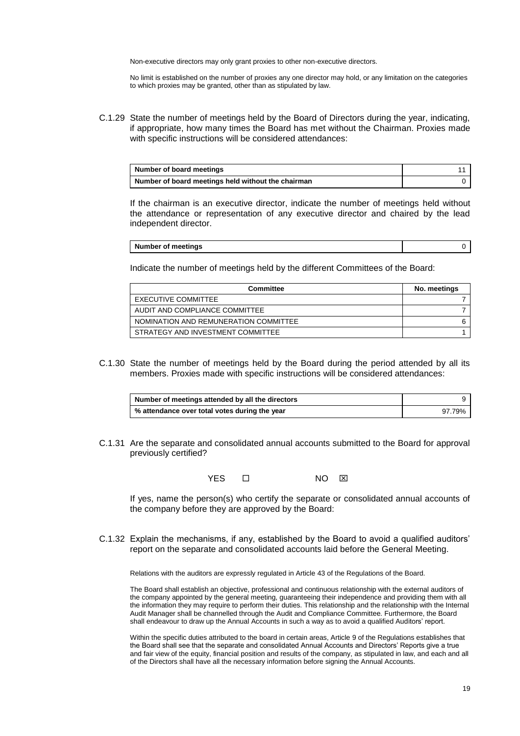Non-executive directors may only grant proxies to other non-executive directors.

No limit is established on the number of proxies any one director may hold, or any limitation on the categories to which proxies may be granted, other than as stipulated by law.

C.1.29 State the number of meetings held by the Board of Directors during the year, indicating, if appropriate, how many times the Board has met without the Chairman. Proxies made with specific instructions will be considered attendances:

| Number of board meetings | 11 |
|---|---|
| Number of board meetings held without the chairman | 0 |

If the chairman is an executive director, indicate the number of meetings held without the attendance or representation of any executive director and chaired by the lead independent director.

| Number of meetings | 0 |
|---|---|

Indicate the number of meetings held by the different Committees of the Board:

| Committee | No. meetings |
|---|---|
| EXECUTIVE COMMITTEE | 7 |
| AUDIT AND COMPLIANCE COMMITTEE | 7 |
| NOMINATION AND REMUNERATION COMMITTEE | 6 |
| STRATEGY AND INVESTMENT COMMITTEE | 1 |

C.1.30 State the number of meetings held by the Board during the period attended by all its members. Proxies made with specific instructions will be considered attendances:

| Number of meetings attended by all the directors | 9 |
|---|---|
| % attendance over total votes during the year | 97.79% |

C.1.31 Are the separate and consolidated annual accounts submitted to the Board for approval previously certified?

YES ☐ NO ☒

If yes, name the person(s) who certify the separate or consolidated annual accounts of the company before they are approved by the Board:

C.1.32 Explain the mechanisms, if any, established by the Board to avoid a qualified auditors' report on the separate and consolidated accounts laid before the General Meeting.

Relations with the auditors are expressly regulated in Article 43 of the Regulations of the Board.

The Board shall establish an objective, professional and continuous relationship with the external auditors of the company appointed by the general meeting, guaranteeing their independence and providing them with all the information they may require to perform their duties. This relationship and the relationship with the Internal Audit Manager shall be channelled through the Audit and Compliance Committee. Furthermore, the Board shall endeavour to draw up the Annual Accounts in such a way as to avoid a qualified Auditors' report.

Within the specific duties attributed to the board in certain areas, Article 9 of the Regulations establishes that the Board shall see that the separate and consolidated Annual Accounts and Directors' Reports give a true and fair view of the equity, financial position and results of the company, as stipulated in law, and each and all of the Directors shall have all the necessary information before signing the Annual Accounts.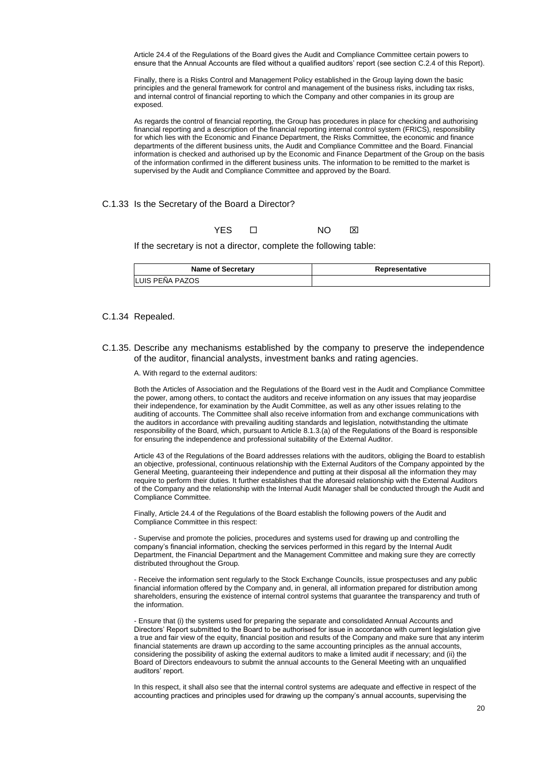Article 24.4 of the Regulations of the Board gives the Audit and Compliance Committee certain powers to ensure that the Annual Accounts are filed without a qualified auditors' report (see section C.2.4 of this Report).

Finally, there is a Risks Control and Management Policy established in the Group laying down the basic principles and the general framework for control and management of the business risks, including tax risks, and internal control of financial reporting to which the Company and other companies in its group are exposed.

As regards the control of financial reporting, the Group has procedures in place for checking and authorising financial reporting and a description of the financial reporting internal control system (FRICS), responsibility for which lies with the Economic and Finance Department, the Risks Committee, the economic and finance departments of the different business units, the Audit and Compliance Committee and the Board. Financial information is checked and authorised up by the Economic and Finance Department of the Group on the basis of the information confirmed in the different business units. The information to be remitted to the market is supervised by the Audit and Compliance Committee and approved by the Board.

## C.1.33 Is the Secretary of the Board a Director?

YES ☐ NO ☒

If the secretary is not a director, complete the following table:

| Name of Secretary | Representative |
|---|---|
| LUIS PEÑA PAZOS | |

## C.1.34 Repealed.

## C.1.35. Describe any mechanisms established by the company to preserve the independence of the auditor, financial analysts, investment banks and rating agencies.

A. With regard to the external auditors:

Both the Articles of Association and the Regulations of the Board vest in the Audit and Compliance Committee the power, among others, to contact the auditors and receive information on any issues that may jeopardise their independence, for examination by the Audit Committee, as well as any other issues relating to the auditing of accounts. The Committee shall also receive information from and exchange communications with the auditors in accordance with prevailing auditing standards and legislation, notwithstanding the ultimate responsibility of the Board, which, pursuant to Article 8.1.3.(a) of the Regulations of the Board is responsible for ensuring the independence and professional suitability of the External Auditor.

Article 43 of the Regulations of the Board addresses relations with the auditors, obliging the Board to establish an objective, professional, continuous relationship with the External Auditors of the Company appointed by the General Meeting, guaranteeing their independence and putting at their disposal all the information they may require to perform their duties. It further establishes that the aforesaid relationship with the External Auditors of the Company and the relationship with the Internal Audit Manager shall be conducted through the Audit and Compliance Committee.

Finally, Article 24.4 of the Regulations of the Board establish the following powers of the Audit and Compliance Committee in this respect:

- Supervise and promote the policies, procedures and systems used for drawing up and controlling the company's financial information, checking the services performed in this regard by the Internal Audit Department, the Financial Department and the Management Committee and making sure they are correctly distributed throughout the Group.

- Receive the information sent regularly to the Stock Exchange Councils, issue prospectuses and any public financial information offered by the Company and, in general, all information prepared for distribution among shareholders, ensuring the existence of internal control systems that guarantee the transparency and truth of the information.

- Ensure that (i) the systems used for preparing the separate and consolidated Annual Accounts and Directors' Report submitted to the Board to be authorised for issue in accordance with current legislation give a true and fair view of the equity, financial position and results of the Company and make sure that any interim financial statements are drawn up according to the same accounting principles as the annual accounts, considering the possibility of asking the external auditors to make a limited audit if necessary; and (ii) the Board of Directors endeavours to submit the annual accounts to the General Meeting with an unqualified auditors' report.

In this respect, it shall also see that the internal control systems are adequate and effective in respect of the accounting practices and principles used for drawing up the company's annual accounts, supervising the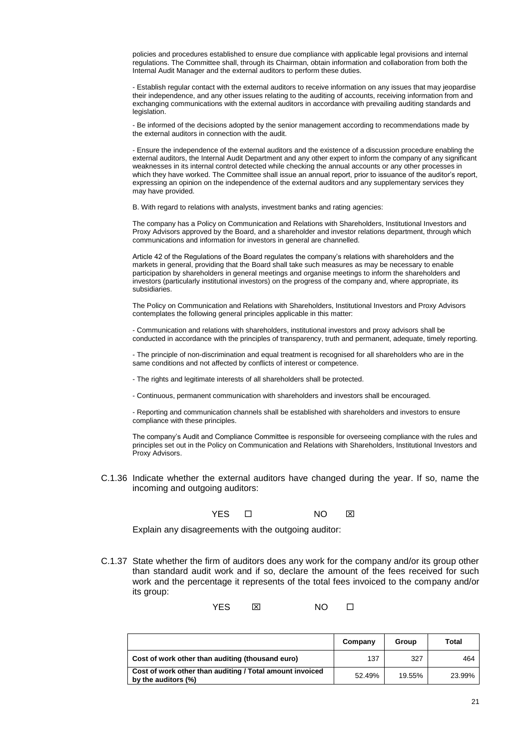policies and procedures established to ensure due compliance with applicable legal provisions and internal regulations. The Committee shall, through its Chairman, obtain information and collaboration from both the Internal Audit Manager and the external auditors to perform these duties.

- Establish regular contact with the external auditors to receive information on any issues that may jeopardise their independence, and any other issues relating to the auditing of accounts, receiving information from and exchanging communications with the external auditors in accordance with prevailing auditing standards and legislation.

- Be informed of the decisions adopted by the senior management according to recommendations made by the external auditors in connection with the audit.

- Ensure the independence of the external auditors and the existence of a discussion procedure enabling the external auditors, the Internal Audit Department and any other expert to inform the company of any significant weaknesses in its internal control detected while checking the annual accounts or any other processes in which they have worked. The Committee shall issue an annual report, prior to issuance of the auditor's report, expressing an opinion on the independence of the external auditors and any supplementary services they may have provided.

B. With regard to relations with analysts, investment banks and rating agencies:

The company has a Policy on Communication and Relations with Shareholders, Institutional Investors and Proxy Advisors approved by the Board, and a shareholder and investor relations department, through which communications and information for investors in general are channelled.

Article 42 of the Regulations of the Board regulates the company's relations with shareholders and the markets in general, providing that the Board shall take such measures as may be necessary to enable participation by shareholders in general meetings and organise meetings to inform the shareholders and investors (particularly institutional investors) on the progress of the company and, where appropriate, its subsidiaries.

The Policy on Communication and Relations with Shareholders, Institutional Investors and Proxy Advisors contemplates the following general principles applicable in this matter:

- Communication and relations with shareholders, institutional investors and proxy advisors shall be conducted in accordance with the principles of transparency, truth and permanent, adequate, timely reporting.

- The principle of non-discrimination and equal treatment is recognised for all shareholders who are in the same conditions and not affected by conflicts of interest or competence.

- The rights and legitimate interests of all shareholders shall be protected.

- Continuous, permanent communication with shareholders and investors shall be encouraged.

- Reporting and communication channels shall be established with shareholders and investors to ensure compliance with these principles.

The company's Audit and Compliance Committee is responsible for overseeing compliance with the rules and principles set out in the Policy on Communication and Relations with Shareholders, Institutional Investors and Proxy Advisors.

C.1.36 Indicate whether the external auditors have changed during the year. If so, name the incoming and outgoing auditors:

YES ☐ NO ☒

Explain any disagreements with the outgoing auditor:

C.1.37 State whether the firm of auditors does any work for the company and/or its group other than standard audit work and if so, declare the amount of the fees received for such work and the percentage it represents of the total fees invoiced to the company and/or its group:

YES ☒ NO ☐

| | Company | Group | Total |
|---|---|---|---|
| **Cost of work other than auditing (thousand euro)** | 137 | 327 | 464 |
| **Cost of work other than auditing / Total amount invoiced by the auditors (%)** | 52.49% | 19.55% | 23.99% |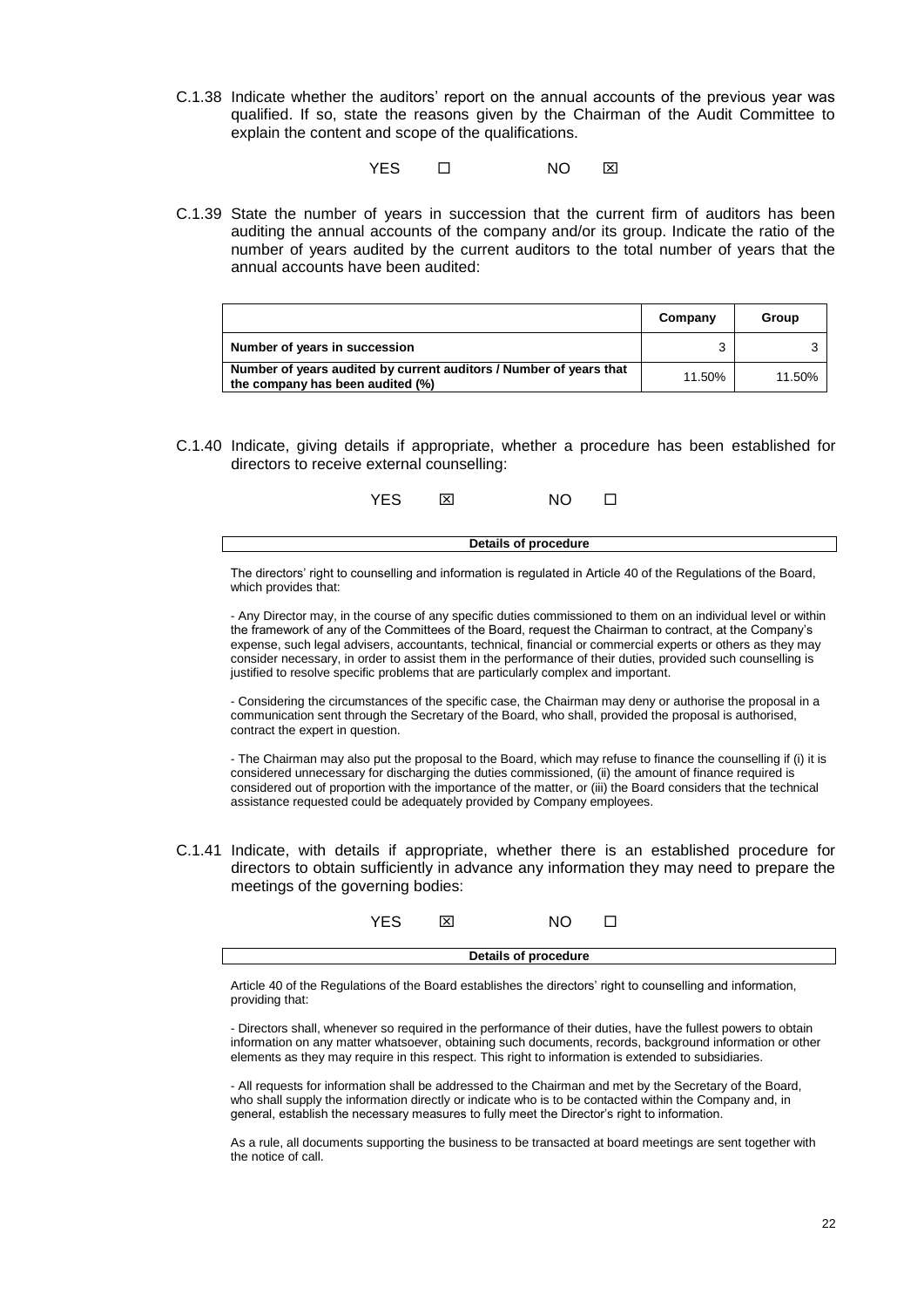C.1.38 Indicate whether the auditors' report on the annual accounts of the previous year was qualified. If so, state the reasons given by the Chairman of the Audit Committee to explain the content and scope of the qualifications.

YES ☐ NO ☒

C.1.39 State the number of years in succession that the current firm of auditors has been auditing the annual accounts of the company and/or its group. Indicate the ratio of the number of years audited by the current auditors to the total number of years that the annual accounts have been audited:

| | Company | Group |
|---|---|---|
| **Number of years in succession** | 3 | 3 |
| **Number of years audited by current auditors / Number of years that the company has been audited (%)** | 11.50% | 11.50% |

C.1.40 Indicate, giving details if appropriate, whether a procedure has been established for directors to receive external counselling:

YES ☒ NO ☐

**Details of procedure**

The directors' right to counselling and information is regulated in Article 40 of the Regulations of the Board, which provides that:

- Any Director may, in the course of any specific duties commissioned to them on an individual level or within the framework of any of the Committees of the Board, request the Chairman to contract, at the Company's expense, such legal advisers, accountants, technical, financial or commercial experts or others as they may consider necessary, in order to assist them in the performance of their duties, provided such counselling is justified to resolve specific problems that are particularly complex and important.

- Considering the circumstances of the specific case, the Chairman may deny or authorise the proposal in a communication sent through the Secretary of the Board, who shall, provided the proposal is authorised, contract the expert in question.

- The Chairman may also put the proposal to the Board, which may refuse to finance the counselling if (i) it is considered unnecessary for discharging the duties commissioned, (ii) the amount of finance required is considered out of proportion with the importance of the matter, or (iii) the Board considers that the technical assistance requested could be adequately provided by Company employees.

C.1.41 Indicate, with details if appropriate, whether there is an established procedure for directors to obtain sufficiently in advance any information they may need to prepare the meetings of the governing bodies:

YES ☒ NO ☐

**Details of procedure**

Article 40 of the Regulations of the Board establishes the directors' right to counselling and information, providing that:

- Directors shall, whenever so required in the performance of their duties, have the fullest powers to obtain information on any matter whatsoever, obtaining such documents, records, background information or other elements as they may require in this respect. This right to information is extended to subsidiaries.

- All requests for information shall be addressed to the Chairman and met by the Secretary of the Board, who shall supply the information directly or indicate who is to be contacted within the Company and, in general, establish the necessary measures to fully meet the Director's right to information.

As a rule, all documents supporting the business to be transacted at board meetings are sent together with the notice of call.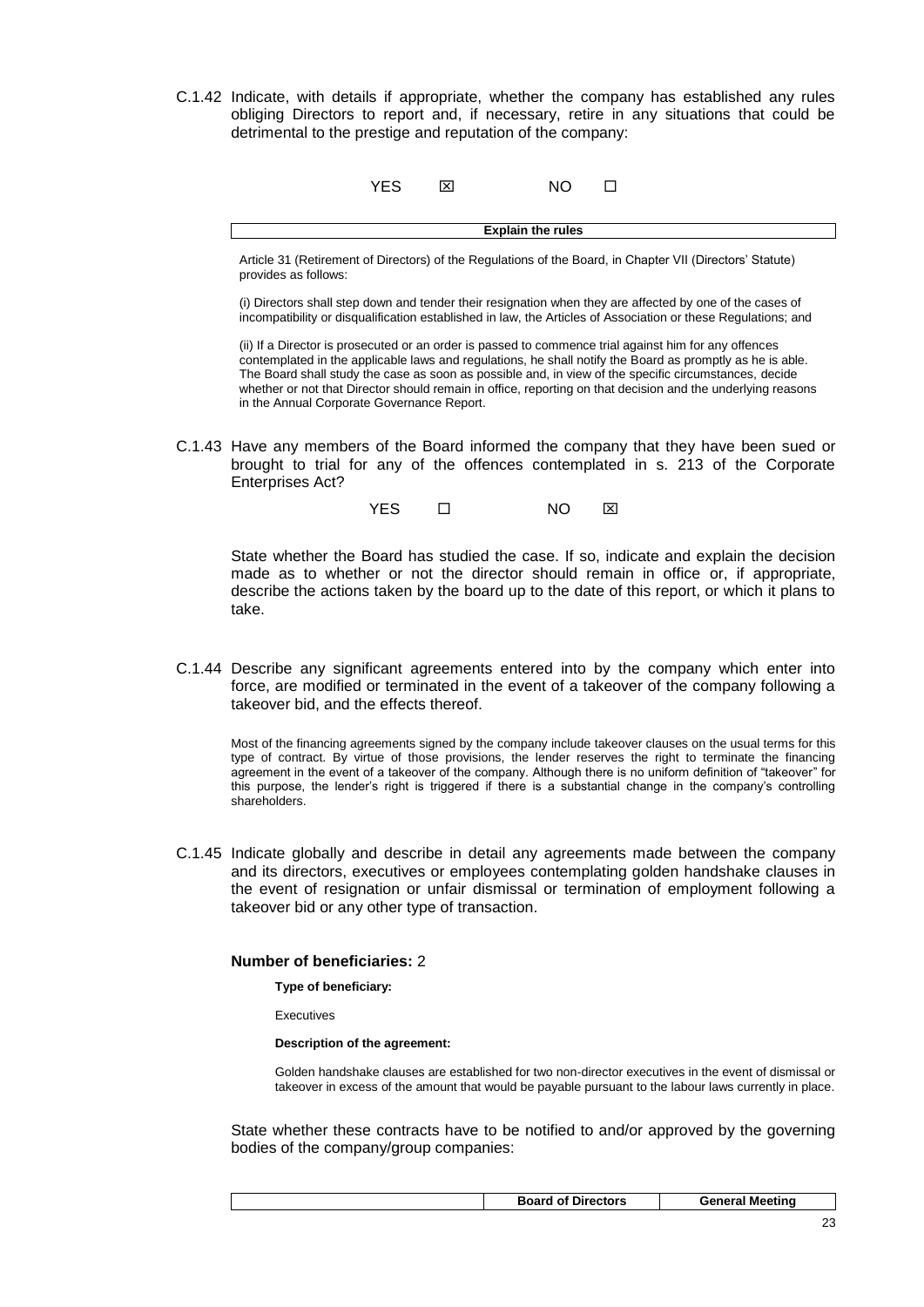C.1.42 Indicate, with details if appropriate, whether the company has established any rules obliging Directors to report and, if necessary, retire in any situations that could be detrimental to the prestige and reputation of the company:

YES ☒ NO ☐

| Explain the rules |
|---|

Article 31 (Retirement of Directors) of the Regulations of the Board, in Chapter VII (Directors' Statute) provides as follows:

(i) Directors shall step down and tender their resignation when they are affected by one of the cases of incompatibility or disqualification established in law, the Articles of Association or these Regulations; and

(ii) If a Director is prosecuted or an order is passed to commence trial against him for any offences contemplated in the applicable laws and regulations, he shall notify the Board as promptly as he is able. The Board shall study the case as soon as possible and, in view of the specific circumstances, decide whether or not that Director should remain in office, reporting on that decision and the underlying reasons in the Annual Corporate Governance Report.

C.1.43 Have any members of the Board informed the company that they have been sued or brought to trial for any of the offences contemplated in s. 213 of the Corporate Enterprises Act?

YES ☐ NO ☒

State whether the Board has studied the case. If so, indicate and explain the decision made as to whether or not the director should remain in office or, if appropriate, describe the actions taken by the board up to the date of this report, or which it plans to take.

C.1.44 Describe any significant agreements entered into by the company which enter into force, are modified or terminated in the event of a takeover of the company following a takeover bid, and the effects thereof.

Most of the financing agreements signed by the company include takeover clauses on the usual terms for this type of contract. By virtue of those provisions, the lender reserves the right to terminate the financing agreement in the event of a takeover of the company. Although there is no uniform definition of "takeover" for this purpose, the lender's right is triggered if there is a substantial change in the company's controlling shareholders.

C.1.45 Indicate globally and describe in detail any agreements made between the company and its directors, executives or employees contemplating golden handshake clauses in the event of resignation or unfair dismissal or termination of employment following a takeover bid or any other type of transaction.

**Number of beneficiaries:** 2

**Type of beneficiary:**

Executives

**Description of the agreement:**

Golden handshake clauses are established for two non-director executives in the event of dismissal or takeover in excess of the amount that would be payable pursuant to the labour laws currently in place.

State whether these contracts have to be notified to and/or approved by the governing bodies of the company/group companies:

| | Board of Directors | General Meeting |
|---|---|---|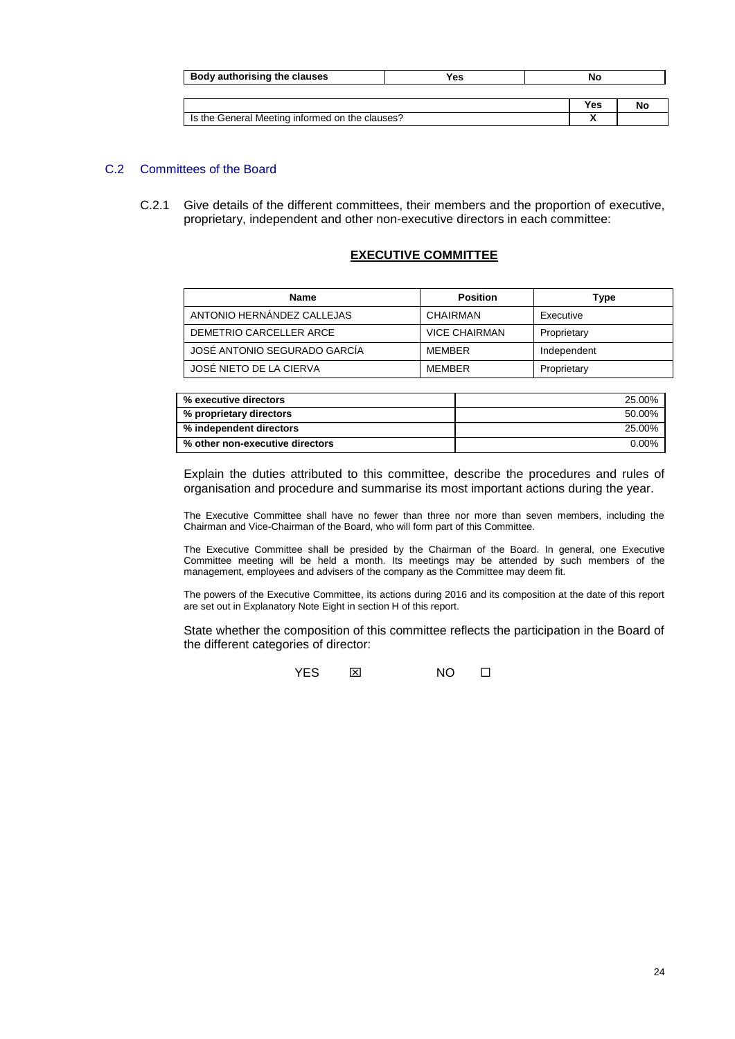| Body authorising the clauses | Yes | No |
|---|---|---|

| | Yes | No |
|---|---|---|
| Is the General Meeting informed on the clauses? | X | |

## C.2 Committees of the Board

C.2.1 Give details of the different committees, their members and the proportion of executive, proprietary, independent and other non-executive directors in each committee:

### EXECUTIVE COMMITTEE

| Name | Position | Type |
|---|---|---|
| ANTONIO HERNÁNDEZ CALLEJAS | CHAIRMAN | Executive |
| DEMETRIO CARCELLER ARCE | VICE CHAIRMAN | Proprietary |
| JOSÉ ANTONIO SEGURADO GARCÍA | MEMBER | Independent |
| JOSÉ NIETO DE LA CIERVA | MEMBER | Proprietary |

| | |
|---|---|
| **% executive directors** | 25.00% |
| **% proprietary directors** | 50.00% |
| **% independent directors** | 25.00% |
| **% other non-executive directors** | 0.00% |

Explain the duties attributed to this committee, describe the procedures and rules of organisation and procedure and summarise its most important actions during the year.

The Executive Committee shall have no fewer than three nor more than seven members, including the Chairman and Vice-Chairman of the Board, who will form part of this Committee.

The Executive Committee shall be presided by the Chairman of the Board. In general, one Executive Committee meeting will be held a month. Its meetings may be attended by such members of the management, employees and advisers of the company as the Committee may deem fit.

The powers of the Executive Committee, its actions during 2016 and its composition at the date of this report are set out in Explanatory Note Eight in section H of this report.

State whether the composition of this committee reflects the participation in the Board of the different categories of director:

YES ☒ NO ☐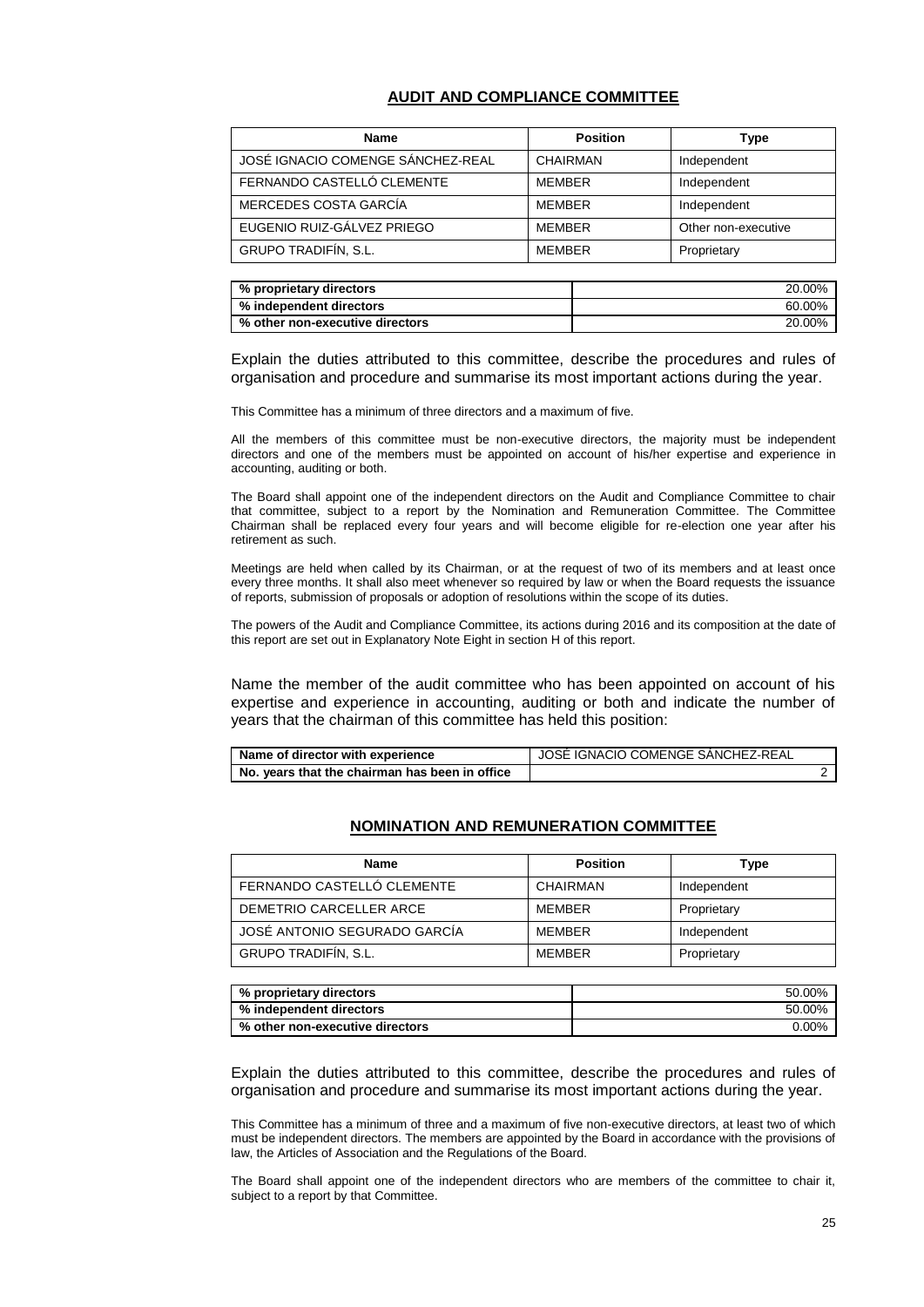## AUDIT AND COMPLIANCE COMMITTEE

| Name | Position | Type |
|---|---|---|
| JOSÉ IGNACIO COMENGE SÁNCHEZ-REAL | CHAIRMAN | Independent |
| FERNANDO CASTELLÓ CLEMENTE | MEMBER | Independent |
| MERCEDES COSTA GARCÍA | MEMBER | Independent |
| EUGENIO RUIZ-GÁLVEZ PRIEGO | MEMBER | Other non-executive |
| GRUPO TRADIFÍN, S.L. | MEMBER | Proprietary |

| | |
|---|---|
| % proprietary directors | 20.00% |
| % independent directors | 60.00% |
| % other non-executive directors | 20.00% |

Explain the duties attributed to this committee, describe the procedures and rules of organisation and procedure and summarise its most important actions during the year.

This Committee has a minimum of three directors and a maximum of five.

All the members of this committee must be non-executive directors, the majority must be independent directors and one of the members must be appointed on account of his/her expertise and experience in accounting, auditing or both.

The Board shall appoint one of the independent directors on the Audit and Compliance Committee to chair that committee, subject to a report by the Nomination and Remuneration Committee. The Committee Chairman shall be replaced every four years and will become eligible for re-election one year after his retirement as such.

Meetings are held when called by its Chairman, or at the request of two of its members and at least once every three months. It shall also meet whenever so required by law or when the Board requests the issuance of reports, submission of proposals or adoption of resolutions within the scope of its duties.

The powers of the Audit and Compliance Committee, its actions during 2016 and its composition at the date of this report are set out in Explanatory Note Eight in section H of this report.

Name the member of the audit committee who has been appointed on account of his expertise and experience in accounting, auditing or both and indicate the number of years that the chairman of this committee has held this position:

| | |
|---|---|
| Name of director with experience | JOSÉ IGNACIO COMENGE SÁNCHEZ-REAL |
| No. years that the chairman has been in office | 2 |

## NOMINATION AND REMUNERATION COMMITTEE

| Name | Position | Type |
|---|---|---|
| FERNANDO CASTELLÓ CLEMENTE | CHAIRMAN | Independent |
| DEMETRIO CARCELLER ARCE | MEMBER | Proprietary |
| JOSÉ ANTONIO SEGURADO GARCÍA | MEMBER | Independent |
| GRUPO TRADIFÍN, S.L. | MEMBER | Proprietary |

| | |
|---|---|
| % proprietary directors | 50.00% |
| % independent directors | 50.00% |
| % other non-executive directors | 0.00% |

Explain the duties attributed to this committee, describe the procedures and rules of organisation and procedure and summarise its most important actions during the year.

This Committee has a minimum of three and a maximum of five non-executive directors, at least two of which must be independent directors. The members are appointed by the Board in accordance with the provisions of law, the Articles of Association and the Regulations of the Board.

The Board shall appoint one of the independent directors who are members of the committee to chair it, subject to a report by that Committee.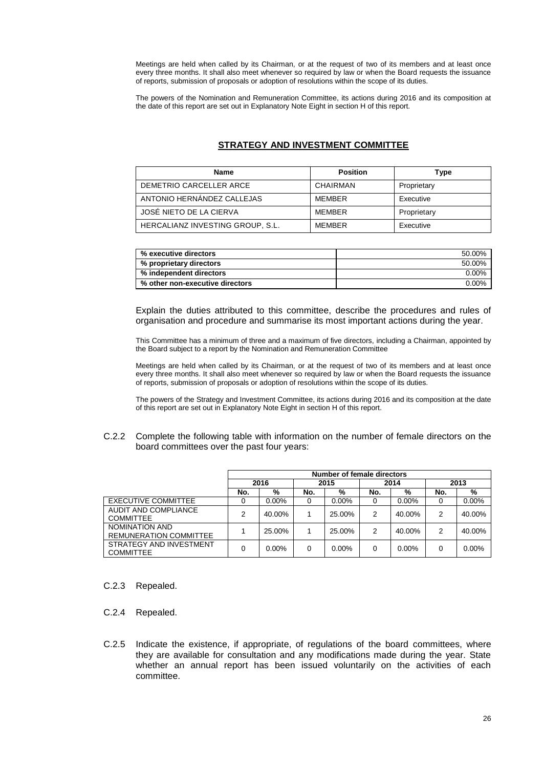Meetings are held when called by its Chairman, or at the request of two of its members and at least once every three months. It shall also meet whenever so required by law or when the Board requests the issuance of reports, submission of proposals or adoption of resolutions within the scope of its duties.

The powers of the Nomination and Remuneration Committee, its actions during 2016 and its composition at the date of this report are set out in Explanatory Note Eight in section H of this report.

## STRATEGY AND INVESTMENT COMMITTEE

| Name | Position | Type |
|---|---|---|
| DEMETRIO CARCELLER ARCE | CHAIRMAN | Proprietary |
| ANTONIO HERNÁNDEZ CALLEJAS | MEMBER | Executive |
| JOSÉ NIETO DE LA CIERVA | MEMBER | Proprietary |
| HERCALIANZ INVESTING GROUP, S.L. | MEMBER | Executive |

| | |
|---|---|
| **% executive directors** | 50.00% |
| **% proprietary directors** | 50.00% |
| **% independent directors** | 0.00% |
| **% other non-executive directors** | 0.00% |

Explain the duties attributed to this committee, describe the procedures and rules of organisation and procedure and summarise its most important actions during the year.

This Committee has a minimum of three and a maximum of five directors, including a Chairman, appointed by the Board subject to a report by the Nomination and Remuneration Committee

Meetings are held when called by its Chairman, or at the request of two of its members and at least once every three months. It shall also meet whenever so required by law or when the Board requests the issuance of reports, submission of proposals or adoption of resolutions within the scope of its duties.

The powers of the Strategy and Investment Committee, its actions during 2016 and its composition at the date of this report are set out in Explanatory Note Eight in section H of this report.

C.2.2 Complete the following table with information on the number of female directors on the board committees over the past four years:

| | Number of female directors | | | | | | | |
|---|---|---|---|---|---|---|---|---|
| | 2016 | | 2015 | | 2014 | | 2013 | |
| | No. | % | No. | % | No. | % | No. | % |
| EXECUTIVE COMMITTEE | 0 | 0.00% | 0 | 0.00% | 0 | 0.00% | 0 | 0.00% |
| AUDIT AND COMPLIANCE COMMITTEE | 2 | 40.00% | 1 | 25.00% | 2 | 40.00% | 2 | 40.00% |
| NOMINATION AND REMUNERATION COMMITTEE | 1 | 25.00% | 1 | 25.00% | 2 | 40.00% | 2 | 40.00% |
| STRATEGY AND INVESTMENT COMMITTEE | 0 | 0.00% | 0 | 0.00% | 0 | 0.00% | 0 | 0.00% |

C.2.3 Repealed.

C.2.4 Repealed.

C.2.5 Indicate the existence, if appropriate, of regulations of the board committees, where they are available for consultation and any modifications made during the year. State whether an annual report has been issued voluntarily on the activities of each committee.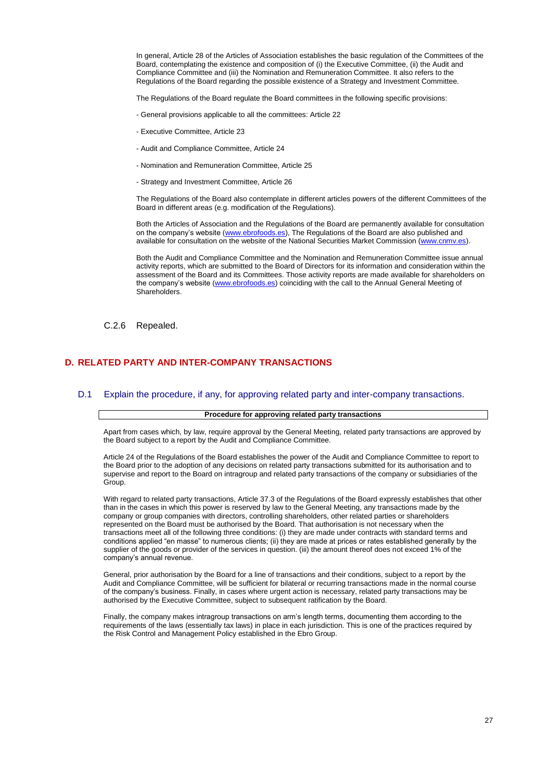In general, Article 28 of the Articles of Association establishes the basic regulation of the Committees of the Board, contemplating the existence and composition of (i) the Executive Committee, (ii) the Audit and Compliance Committee and (iii) the Nomination and Remuneration Committee. It also refers to the Regulations of the Board regarding the possible existence of a Strategy and Investment Committee.

The Regulations of the Board regulate the Board committees in the following specific provisions:

- General provisions applicable to all the committees: Article 22

- Executive Committee, Article 23

- Audit and Compliance Committee, Article 24

- Nomination and Remuneration Committee, Article 25

- Strategy and Investment Committee, Article 26

The Regulations of the Board also contemplate in different articles powers of the different Committees of the Board in different areas (e.g. modification of the Regulations).

Both the Articles of Association and the Regulations of the Board are permanently available for consultation on the company's website (www.ebrofoods.es), The Regulations of the Board are also published and available for consultation on the website of the National Securities Market Commission (www.cnmv.es).

Both the Audit and Compliance Committee and the Nomination and Remuneration Committee issue annual activity reports, which are submitted to the Board of Directors for its information and consideration within the assessment of the Board and its Committees. Those activity reports are made available for shareholders on the company's website (www.ebrofoods.es) coinciding with the call to the Annual General Meeting of Shareholders.

C.2.6 Repealed.

## D. RELATED PARTY AND INTER-COMPANY TRANSACTIONS

### D.1 Explain the procedure, if any, for approving related party and inter-company transactions.

| Procedure for approving related party transactions |
| --- |

Apart from cases which, by law, require approval by the General Meeting, related party transactions are approved by the Board subject to a report by the Audit and Compliance Committee.

Article 24 of the Regulations of the Board establishes the power of the Audit and Compliance Committee to report to the Board prior to the adoption of any decisions on related party transactions submitted for its authorisation and to supervise and report to the Board on intragroup and related party transactions of the company or subsidiaries of the Group.

With regard to related party transactions, Article 37.3 of the Regulations of the Board expressly establishes that other than in the cases in which this power is reserved by law to the General Meeting, any transactions made by the company or group companies with directors, controlling shareholders, other related parties or shareholders represented on the Board must be authorised by the Board. That authorisation is not necessary when the transactions meet all of the following three conditions: (i) they are made under contracts with standard terms and conditions applied "en masse" to numerous clients; (ii) they are made at prices or rates established generally by the supplier of the goods or provider of the services in question. (iii) the amount thereof does not exceed 1% of the company's annual revenue.

General, prior authorisation by the Board for a line of transactions and their conditions, subject to a report by the Audit and Compliance Committee, will be sufficient for bilateral or recurring transactions made in the normal course of the company's business. Finally, in cases where urgent action is necessary, related party transactions may be authorised by the Executive Committee, subject to subsequent ratification by the Board.

Finally, the company makes intragroup transactions on arm's length terms, documenting them according to the requirements of the laws (essentially tax laws) in place in each jurisdiction. This is one of the practices required by the Risk Control and Management Policy established in the Ebro Group.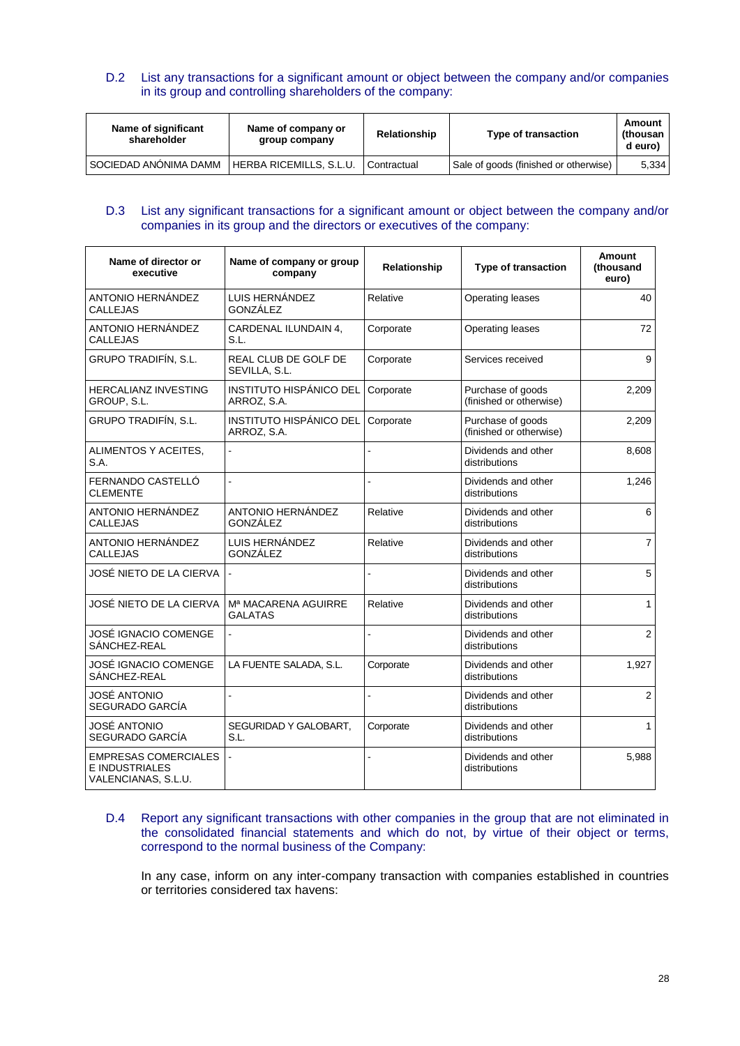D.2 List any transactions for a significant amount or object between the company and/or companies in its group and controlling shareholders of the company:

| Name of significant shareholder | Name of company or group company | Relationship | Type of transaction | Amount (thousand euro) |
|---|---|---|---|---|
| SOCIEDAD ANÓNIMA DAMM | HERBA RICEMILLS, S.L.U. | Contractual | Sale of goods (finished or otherwise) | 5,334 |

D.3 List any significant transactions for a significant amount or object between the company and/or companies in its group and the directors or executives of the company:

| Name of director or executive | Name of company or group company | Relationship | Type of transaction | Amount (thousand euro) |
|---|---|---|---|---|
| ANTONIO HERNÁNDEZ CALLEJAS | LUIS HERNÁNDEZ GONZÁLEZ | Relative | Operating leases | 40 |
| ANTONIO HERNÁNDEZ CALLEJAS | CARDENAL ILUNDAIN 4, S.L. | Corporate | Operating leases | 72 |
| GRUPO TRADIFÍN, S.L. | REAL CLUB DE GOLF DE SEVILLA, S.L. | Corporate | Services received | 9 |
| HERCALIANZ INVESTING GROUP, S.L. | INSTITUTO HISPÁNICO DEL ARROZ, S.A. | Corporate | Purchase of goods (finished or otherwise) | 2,209 |
| GRUPO TRADIFÍN, S.L. | INSTITUTO HISPÁNICO DEL ARROZ, S.A. | Corporate | Purchase of goods (finished or otherwise) | 2,209 |
| ALIMENTOS Y ACEITES, S.A. | - | - | Dividends and other distributions | 8,608 |
| FERNANDO CASTELLÓ CLEMENTE | - | - | Dividends and other distributions | 1,246 |
| ANTONIO HERNÁNDEZ CALLEJAS | ANTONIO HERNÁNDEZ GONZÁLEZ | Relative | Dividends and other distributions | 6 |
| ANTONIO HERNÁNDEZ CALLEJAS | LUIS HERNÁNDEZ GONZÁLEZ | Relative | Dividends and other distributions | 7 |
| JOSÉ NIETO DE LA CIERVA | - | - | Dividends and other distributions | 5 |
| JOSÉ NIETO DE LA CIERVA | Mª MACARENA AGUIRRE GALATAS | Relative | Dividends and other distributions | 1 |
| JOSÉ IGNACIO COMENGE SÁNCHEZ-REAL | - | - | Dividends and other distributions | 2 |
| JOSÉ IGNACIO COMENGE SÁNCHEZ-REAL | LA FUENTE SALADA, S.L. | Corporate | Dividends and other distributions | 1,927 |
| JOSÉ ANTONIO SEGURADO GARCÍA | - | - | Dividends and other distributions | 2 |
| JOSÉ ANTONIO SEGURADO GARCÍA | SEGURIDAD Y GALOBART, S.L. | Corporate | Dividends and other distributions | 1 |
| EMPRESAS COMERCIALES E INDUSTRIALES VALENCIANAS, S.L.U. | - | - | Dividends and other distributions | 5,988 |

D.4 Report any significant transactions with other companies in the group that are not eliminated in the consolidated financial statements and which do not, by virtue of their object or terms, correspond to the normal business of the Company:

In any case, inform on any inter-company transaction with companies established in countries or territories considered tax havens: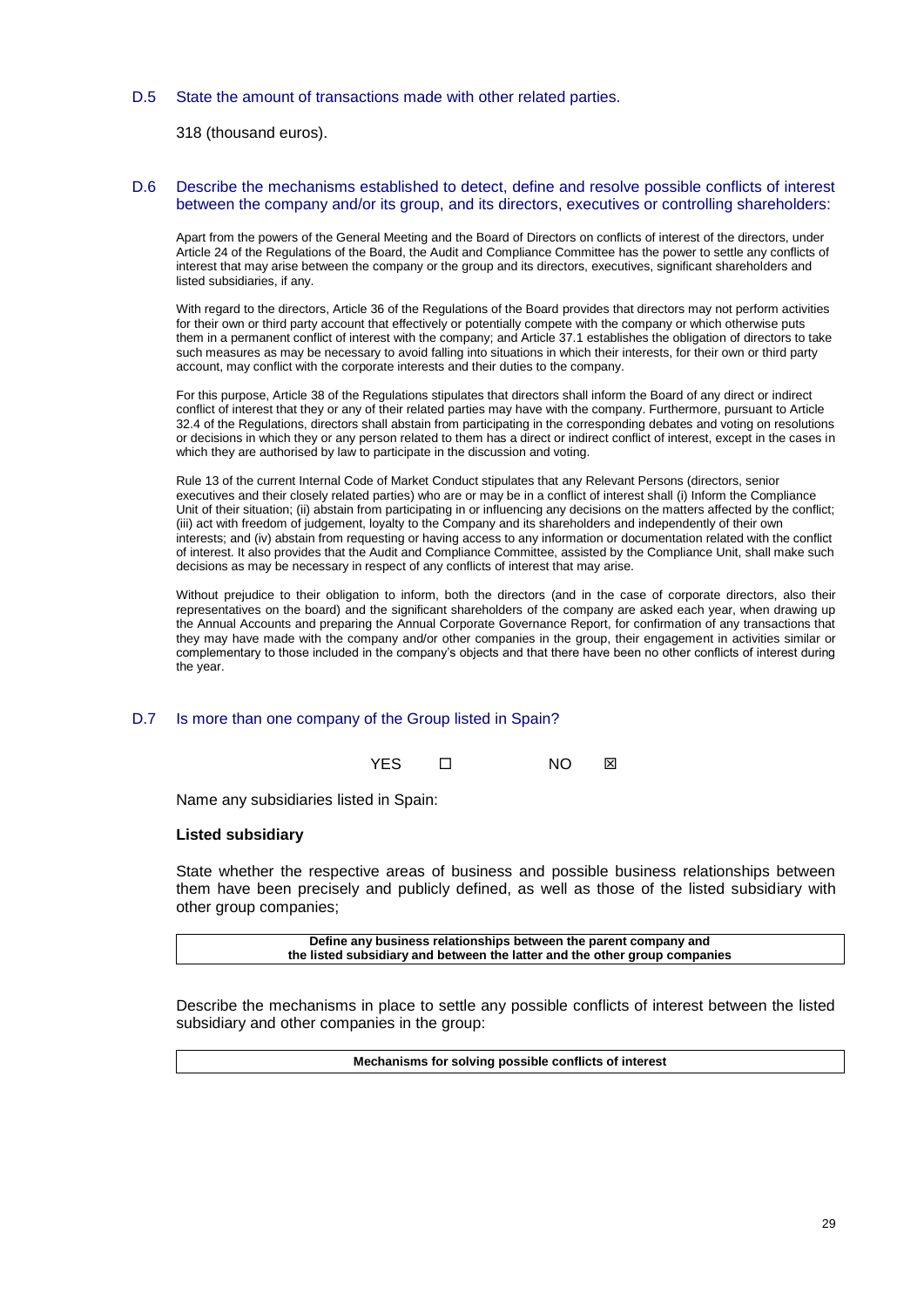### D.5 State the amount of transactions made with other related parties.

318 (thousand euros).

### D.6 Describe the mechanisms established to detect, define and resolve possible conflicts of interest between the company and/or its group, and its directors, executives or controlling shareholders:

Apart from the powers of the General Meeting and the Board of Directors on conflicts of interest of the directors, under Article 24 of the Regulations of the Board, the Audit and Compliance Committee has the power to settle any conflicts of interest that may arise between the company or the group and its directors, executives, significant shareholders and listed subsidiaries, if any.

With regard to the directors, Article 36 of the Regulations of the Board provides that directors may not perform activities for their own or third party account that effectively or potentially compete with the company or which otherwise puts them in a permanent conflict of interest with the company; and Article 37.1 establishes the obligation of directors to take such measures as may be necessary to avoid falling into situations in which their interests, for their own or third party account, may conflict with the corporate interests and their duties to the company.

For this purpose, Article 38 of the Regulations stipulates that directors shall inform the Board of any direct or indirect conflict of interest that they or any of their related parties may have with the company. Furthermore, pursuant to Article 32.4 of the Regulations, directors shall abstain from participating in the corresponding debates and voting on resolutions or decisions in which they or any person related to them has a direct or indirect conflict of interest, except in the cases in which they are authorised by law to participate in the discussion and voting.

Rule 13 of the current Internal Code of Market Conduct stipulates that any Relevant Persons (directors, senior executives and their closely related parties) who are or may be in a conflict of interest shall (i) Inform the Compliance Unit of their situation; (ii) abstain from participating in or influencing any decisions on the matters affected by the conflict; (iii) act with freedom of judgement, loyalty to the Company and its shareholders and independently of their own interests; and (iv) abstain from requesting or having access to any information or documentation related with the conflict of interest. It also provides that the Audit and Compliance Committee, assisted by the Compliance Unit, shall make such decisions as may be necessary in respect of any conflicts of interest that may arise.

Without prejudice to their obligation to inform, both the directors (and in the case of corporate directors, also their representatives on the board) and the significant shareholders of the company are asked each year, when drawing up the Annual Accounts and preparing the Annual Corporate Governance Report, for confirmation of any transactions that they may have made with the company and/or other companies in the group, their engagement in activities similar or complementary to those included in the company's objects and that there have been no other conflicts of interest during the year.

### D.7 Is more than one company of the Group listed in Spain?

YES ☐ NO ☒

Name any subsidiaries listed in Spain:

**Listed subsidiary**

State whether the respective areas of business and possible business relationships between them have been precisely and publicly defined, as well as those of the listed subsidiary with other group companies;

| Define any business relationships between the parent company and the listed subsidiary and between the latter and the other group companies |
|---|

Describe the mechanisms in place to settle any possible conflicts of interest between the listed subsidiary and other companies in the group:

| Mechanisms for solving possible conflicts of interest |
|---|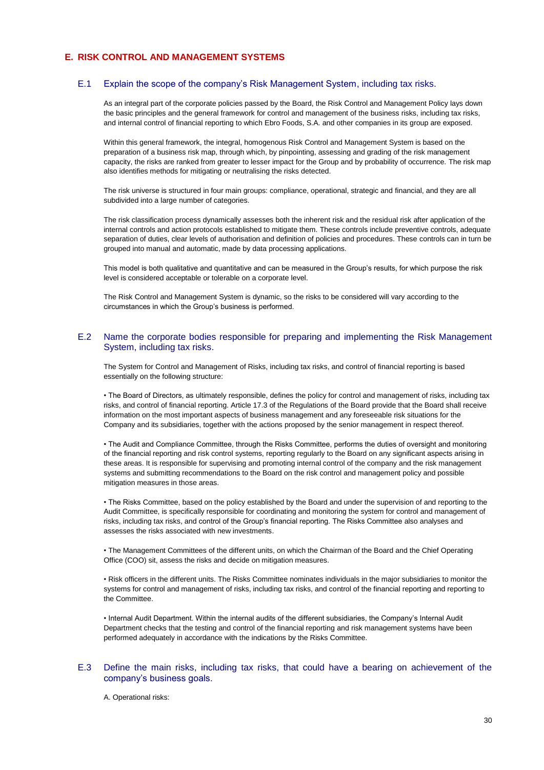## E. RISK CONTROL AND MANAGEMENT SYSTEMS

### E.1 Explain the scope of the company's Risk Management System, including tax risks.

As an integral part of the corporate policies passed by the Board, the Risk Control and Management Policy lays down the basic principles and the general framework for control and management of the business risks, including tax risks, and internal control of financial reporting to which Ebro Foods, S.A. and other companies in its group are exposed.

Within this general framework, the integral, homogenous Risk Control and Management System is based on the preparation of a business risk map, through which, by pinpointing, assessing and grading of the risk management capacity, the risks are ranked from greater to lesser impact for the Group and by probability of occurrence. The risk map also identifies methods for mitigating or neutralising the risks detected.

The risk universe is structured in four main groups: compliance, operational, strategic and financial, and they are all subdivided into a large number of categories.

The risk classification process dynamically assesses both the inherent risk and the residual risk after application of the internal controls and action protocols established to mitigate them. These controls include preventive controls, adequate separation of duties, clear levels of authorisation and definition of policies and procedures. These controls can in turn be grouped into manual and automatic, made by data processing applications.

This model is both qualitative and quantitative and can be measured in the Group's results, for which purpose the risk level is considered acceptable or tolerable on a corporate level.

The Risk Control and Management System is dynamic, so the risks to be considered will vary according to the circumstances in which the Group's business is performed.

### E.2 Name the corporate bodies responsible for preparing and implementing the Risk Management System, including tax risks.

The System for Control and Management of Risks, including tax risks, and control of financial reporting is based essentially on the following structure:

• The Board of Directors, as ultimately responsible, defines the policy for control and management of risks, including tax risks, and control of financial reporting. Article 17.3 of the Regulations of the Board provide that the Board shall receive information on the most important aspects of business management and any foreseeable risk situations for the Company and its subsidiaries, together with the actions proposed by the senior management in respect thereof.

• The Audit and Compliance Committee, through the Risks Committee, performs the duties of oversight and monitoring of the financial reporting and risk control systems, reporting regularly to the Board on any significant aspects arising in these areas. It is responsible for supervising and promoting internal control of the company and the risk management systems and submitting recommendations to the Board on the risk control and management policy and possible mitigation measures in those areas.

• The Risks Committee, based on the policy established by the Board and under the supervision of and reporting to the Audit Committee, is specifically responsible for coordinating and monitoring the system for control and management of risks, including tax risks, and control of the Group's financial reporting. The Risks Committee also analyses and assesses the risks associated with new investments.

• The Management Committees of the different units, on which the Chairman of the Board and the Chief Operating Office (COO) sit, assess the risks and decide on mitigation measures.

• Risk officers in the different units. The Risks Committee nominates individuals in the major subsidiaries to monitor the systems for control and management of risks, including tax risks, and control of the financial reporting and reporting to the Committee.

• Internal Audit Department. Within the internal audits of the different subsidiaries, the Company's Internal Audit Department checks that the testing and control of the financial reporting and risk management systems have been performed adequately in accordance with the indications by the Risks Committee.

### E.3 Define the main risks, including tax risks, that could have a bearing on achievement of the company's business goals.

A. Operational risks: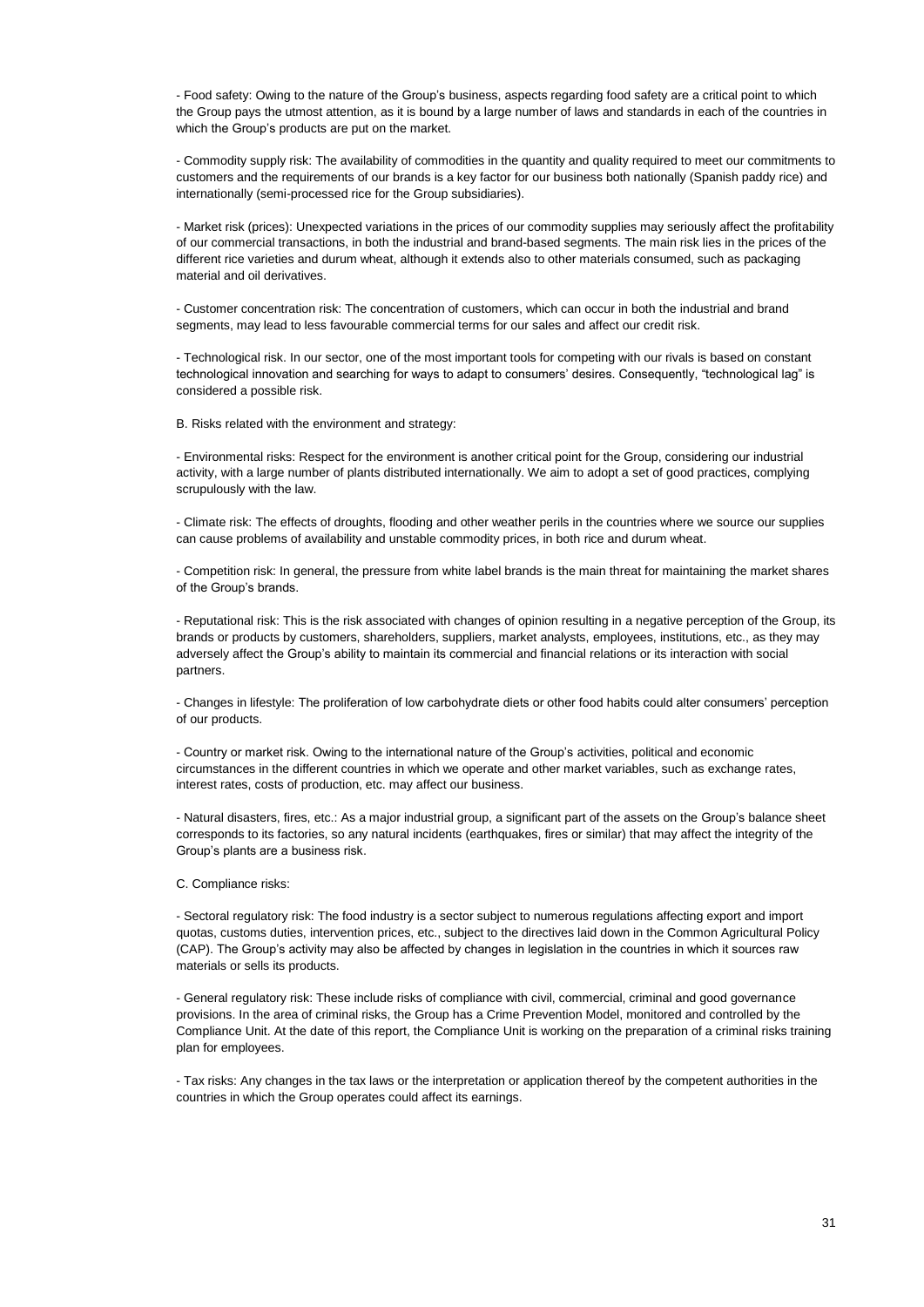- Food safety: Owing to the nature of the Group's business, aspects regarding food safety are a critical point to which the Group pays the utmost attention, as it is bound by a large number of laws and standards in each of the countries in which the Group's products are put on the market.

- Commodity supply risk: The availability of commodities in the quantity and quality required to meet our commitments to customers and the requirements of our brands is a key factor for our business both nationally (Spanish paddy rice) and internationally (semi-processed rice for the Group subsidiaries).

- Market risk (prices): Unexpected variations in the prices of our commodity supplies may seriously affect the profitability of our commercial transactions, in both the industrial and brand-based segments. The main risk lies in the prices of the different rice varieties and durum wheat, although it extends also to other materials consumed, such as packaging material and oil derivatives.

- Customer concentration risk: The concentration of customers, which can occur in both the industrial and brand segments, may lead to less favourable commercial terms for our sales and affect our credit risk.

- Technological risk. In our sector, one of the most important tools for competing with our rivals is based on constant technological innovation and searching for ways to adapt to consumers' desires. Consequently, "technological lag" is considered a possible risk.

B. Risks related with the environment and strategy:

- Environmental risks: Respect for the environment is another critical point for the Group, considering our industrial activity, with a large number of plants distributed internationally. We aim to adopt a set of good practices, complying scrupulously with the law.

- Climate risk: The effects of droughts, flooding and other weather perils in the countries where we source our supplies can cause problems of availability and unstable commodity prices, in both rice and durum wheat.

- Competition risk: In general, the pressure from white label brands is the main threat for maintaining the market shares of the Group's brands.

- Reputational risk: This is the risk associated with changes of opinion resulting in a negative perception of the Group, its brands or products by customers, shareholders, suppliers, market analysts, employees, institutions, etc., as they may adversely affect the Group's ability to maintain its commercial and financial relations or its interaction with social partners.

- Changes in lifestyle: The proliferation of low carbohydrate diets or other food habits could alter consumers' perception of our products.

- Country or market risk. Owing to the international nature of the Group's activities, political and economic circumstances in the different countries in which we operate and other market variables, such as exchange rates, interest rates, costs of production, etc. may affect our business.

- Natural disasters, fires, etc.: As a major industrial group, a significant part of the assets on the Group's balance sheet corresponds to its factories, so any natural incidents (earthquakes, fires or similar) that may affect the integrity of the Group's plants are a business risk.

C. Compliance risks:

- Sectoral regulatory risk: The food industry is a sector subject to numerous regulations affecting export and import quotas, customs duties, intervention prices, etc., subject to the directives laid down in the Common Agricultural Policy (CAP). The Group's activity may also be affected by changes in legislation in the countries in which it sources raw materials or sells its products.

- General regulatory risk: These include risks of compliance with civil, commercial, criminal and good governance provisions. In the area of criminal risks, the Group has a Crime Prevention Model, monitored and controlled by the Compliance Unit. At the date of this report, the Compliance Unit is working on the preparation of a criminal risks training plan for employees.

- Tax risks: Any changes in the tax laws or the interpretation or application thereof by the competent authorities in the countries in which the Group operates could affect its earnings.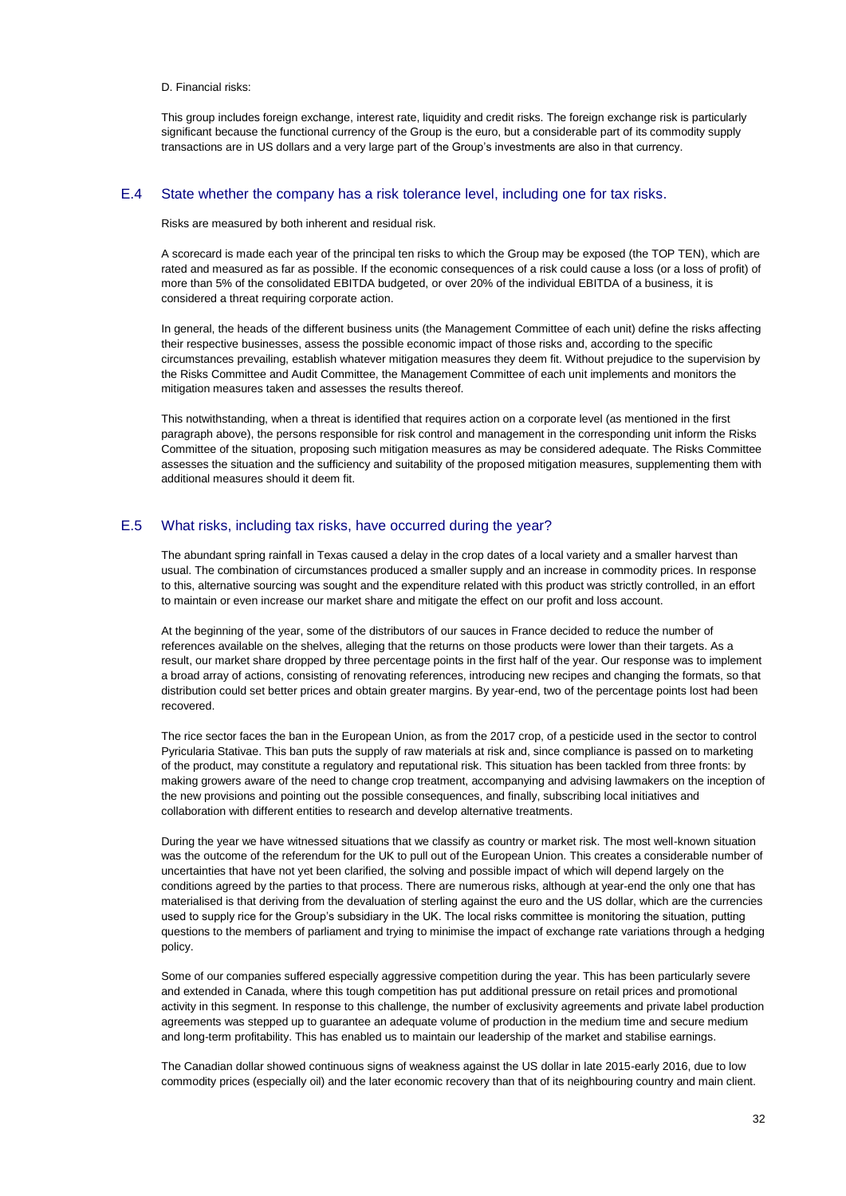D. Financial risks:

This group includes foreign exchange, interest rate, liquidity and credit risks. The foreign exchange risk is particularly significant because the functional currency of the Group is the euro, but a considerable part of its commodity supply transactions are in US dollars and a very large part of the Group's investments are also in that currency.

## E.4 State whether the company has a risk tolerance level, including one for tax risks.

Risks are measured by both inherent and residual risk.

A scorecard is made each year of the principal ten risks to which the Group may be exposed (the TOP TEN), which are rated and measured as far as possible. If the economic consequences of a risk could cause a loss (or a loss of profit) of more than 5% of the consolidated EBITDA budgeted, or over 20% of the individual EBITDA of a business, it is considered a threat requiring corporate action.

In general, the heads of the different business units (the Management Committee of each unit) define the risks affecting their respective businesses, assess the possible economic impact of those risks and, according to the specific circumstances prevailing, establish whatever mitigation measures they deem fit. Without prejudice to the supervision by the Risks Committee and Audit Committee, the Management Committee of each unit implements and monitors the mitigation measures taken and assesses the results thereof.

This notwithstanding, when a threat is identified that requires action on a corporate level (as mentioned in the first paragraph above), the persons responsible for risk control and management in the corresponding unit inform the Risks Committee of the situation, proposing such mitigation measures as may be considered adequate. The Risks Committee assesses the situation and the sufficiency and suitability of the proposed mitigation measures, supplementing them with additional measures should it deem fit.

## E.5 What risks, including tax risks, have occurred during the year?

The abundant spring rainfall in Texas caused a delay in the crop dates of a local variety and a smaller harvest than usual. The combination of circumstances produced a smaller supply and an increase in commodity prices. In response to this, alternative sourcing was sought and the expenditure related with this product was strictly controlled, in an effort to maintain or even increase our market share and mitigate the effect on our profit and loss account.

At the beginning of the year, some of the distributors of our sauces in France decided to reduce the number of references available on the shelves, alleging that the returns on those products were lower than their targets. As a result, our market share dropped by three percentage points in the first half of the year. Our response was to implement a broad array of actions, consisting of renovating references, introducing new recipes and changing the formats, so that distribution could set better prices and obtain greater margins. By year-end, two of the percentage points lost had been recovered.

The rice sector faces the ban in the European Union, as from the 2017 crop, of a pesticide used in the sector to control Pyricularia Stativae. This ban puts the supply of raw materials at risk and, since compliance is passed on to marketing of the product, may constitute a regulatory and reputational risk. This situation has been tackled from three fronts: by making growers aware of the need to change crop treatment, accompanying and advising lawmakers on the inception of the new provisions and pointing out the possible consequences, and finally, subscribing local initiatives and collaboration with different entities to research and develop alternative treatments.

During the year we have witnessed situations that we classify as country or market risk. The most well-known situation was the outcome of the referendum for the UK to pull out of the European Union. This creates a considerable number of uncertainties that have not yet been clarified, the solving and possible impact of which will depend largely on the conditions agreed by the parties to that process. There are numerous risks, although at year-end the only one that has materialised is that deriving from the devaluation of sterling against the euro and the US dollar, which are the currencies used to supply rice for the Group's subsidiary in the UK. The local risks committee is monitoring the situation, putting questions to the members of parliament and trying to minimise the impact of exchange rate variations through a hedging policy.

Some of our companies suffered especially aggressive competition during the year. This has been particularly severe and extended in Canada, where this tough competition has put additional pressure on retail prices and promotional activity in this segment. In response to this challenge, the number of exclusivity agreements and private label production agreements was stepped up to guarantee an adequate volume of production in the medium time and secure medium and long-term profitability. This has enabled us to maintain our leadership of the market and stabilise earnings.

The Canadian dollar showed continuous signs of weakness against the US dollar in late 2015-early 2016, due to low commodity prices (especially oil) and the later economic recovery than that of its neighbouring country and main client.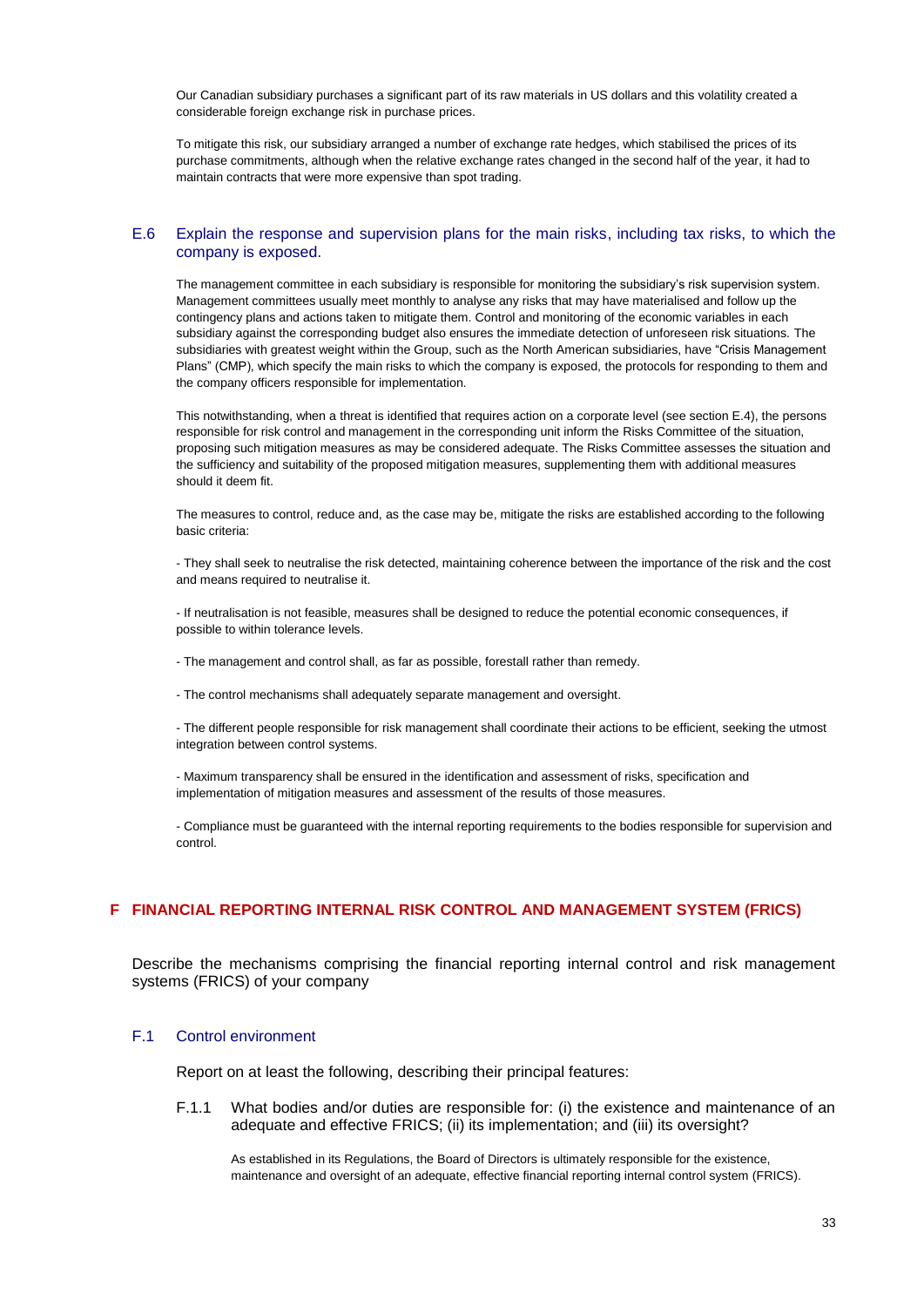Our Canadian subsidiary purchases a significant part of its raw materials in US dollars and this volatility created a considerable foreign exchange risk in purchase prices.

To mitigate this risk, our subsidiary arranged a number of exchange rate hedges, which stabilised the prices of its purchase commitments, although when the relative exchange rates changed in the second half of the year, it had to maintain contracts that were more expensive than spot trading.

### E.6 Explain the response and supervision plans for the main risks, including tax risks, to which the company is exposed.

The management committee in each subsidiary is responsible for monitoring the subsidiary's risk supervision system. Management committees usually meet monthly to analyse any risks that may have materialised and follow up the contingency plans and actions taken to mitigate them. Control and monitoring of the economic variables in each subsidiary against the corresponding budget also ensures the immediate detection of unforeseen risk situations. The subsidiaries with greatest weight within the Group, such as the North American subsidiaries, have "Crisis Management Plans" (CMP), which specify the main risks to which the company is exposed, the protocols for responding to them and the company officers responsible for implementation.

This notwithstanding, when a threat is identified that requires action on a corporate level (see section E.4), the persons responsible for risk control and management in the corresponding unit inform the Risks Committee of the situation, proposing such mitigation measures as may be considered adequate. The Risks Committee assesses the situation and the sufficiency and suitability of the proposed mitigation measures, supplementing them with additional measures should it deem fit.

The measures to control, reduce and, as the case may be, mitigate the risks are established according to the following basic criteria:

- They shall seek to neutralise the risk detected, maintaining coherence between the importance of the risk and the cost and means required to neutralise it.

- If neutralisation is not feasible, measures shall be designed to reduce the potential economic consequences, if possible to within tolerance levels.

- The management and control shall, as far as possible, forestall rather than remedy.

- The control mechanisms shall adequately separate management and oversight.

- The different people responsible for risk management shall coordinate their actions to be efficient, seeking the utmost integration between control systems.

- Maximum transparency shall be ensured in the identification and assessment of risks, specification and implementation of mitigation measures and assessment of the results of those measures.

- Compliance must be guaranteed with the internal reporting requirements to the bodies responsible for supervision and control.

## F FINANCIAL REPORTING INTERNAL RISK CONTROL AND MANAGEMENT SYSTEM (FRICS)

Describe the mechanisms comprising the financial reporting internal control and risk management systems (FRICS) of your company

### F.1 Control environment

Report on at least the following, describing their principal features:

#### F.1.1 What bodies and/or duties are responsible for: (i) the existence and maintenance of an adequate and effective FRICS; (ii) its implementation; and (iii) its oversight?

As established in its Regulations, the Board of Directors is ultimately responsible for the existence, maintenance and oversight of an adequate, effective financial reporting internal control system (FRICS).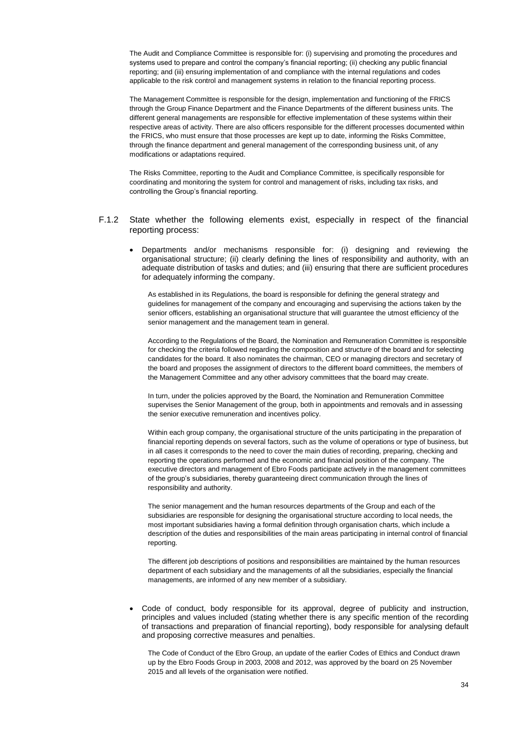The Audit and Compliance Committee is responsible for: (i) supervising and promoting the procedures and systems used to prepare and control the company's financial reporting; (ii) checking any public financial reporting; and (iii) ensuring implementation of and compliance with the internal regulations and codes applicable to the risk control and management systems in relation to the financial reporting process.

The Management Committee is responsible for the design, implementation and functioning of the FRICS through the Group Finance Department and the Finance Departments of the different business units. The different general managements are responsible for effective implementation of these systems within their respective areas of activity. There are also officers responsible for the different processes documented within the FRICS, who must ensure that those processes are kept up to date, informing the Risks Committee, through the finance department and general management of the corresponding business unit, of any modifications or adaptations required.

The Risks Committee, reporting to the Audit and Compliance Committee, is specifically responsible for coordinating and monitoring the system for control and management of risks, including tax risks, and controlling the Group's financial reporting.

F.1.2 State whether the following elements exist, especially in respect of the financial reporting process:

- Departments and/or mechanisms responsible for: (i) designing and reviewing the organisational structure; (ii) clearly defining the lines of responsibility and authority, with an adequate distribution of tasks and duties; and (iii) ensuring that there are sufficient procedures for adequately informing the company.

As established in its Regulations, the board is responsible for defining the general strategy and guidelines for management of the company and encouraging and supervising the actions taken by the senior officers, establishing an organisational structure that will guarantee the utmost efficiency of the senior management and the management team in general.

According to the Regulations of the Board, the Nomination and Remuneration Committee is responsible for checking the criteria followed regarding the composition and structure of the board and for selecting candidates for the board. It also nominates the chairman, CEO or managing directors and secretary of the board and proposes the assignment of directors to the different board committees, the members of the Management Committee and any other advisory committees that the board may create.

In turn, under the policies approved by the Board, the Nomination and Remuneration Committee supervises the Senior Management of the group, both in appointments and removals and in assessing the senior executive remuneration and incentives policy.

Within each group company, the organisational structure of the units participating in the preparation of financial reporting depends on several factors, such as the volume of operations or type of business, but in all cases it corresponds to the need to cover the main duties of recording, preparing, checking and reporting the operations performed and the economic and financial position of the company. The executive directors and management of Ebro Foods participate actively in the management committees of the group's subsidiaries, thereby guaranteeing direct communication through the lines of responsibility and authority.

The senior management and the human resources departments of the Group and each of the subsidiaries are responsible for designing the organisational structure according to local needs, the most important subsidiaries having a formal definition through organisation charts, which include a description of the duties and responsibilities of the main areas participating in internal control of financial reporting.

The different job descriptions of positions and responsibilities are maintained by the human resources department of each subsidiary and the managements of all the subsidiaries, especially the financial managements, are informed of any new member of a subsidiary.

- Code of conduct, body responsible for its approval, degree of publicity and instruction, principles and values included (stating whether there is any specific mention of the recording of transactions and preparation of financial reporting), body responsible for analysing default and proposing corrective measures and penalties.

The Code of Conduct of the Ebro Group, an update of the earlier Codes of Ethics and Conduct drawn up by the Ebro Foods Group in 2003, 2008 and 2012, was approved by the board on 25 November 2015 and all levels of the organisation were notified.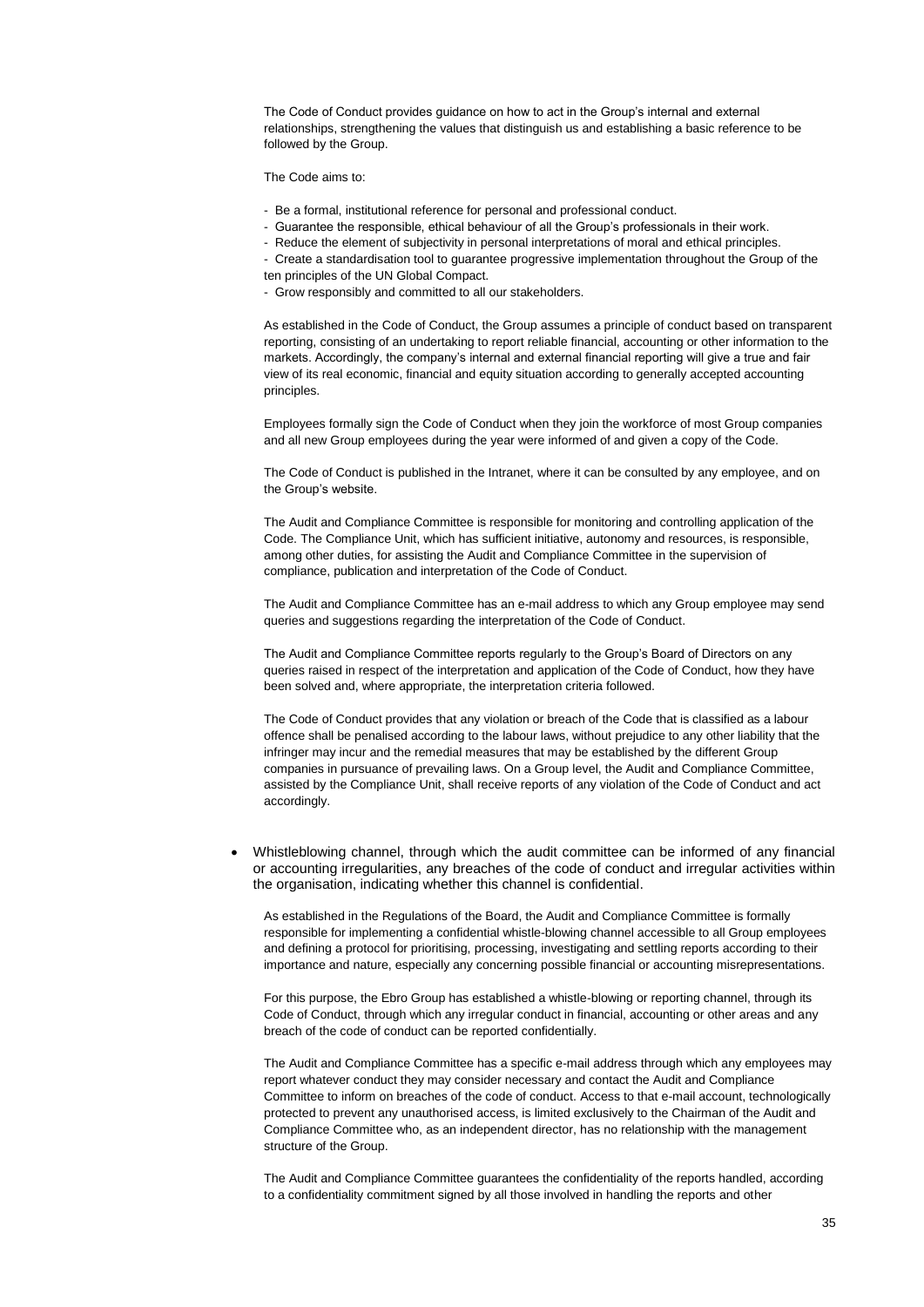The Code of Conduct provides guidance on how to act in the Group's internal and external relationships, strengthening the values that distinguish us and establishing a basic reference to be followed by the Group.

The Code aims to:

- Be a formal, institutional reference for personal and professional conduct.
- Guarantee the responsible, ethical behaviour of all the Group's professionals in their work.
- Reduce the element of subjectivity in personal interpretations of moral and ethical principles.
- Create a standardisation tool to guarantee progressive implementation throughout the Group of the ten principles of the UN Global Compact.
- Grow responsibly and committed to all our stakeholders.

As established in the Code of Conduct, the Group assumes a principle of conduct based on transparent reporting, consisting of an undertaking to report reliable financial, accounting or other information to the markets. Accordingly, the company's internal and external financial reporting will give a true and fair view of its real economic, financial and equity situation according to generally accepted accounting principles.

Employees formally sign the Code of Conduct when they join the workforce of most Group companies and all new Group employees during the year were informed of and given a copy of the Code.

The Code of Conduct is published in the Intranet, where it can be consulted by any employee, and on the Group's website.

The Audit and Compliance Committee is responsible for monitoring and controlling application of the Code. The Compliance Unit, which has sufficient initiative, autonomy and resources, is responsible, among other duties, for assisting the Audit and Compliance Committee in the supervision of compliance, publication and interpretation of the Code of Conduct.

The Audit and Compliance Committee has an e-mail address to which any Group employee may send queries and suggestions regarding the interpretation of the Code of Conduct.

The Audit and Compliance Committee reports regularly to the Group's Board of Directors on any queries raised in respect of the interpretation and application of the Code of Conduct, how they have been solved and, where appropriate, the interpretation criteria followed.

The Code of Conduct provides that any violation or breach of the Code that is classified as a labour offence shall be penalised according to the labour laws, without prejudice to any other liability that the infringer may incur and the remedial measures that may be established by the different Group companies in pursuance of prevailing laws. On a Group level, the Audit and Compliance Committee, assisted by the Compliance Unit, shall receive reports of any violation of the Code of Conduct and act accordingly.

- Whistleblowing channel, through which the audit committee can be informed of any financial or accounting irregularities, any breaches of the code of conduct and irregular activities within the organisation, indicating whether this channel is confidential.

As established in the Regulations of the Board, the Audit and Compliance Committee is formally responsible for implementing a confidential whistle-blowing channel accessible to all Group employees and defining a protocol for prioritising, processing, investigating and settling reports according to their importance and nature, especially any concerning possible financial or accounting misrepresentations.

For this purpose, the Ebro Group has established a whistle-blowing or reporting channel, through its Code of Conduct, through which any irregular conduct in financial, accounting or other areas and any breach of the code of conduct can be reported confidentially.

The Audit and Compliance Committee has a specific e-mail address through which any employees may report whatever conduct they may consider necessary and contact the Audit and Compliance Committee to inform on breaches of the code of conduct. Access to that e-mail account, technologically protected to prevent any unauthorised access, is limited exclusively to the Chairman of the Audit and Compliance Committee who, as an independent director, has no relationship with the management structure of the Group.

The Audit and Compliance Committee guarantees the confidentiality of the reports handled, according to a confidentiality commitment signed by all those involved in handling the reports and other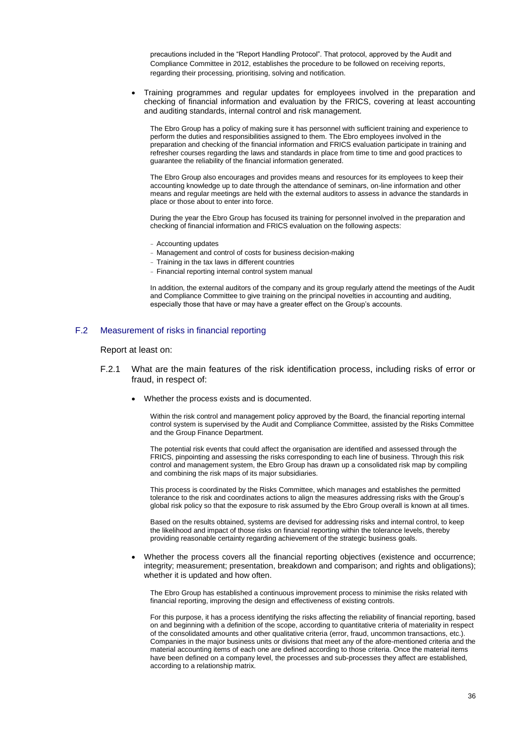precautions included in the "Report Handling Protocol". That protocol, approved by the Audit and Compliance Committee in 2012, establishes the procedure to be followed on receiving reports, regarding their processing, prioritising, solving and notification.

- Training programmes and regular updates for employees involved in the preparation and checking of financial information and evaluation by the FRICS, covering at least accounting and auditing standards, internal control and risk management.

  The Ebro Group has a policy of making sure it has personnel with sufficient training and experience to perform the duties and responsibilities assigned to them. The Ebro employees involved in the preparation and checking of the financial information and FRICS evaluation participate in training and refresher courses regarding the laws and standards in place from time to time and good practices to guarantee the reliability of the financial information generated.

  The Ebro Group also encourages and provides means and resources for its employees to keep their accounting knowledge up to date through the attendance of seminars, on-line information and other means and regular meetings are held with the external auditors to assess in advance the standards in place or those about to enter into force.

  During the year the Ebro Group has focused its training for personnel involved in the preparation and checking of financial information and FRICS evaluation on the following aspects:

  - Accounting updates
  - Management and control of costs for business decision-making
  - Training in the tax laws in different countries
  - Financial reporting internal control system manual

  In addition, the external auditors of the company and its group regularly attend the meetings of the Audit and Compliance Committee to give training on the principal novelties in accounting and auditing, especially those that have or may have a greater effect on the Group's accounts.

## F.2 Measurement of risks in financial reporting

Report at least on:

F.2.1 What are the main features of the risk identification process, including risks of error or fraud, in respect of:

- Whether the process exists and is documented.

  Within the risk control and management policy approved by the Board, the financial reporting internal control system is supervised by the Audit and Compliance Committee, assisted by the Risks Committee and the Group Finance Department.

  The potential risk events that could affect the organisation are identified and assessed through the FRICS, pinpointing and assessing the risks corresponding to each line of business. Through this risk control and management system, the Ebro Group has drawn up a consolidated risk map by compiling and combining the risk maps of its major subsidiaries.

  This process is coordinated by the Risks Committee, which manages and establishes the permitted tolerance to the risk and coordinates actions to align the measures addressing risks with the Group's global risk policy so that the exposure to risk assumed by the Ebro Group overall is known at all times.

  Based on the results obtained, systems are devised for addressing risks and internal control, to keep the likelihood and impact of those risks on financial reporting within the tolerance levels, thereby providing reasonable certainty regarding achievement of the strategic business goals.

- Whether the process covers all the financial reporting objectives (existence and occurrence; integrity; measurement; presentation, breakdown and comparison; and rights and obligations); whether it is updated and how often.

  The Ebro Group has established a continuous improvement process to minimise the risks related with financial reporting, improving the design and effectiveness of existing controls.

  For this purpose, it has a process identifying the risks affecting the reliability of financial reporting, based on and beginning with a definition of the scope, according to quantitative criteria of materiality in respect of the consolidated amounts and other qualitative criteria (error, fraud, uncommon transactions, etc.). Companies in the major business units or divisions that meet any of the afore-mentioned criteria and the material accounting items of each one are defined according to those criteria. Once the material items have been defined on a company level, the processes and sub-processes they affect are established, according to a relationship matrix.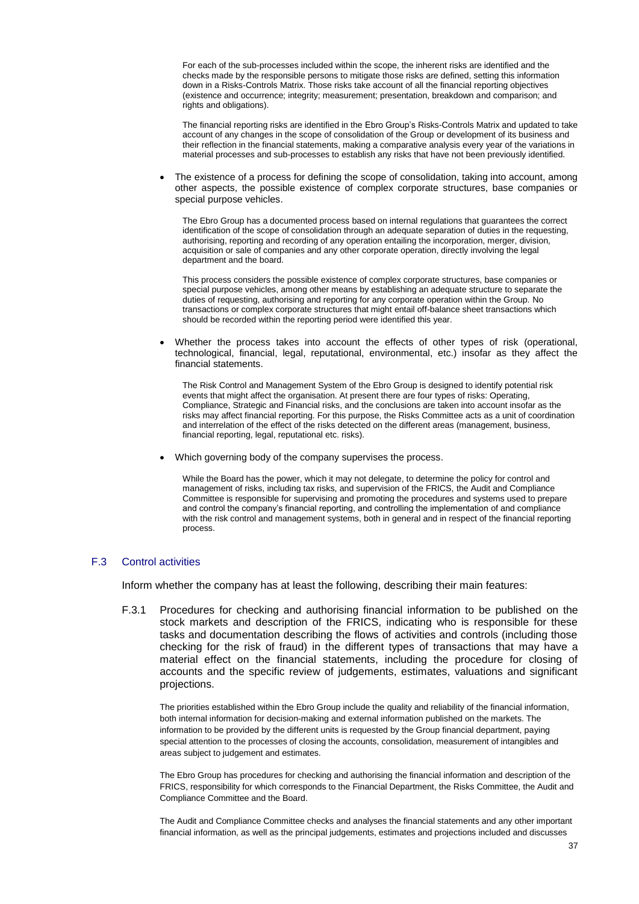For each of the sub-processes included within the scope, the inherent risks are identified and the checks made by the responsible persons to mitigate those risks are defined, setting this information down in a Risks-Controls Matrix. Those risks take account of all the financial reporting objectives (existence and occurrence; integrity; measurement; presentation, breakdown and comparison; and rights and obligations).

The financial reporting risks are identified in the Ebro Group's Risks-Controls Matrix and updated to take account of any changes in the scope of consolidation of the Group or development of its business and their reflection in the financial statements, making a comparative analysis every year of the variations in material processes and sub-processes to establish any risks that have not been previously identified.

- The existence of a process for defining the scope of consolidation, taking into account, among other aspects, the possible existence of complex corporate structures, base companies or special purpose vehicles.

  The Ebro Group has a documented process based on internal regulations that guarantees the correct identification of the scope of consolidation through an adequate separation of duties in the requesting, authorising, reporting and recording of any operation entailing the incorporation, merger, division, acquisition or sale of companies and any other corporate operation, directly involving the legal department and the board.

  This process considers the possible existence of complex corporate structures, base companies or special purpose vehicles, among other means by establishing an adequate structure to separate the duties of requesting, authorising and reporting for any corporate operation within the Group. No transactions or complex corporate structures that might entail off-balance sheet transactions which should be recorded within the reporting period were identified this year.

- Whether the process takes into account the effects of other types of risk (operational, technological, financial, legal, reputational, environmental, etc.) insofar as they affect the financial statements.

  The Risk Control and Management System of the Ebro Group is designed to identify potential risk events that might affect the organisation. At present there are four types of risks: Operating, Compliance, Strategic and Financial risks, and the conclusions are taken into account insofar as the risks may affect financial reporting. For this purpose, the Risks Committee acts as a unit of coordination and interrelation of the effect of the risks detected on the different areas (management, business, financial reporting, legal, reputational etc. risks).

- Which governing body of the company supervises the process.

  While the Board has the power, which it may not delegate, to determine the policy for control and management of risks, including tax risks, and supervision of the FRICS, the Audit and Compliance Committee is responsible for supervising and promoting the procedures and systems used to prepare and control the company's financial reporting, and controlling the implementation of and compliance with the risk control and management systems, both in general and in respect of the financial reporting process.

## F.3 Control activities

Inform whether the company has at least the following, describing their main features:

F.3.1 Procedures for checking and authorising financial information to be published on the stock markets and description of the FRICS, indicating who is responsible for these tasks and documentation describing the flows of activities and controls (including those checking for the risk of fraud) in the different types of transactions that may have a material effect on the financial statements, including the procedure for closing of accounts and the specific review of judgements, estimates, valuations and significant projections.

The priorities established within the Ebro Group include the quality and reliability of the financial information, both internal information for decision-making and external information published on the markets. The information to be provided by the different units is requested by the Group financial department, paying special attention to the processes of closing the accounts, consolidation, measurement of intangibles and areas subject to judgement and estimates.

The Ebro Group has procedures for checking and authorising the financial information and description of the FRICS, responsibility for which corresponds to the Financial Department, the Risks Committee, the Audit and Compliance Committee and the Board.

The Audit and Compliance Committee checks and analyses the financial statements and any other important financial information, as well as the principal judgements, estimates and projections included and discusses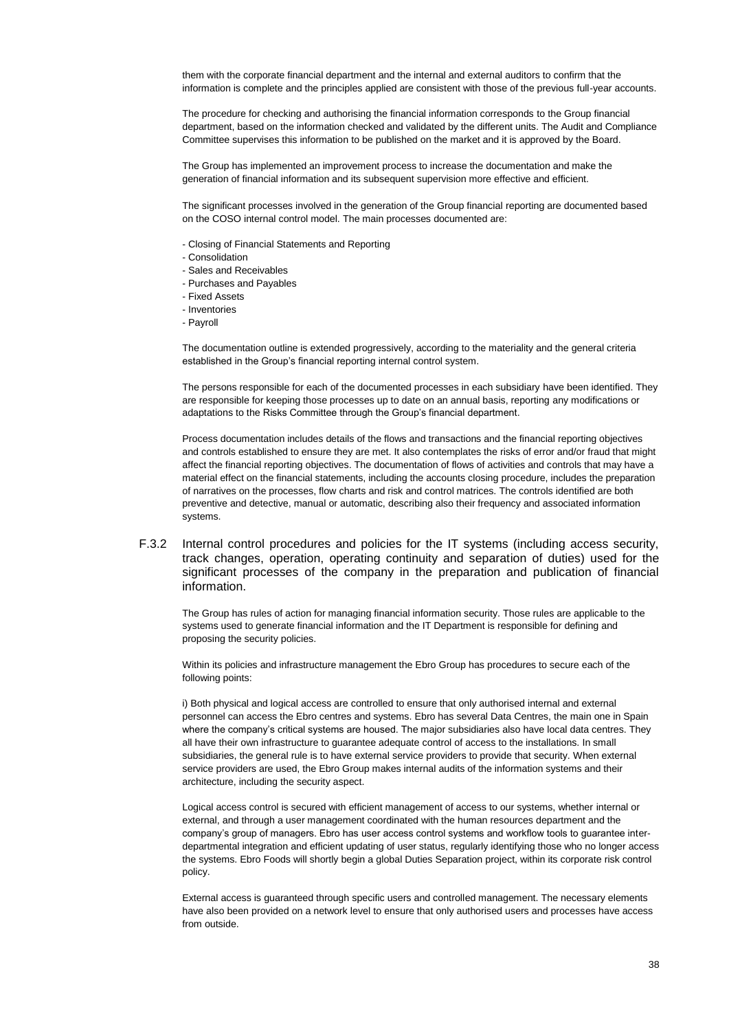them with the corporate financial department and the internal and external auditors to confirm that the information is complete and the principles applied are consistent with those of the previous full-year accounts.

The procedure for checking and authorising the financial information corresponds to the Group financial department, based on the information checked and validated by the different units. The Audit and Compliance Committee supervises this information to be published on the market and it is approved by the Board.

The Group has implemented an improvement process to increase the documentation and make the generation of financial information and its subsequent supervision more effective and efficient.

The significant processes involved in the generation of the Group financial reporting are documented based on the COSO internal control model. The main processes documented are:

- Closing of Financial Statements and Reporting
- Consolidation
- Sales and Receivables
- Purchases and Payables
- Fixed Assets
- Inventories
- Payroll

The documentation outline is extended progressively, according to the materiality and the general criteria established in the Group's financial reporting internal control system.

The persons responsible for each of the documented processes in each subsidiary have been identified. They are responsible for keeping those processes up to date on an annual basis, reporting any modifications or adaptations to the Risks Committee through the Group's financial department.

Process documentation includes details of the flows and transactions and the financial reporting objectives and controls established to ensure they are met. It also contemplates the risks of error and/or fraud that might affect the financial reporting objectives. The documentation of flows of activities and controls that may have a material effect on the financial statements, including the accounts closing procedure, includes the preparation of narratives on the processes, flow charts and risk and control matrices. The controls identified are both preventive and detective, manual or automatic, describing also their frequency and associated information systems.

F.3.2 Internal control procedures and policies for the IT systems (including access security, track changes, operation, operating continuity and separation of duties) used for the significant processes of the company in the preparation and publication of financial information.

The Group has rules of action for managing financial information security. Those rules are applicable to the systems used to generate financial information and the IT Department is responsible for defining and proposing the security policies.

Within its policies and infrastructure management the Ebro Group has procedures to secure each of the following points:

i) Both physical and logical access are controlled to ensure that only authorised internal and external personnel can access the Ebro centres and systems. Ebro has several Data Centres, the main one in Spain where the company's critical systems are housed. The major subsidiaries also have local data centres. They all have their own infrastructure to guarantee adequate control of access to the installations. In small subsidiaries, the general rule is to have external service providers to provide that security. When external service providers are used, the Ebro Group makes internal audits of the information systems and their architecture, including the security aspect.

Logical access control is secured with efficient management of access to our systems, whether internal or external, and through a user management coordinated with the human resources department and the company's group of managers. Ebro has user access control systems and workflow tools to guarantee inter-departmental integration and efficient updating of user status, regularly identifying those who no longer access the systems. Ebro Foods will shortly begin a global Duties Separation project, within its corporate risk control policy.

External access is guaranteed through specific users and controlled management. The necessary elements have also been provided on a network level to ensure that only authorised users and processes have access from outside.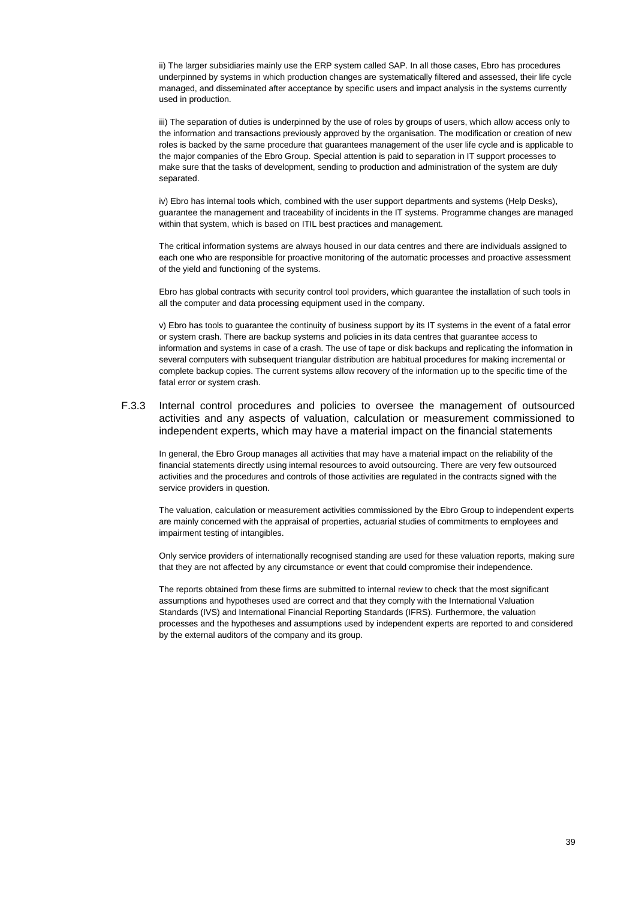ii) The larger subsidiaries mainly use the ERP system called SAP. In all those cases, Ebro has procedures underpinned by systems in which production changes are systematically filtered and assessed, their life cycle managed, and disseminated after acceptance by specific users and impact analysis in the systems currently used in production.

iii) The separation of duties is underpinned by the use of roles by groups of users, which allow access only to the information and transactions previously approved by the organisation. The modification or creation of new roles is backed by the same procedure that guarantees management of the user life cycle and is applicable to the major companies of the Ebro Group. Special attention is paid to separation in IT support processes to make sure that the tasks of development, sending to production and administration of the system are duly separated.

iv) Ebro has internal tools which, combined with the user support departments and systems (Help Desks), guarantee the management and traceability of incidents in the IT systems. Programme changes are managed within that system, which is based on ITIL best practices and management.

The critical information systems are always housed in our data centres and there are individuals assigned to each one who are responsible for proactive monitoring of the automatic processes and proactive assessment of the yield and functioning of the systems.

Ebro has global contracts with security control tool providers, which guarantee the installation of such tools in all the computer and data processing equipment used in the company.

v) Ebro has tools to guarantee the continuity of business support by its IT systems in the event of a fatal error or system crash. There are backup systems and policies in its data centres that guarantee access to information and systems in case of a crash. The use of tape or disk backups and replicating the information in several computers with subsequent triangular distribution are habitual procedures for making incremental or complete backup copies. The current systems allow recovery of the information up to the specific time of the fatal error or system crash.

### F.3.3 Internal control procedures and policies to oversee the management of outsourced activities and any aspects of valuation, calculation or measurement commissioned to independent experts, which may have a material impact on the financial statements

In general, the Ebro Group manages all activities that may have a material impact on the reliability of the financial statements directly using internal resources to avoid outsourcing. There are very few outsourced activities and the procedures and controls of those activities are regulated in the contracts signed with the service providers in question.

The valuation, calculation or measurement activities commissioned by the Ebro Group to independent experts are mainly concerned with the appraisal of properties, actuarial studies of commitments to employees and impairment testing of intangibles.

Only service providers of internationally recognised standing are used for these valuation reports, making sure that they are not affected by any circumstance or event that could compromise their independence.

The reports obtained from these firms are submitted to internal review to check that the most significant assumptions and hypotheses used are correct and that they comply with the International Valuation Standards (IVS) and International Financial Reporting Standards (IFRS). Furthermore, the valuation processes and the hypotheses and assumptions used by independent experts are reported to and considered by the external auditors of the company and its group.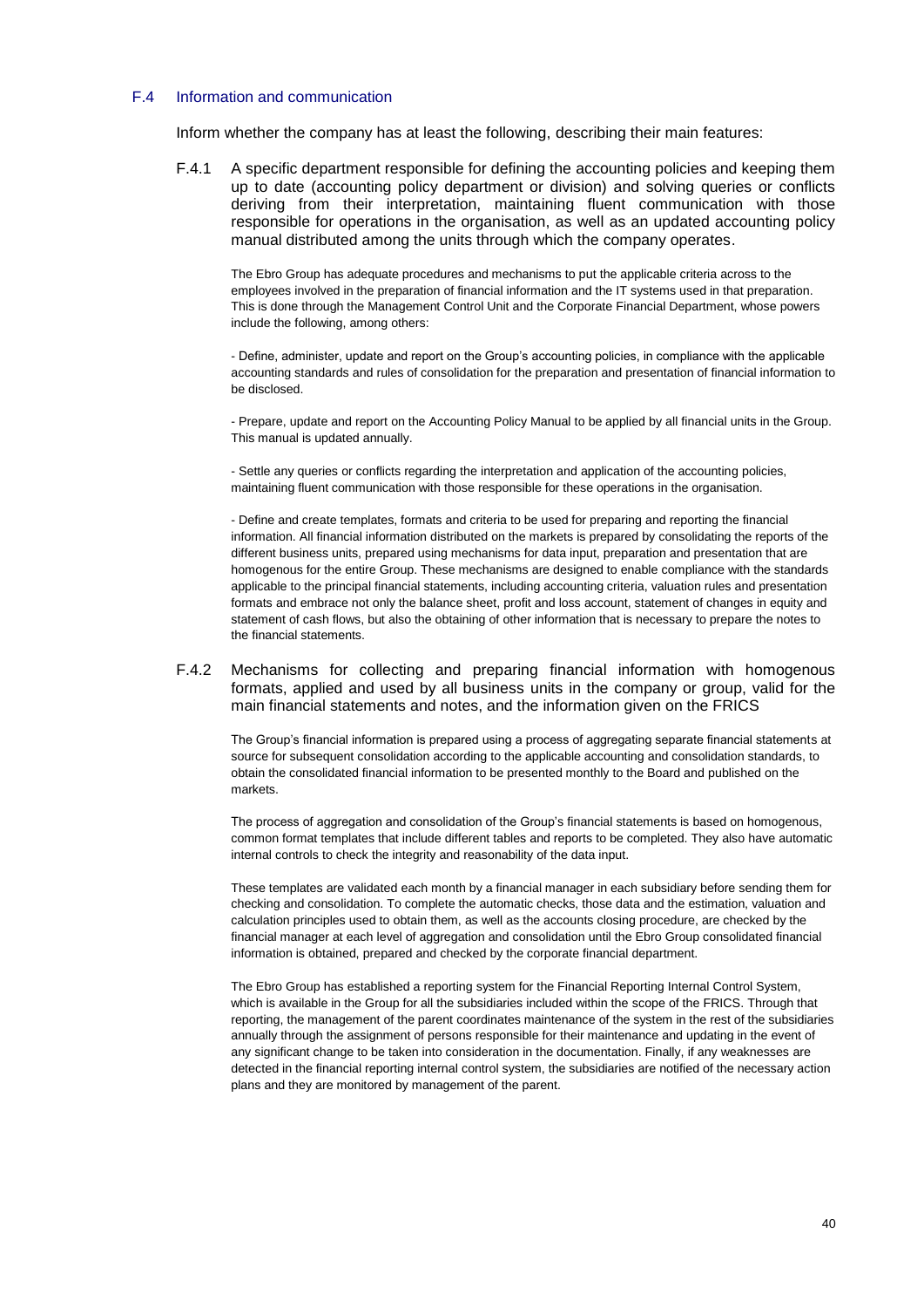## F.4 Information and communication

Inform whether the company has at least the following, describing their main features:

### F.4.1 A specific department responsible for defining the accounting policies and keeping them up to date (accounting policy department or division) and solving queries or conflicts deriving from their interpretation, maintaining fluent communication with those responsible for operations in the organisation, as well as an updated accounting policy manual distributed among the units through which the company operates.

The Ebro Group has adequate procedures and mechanisms to put the applicable criteria across to the employees involved in the preparation of financial information and the IT systems used in that preparation. This is done through the Management Control Unit and the Corporate Financial Department, whose powers include the following, among others:

- Define, administer, update and report on the Group's accounting policies, in compliance with the applicable accounting standards and rules of consolidation for the preparation and presentation of financial information to be disclosed.

- Prepare, update and report on the Accounting Policy Manual to be applied by all financial units in the Group. This manual is updated annually.

- Settle any queries or conflicts regarding the interpretation and application of the accounting policies, maintaining fluent communication with those responsible for these operations in the organisation.

- Define and create templates, formats and criteria to be used for preparing and reporting the financial information. All financial information distributed on the markets is prepared by consolidating the reports of the different business units, prepared using mechanisms for data input, preparation and presentation that are homogenous for the entire Group. These mechanisms are designed to enable compliance with the standards applicable to the principal financial statements, including accounting criteria, valuation rules and presentation formats and embrace not only the balance sheet, profit and loss account, statement of changes in equity and statement of cash flows, but also the obtaining of other information that is necessary to prepare the notes to the financial statements.

### F.4.2 Mechanisms for collecting and preparing financial information with homogenous formats, applied and used by all business units in the company or group, valid for the main financial statements and notes, and the information given on the FRICS

The Group's financial information is prepared using a process of aggregating separate financial statements at source for subsequent consolidation according to the applicable accounting and consolidation standards, to obtain the consolidated financial information to be presented monthly to the Board and published on the markets.

The process of aggregation and consolidation of the Group's financial statements is based on homogenous, common format templates that include different tables and reports to be completed. They also have automatic internal controls to check the integrity and reasonability of the data input.

These templates are validated each month by a financial manager in each subsidiary before sending them for checking and consolidation. To complete the automatic checks, those data and the estimation, valuation and calculation principles used to obtain them, as well as the accounts closing procedure, are checked by the financial manager at each level of aggregation and consolidation until the Ebro Group consolidated financial information is obtained, prepared and checked by the corporate financial department.

The Ebro Group has established a reporting system for the Financial Reporting Internal Control System, which is available in the Group for all the subsidiaries included within the scope of the FRICS. Through that reporting, the management of the parent coordinates maintenance of the system in the rest of the subsidiaries annually through the assignment of persons responsible for their maintenance and updating in the event of any significant change to be taken into consideration in the documentation. Finally, if any weaknesses are detected in the financial reporting internal control system, the subsidiaries are notified of the necessary action plans and they are monitored by management of the parent.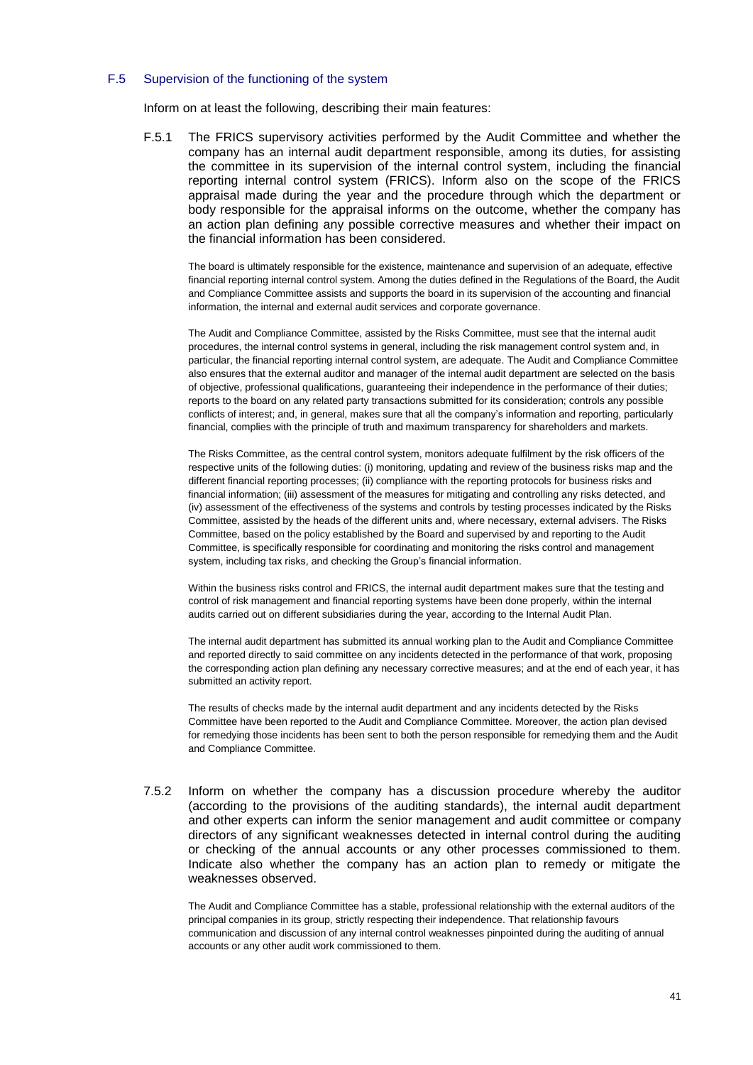### F.5 Supervision of the functioning of the system

Inform on at least the following, describing their main features:

F.5.1 The FRICS supervisory activities performed by the Audit Committee and whether the company has an internal audit department responsible, among its duties, for assisting the committee in its supervision of the internal control system, including the financial reporting internal control system (FRICS). Inform also on the scope of the FRICS appraisal made during the year and the procedure through which the department or body responsible for the appraisal informs on the outcome, whether the company has an action plan defining any possible corrective measures and whether their impact on the financial information has been considered.

The board is ultimately responsible for the existence, maintenance and supervision of an adequate, effective financial reporting internal control system. Among the duties defined in the Regulations of the Board, the Audit and Compliance Committee assists and supports the board in its supervision of the accounting and financial information, the internal and external audit services and corporate governance.

The Audit and Compliance Committee, assisted by the Risks Committee, must see that the internal audit procedures, the internal control systems in general, including the risk management control system and, in particular, the financial reporting internal control system, are adequate. The Audit and Compliance Committee also ensures that the external auditor and manager of the internal audit department are selected on the basis of objective, professional qualifications, guaranteeing their independence in the performance of their duties; reports to the board on any related party transactions submitted for its consideration; controls any possible conflicts of interest; and, in general, makes sure that all the company's information and reporting, particularly financial, complies with the principle of truth and maximum transparency for shareholders and markets.

The Risks Committee, as the central control system, monitors adequate fulfilment by the risk officers of the respective units of the following duties: (i) monitoring, updating and review of the business risks map and the different financial reporting processes; (ii) compliance with the reporting protocols for business risks and financial information; (iii) assessment of the measures for mitigating and controlling any risks detected, and (iv) assessment of the effectiveness of the systems and controls by testing processes indicated by the Risks Committee, assisted by the heads of the different units and, where necessary, external advisers. The Risks Committee, based on the policy established by the Board and supervised by and reporting to the Audit Committee, is specifically responsible for coordinating and monitoring the risks control and management system, including tax risks, and checking the Group's financial information.

Within the business risks control and FRICS, the internal audit department makes sure that the testing and control of risk management and financial reporting systems have been done properly, within the internal audits carried out on different subsidiaries during the year, according to the Internal Audit Plan.

The internal audit department has submitted its annual working plan to the Audit and Compliance Committee and reported directly to said committee on any incidents detected in the performance of that work, proposing the corresponding action plan defining any necessary corrective measures; and at the end of each year, it has submitted an activity report.

The results of checks made by the internal audit department and any incidents detected by the Risks Committee have been reported to the Audit and Compliance Committee. Moreover, the action plan devised for remedying those incidents has been sent to both the person responsible for remedying them and the Audit and Compliance Committee.

7.5.2 Inform on whether the company has a discussion procedure whereby the auditor (according to the provisions of the auditing standards), the internal audit department and other experts can inform the senior management and audit committee or company directors of any significant weaknesses detected in internal control during the auditing or checking of the annual accounts or any other processes commissioned to them. Indicate also whether the company has an action plan to remedy or mitigate the weaknesses observed.

The Audit and Compliance Committee has a stable, professional relationship with the external auditors of the principal companies in its group, strictly respecting their independence. That relationship favours communication and discussion of any internal control weaknesses pinpointed during the auditing of annual accounts or any other audit work commissioned to them.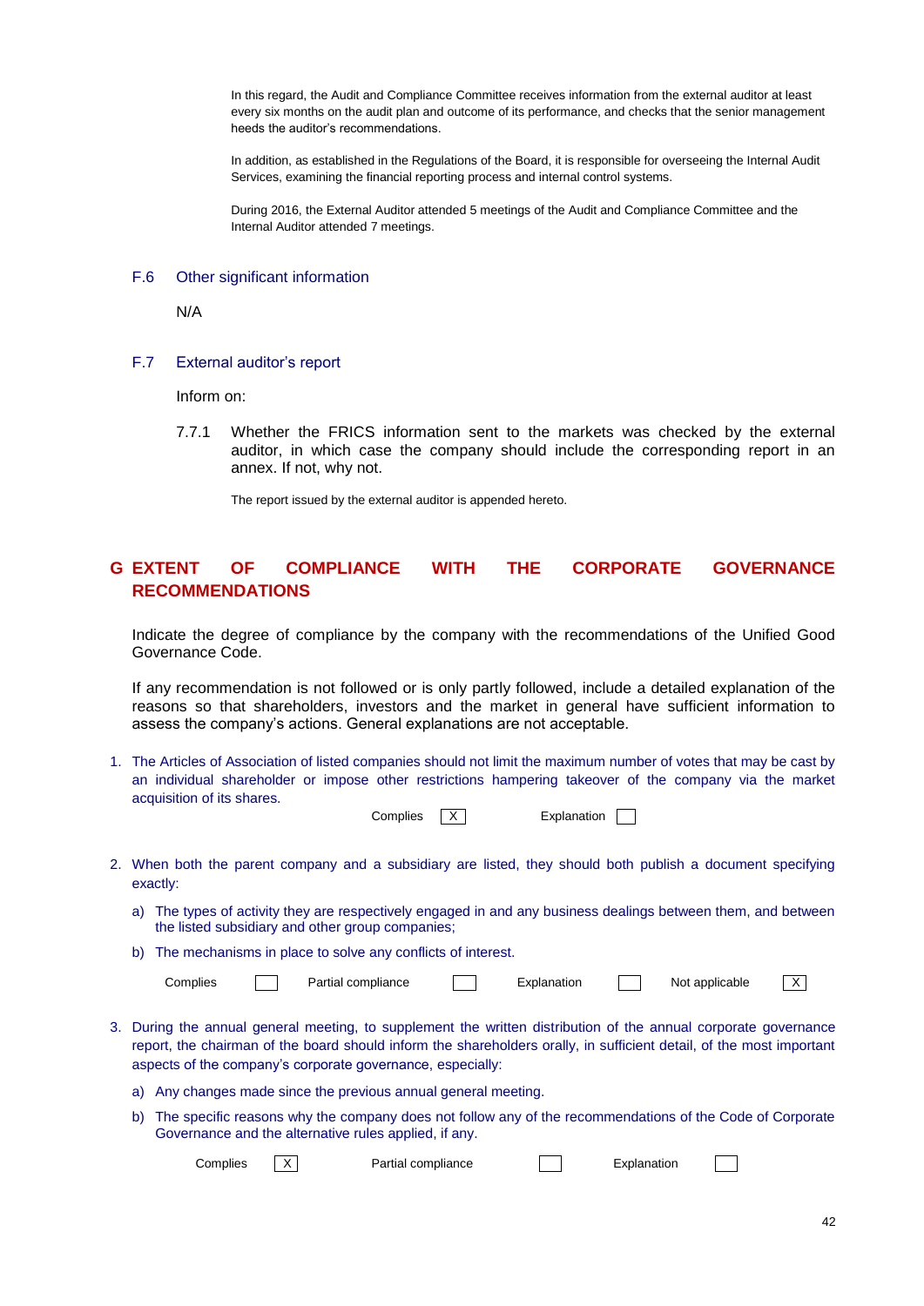In this regard, the Audit and Compliance Committee receives information from the external auditor at least every six months on the audit plan and outcome of its performance, and checks that the senior management heeds the auditor's recommendations.

In addition, as established in the Regulations of the Board, it is responsible for overseeing the Internal Audit Services, examining the financial reporting process and internal control systems.

During 2016, the External Auditor attended 5 meetings of the Audit and Compliance Committee and the Internal Auditor attended 7 meetings.

### F.6 Other significant information

N/A

### F.7 External auditor's report

Inform on:

7.7.1 Whether the FRICS information sent to the markets was checked by the external auditor, in which case the company should include the corresponding report in an annex. If not, why not.

The report issued by the external auditor is appended hereto.

## G EXTENT OF COMPLIANCE WITH THE CORPORATE GOVERNANCE RECOMMENDATIONS

Indicate the degree of compliance by the company with the recommendations of the Unified Good Governance Code.

If any recommendation is not followed or is only partly followed, include a detailed explanation of the reasons so that shareholders, investors and the market in general have sufficient information to assess the company's actions. General explanations are not acceptable.

1. The Articles of Association of listed companies should not limit the maximum number of votes that may be cast by an individual shareholder or impose other restrictions hampering takeover of the company via the market acquisition of its shares.

   Complies [X] Explanation [ ]

2. When both the parent company and a subsidiary are listed, they should both publish a document specifying exactly:

   a) The types of activity they are respectively engaged in and any business dealings between them, and between the listed subsidiary and other group companies;

   b) The mechanisms in place to solve any conflicts of interest.

   Complies [ ] Partial compliance [ ] Explanation [ ] Not applicable [X]

3. During the annual general meeting, to supplement the written distribution of the annual corporate governance report, the chairman of the board should inform the shareholders orally, in sufficient detail, of the most important aspects of the company's corporate governance, especially:

   a) Any changes made since the previous annual general meeting.

   b) The specific reasons why the company does not follow any of the recommendations of the Code of Corporate Governance and the alternative rules applied, if any.

   Complies [X] Partial compliance [ ] Explanation [ ]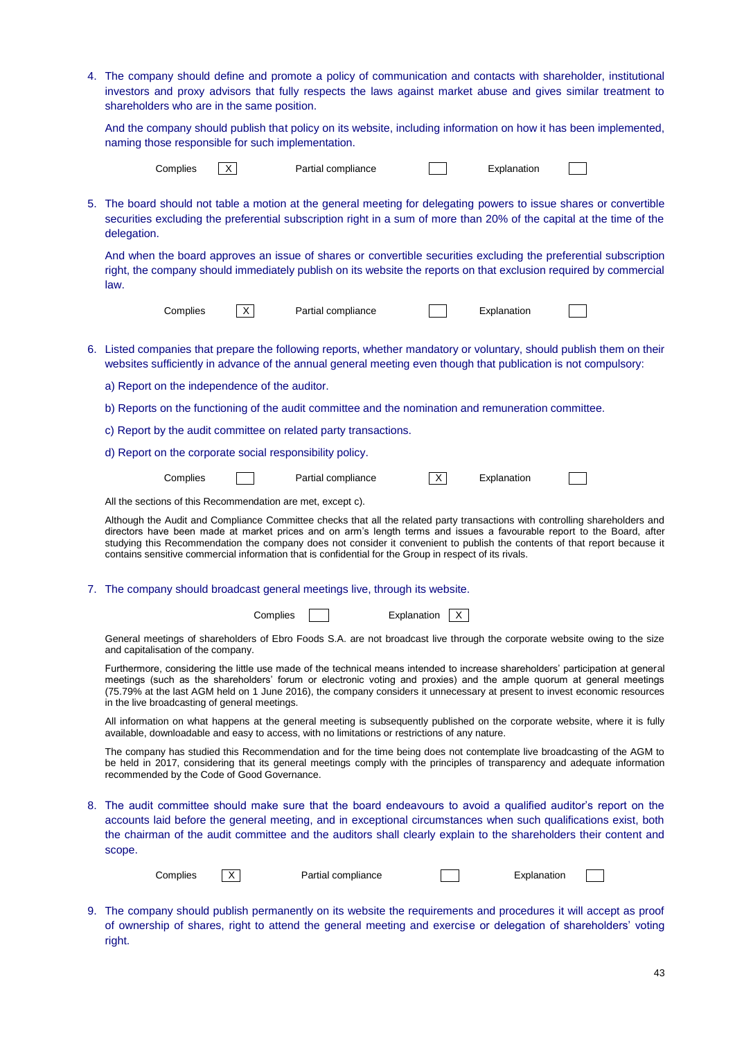4. The company should define and promote a policy of communication and contacts with shareholder, institutional investors and proxy advisors that fully respects the laws against market abuse and gives similar treatment to shareholders who are in the same position.

   And the company should publish that policy on its website, including information on how it has been implemented, naming those responsible for such implementation.

   Complies [X] Partial compliance [ ] Explanation [ ]

5. The board should not table a motion at the general meeting for delegating powers to issue shares or convertible securities excluding the preferential subscription right in a sum of more than 20% of the capital at the time of the delegation.

   And when the board approves an issue of shares or convertible securities excluding the preferential subscription right, the company should immediately publish on its website the reports on that exclusion required by commercial law.

   Complies [X] Partial compliance [ ] Explanation [ ]

6. Listed companies that prepare the following reports, whether mandatory or voluntary, should publish them on their websites sufficiently in advance of the annual general meeting even though that publication is not compulsory:

   a) Report on the independence of the auditor.

   b) Reports on the functioning of the audit committee and the nomination and remuneration committee.

   c) Report by the audit committee on related party transactions.

   d) Report on the corporate social responsibility policy.

   Complies [ ] Partial compliance [X] Explanation [ ]

   All the sections of this Recommendation are met, except c).

   Although the Audit and Compliance Committee checks that all the related party transactions with controlling shareholders and directors have been made at market prices and on arm's length terms and issues a favourable report to the Board, after studying this Recommendation the company does not consider it convenient to publish the contents of that report because it contains sensitive commercial information that is confidential for the Group in respect of its rivals.

7. The company should broadcast general meetings live, through its website.

   Complies [ ] Explanation [X]

   General meetings of shareholders of Ebro Foods S.A. are not broadcast live through the corporate website owing to the size and capitalisation of the company.

   Furthermore, considering the little use made of the technical means intended to increase shareholders' participation at general meetings (such as the shareholders' forum or electronic voting and proxies) and the ample quorum at general meetings (75.79% at the last AGM held on 1 June 2016), the company considers it unnecessary at present to invest economic resources in the live broadcasting of general meetings.

   All information on what happens at the general meeting is subsequently published on the corporate website, where it is fully available, downloadable and easy to access, with no limitations or restrictions of any nature.

   The company has studied this Recommendation and for the time being does not contemplate live broadcasting of the AGM to be held in 2017, considering that its general meetings comply with the principles of transparency and adequate information recommended by the Code of Good Governance.

8. The audit committee should make sure that the board endeavours to avoid a qualified auditor's report on the accounts laid before the general meeting, and in exceptional circumstances when such qualifications exist, both the chairman of the audit committee and the auditors shall clearly explain to the shareholders their content and scope.

   Complies [X] Partial compliance [ ] Explanation [ ]

9. The company should publish permanently on its website the requirements and procedures it will accept as proof of ownership of shares, right to attend the general meeting and exercise or delegation of shareholders' voting right.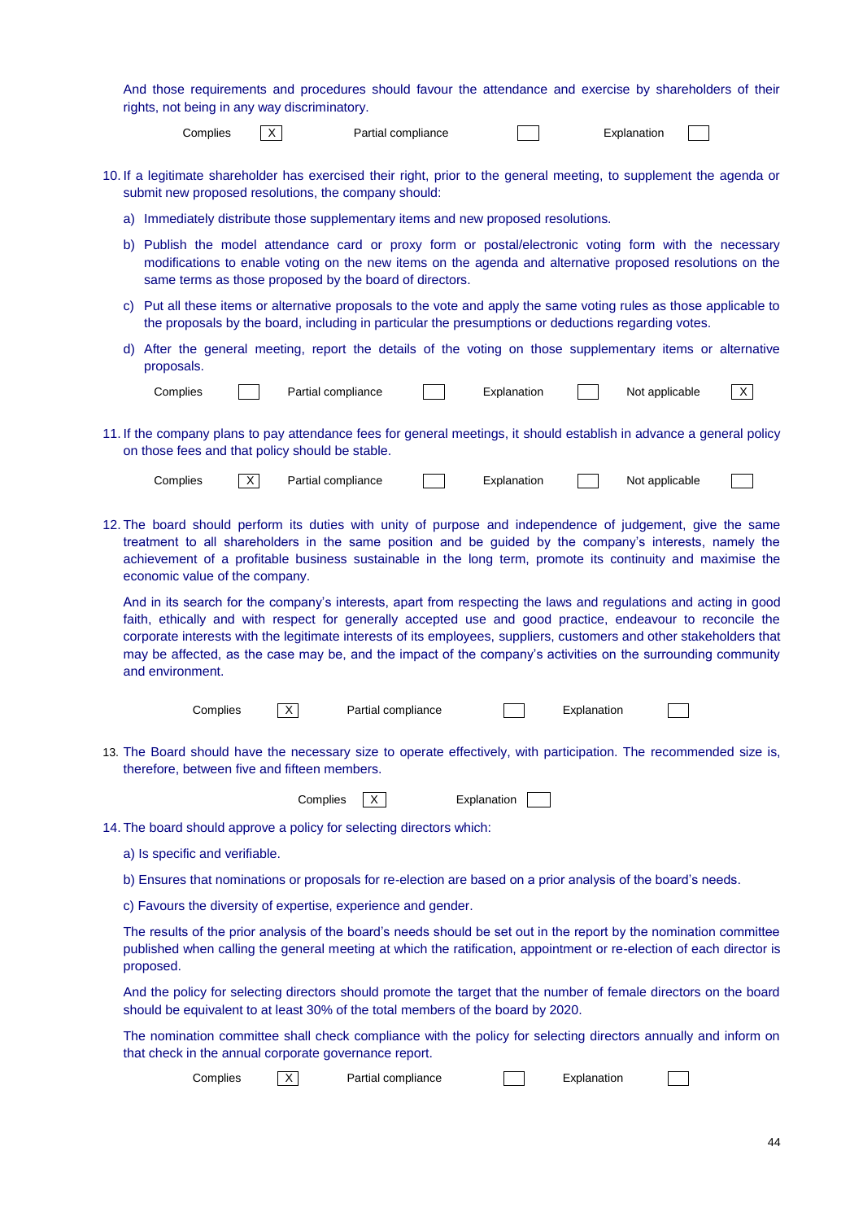And those requirements and procedures should favour the attendance and exercise by shareholders of their rights, not being in any way discriminatory.

| Complies | X | Partial compliance | | Explanation | |
|---|---|---|---|---|---|

10. If a legitimate shareholder has exercised their right, prior to the general meeting, to supplement the agenda or submit new proposed resolutions, the company should:

    a) Immediately distribute those supplementary items and new proposed resolutions.

    b) Publish the model attendance card or proxy form or postal/electronic voting form with the necessary modifications to enable voting on the new items on the agenda and alternative proposed resolutions on the same terms as those proposed by the board of directors.

    c) Put all these items or alternative proposals to the vote and apply the same voting rules as those applicable to the proposals by the board, including in particular the presumptions or deductions regarding votes.

    d) After the general meeting, report the details of the voting on those supplementary items or alternative proposals.

| Complies | | Partial compliance | | Explanation | | Not applicable | X |
|---|---|---|---|---|---|---|---|

11. If the company plans to pay attendance fees for general meetings, it should establish in advance a general policy on those fees and that policy should be stable.

| Complies | X | Partial compliance | | Explanation | | Not applicable | |
|---|---|---|---|---|---|---|---|

12. The board should perform its duties with unity of purpose and independence of judgement, give the same treatment to all shareholders in the same position and be guided by the company's interests, namely the achievement of a profitable business sustainable in the long term, promote its continuity and maximise the economic value of the company.

    And in its search for the company's interests, apart from respecting the laws and regulations and acting in good faith, ethically and with respect for generally accepted use and good practice, endeavour to reconcile the corporate interests with the legitimate interests of its employees, suppliers, customers and other stakeholders that may be affected, as the case may be, and the impact of the company's activities on the surrounding community and environment.

| Complies | X | Partial compliance | | Explanation | |
|---|---|---|---|---|---|

13. The Board should have the necessary size to operate effectively, with participation. The recommended size is, therefore, between five and fifteen members.

| Complies | X | Explanation | |
|---|---|---|---|

14. The board should approve a policy for selecting directors which:

    a) Is specific and verifiable.

    b) Ensures that nominations or proposals for re-election are based on a prior analysis of the board's needs.

    c) Favours the diversity of expertise, experience and gender.

    The results of the prior analysis of the board's needs should be set out in the report by the nomination committee published when calling the general meeting at which the ratification, appointment or re-election of each director is proposed.

    And the policy for selecting directors should promote the target that the number of female directors on the board should be equivalent to at least 30% of the total members of the board by 2020.

    The nomination committee shall check compliance with the policy for selecting directors annually and inform on that check in the annual corporate governance report.

| Complies | X | Partial compliance | | Explanation | |
|---|---|---|---|---|---|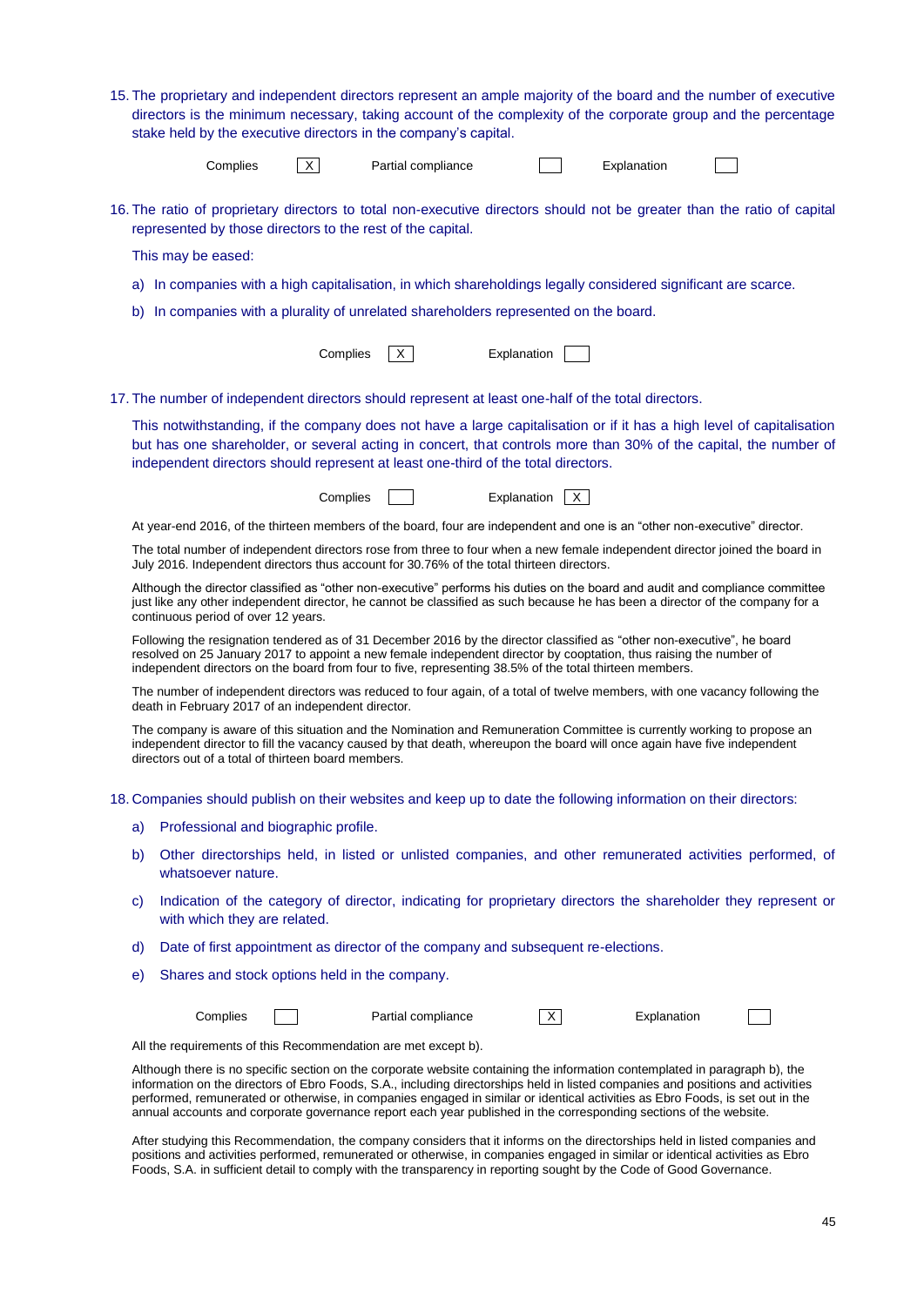15. The proprietary and independent directors represent an ample majority of the board and the number of executive directors is the minimum necessary, taking account of the complexity of the corporate group and the percentage stake held by the executive directors in the company's capital.

Complies [X] Partial compliance [ ] Explanation [ ]

16. The ratio of proprietary directors to total non-executive directors should not be greater than the ratio of capital represented by those directors to the rest of the capital.

This may be eased:

a) In companies with a high capitalisation, in which shareholdings legally considered significant are scarce.

b) In companies with a plurality of unrelated shareholders represented on the board.

Complies [X] Explanation [ ]

17. The number of independent directors should represent at least one-half of the total directors.

This notwithstanding, if the company does not have a large capitalisation or if it has a high level of capitalisation but has one shareholder, or several acting in concert, that controls more than 30% of the capital, the number of independent directors should represent at least one-third of the total directors.

Complies [ ] Explanation [X]

At year-end 2016, of the thirteen members of the board, four are independent and one is an "other non-executive" director.

The total number of independent directors rose from three to four when a new female independent director joined the board in July 2016. Independent directors thus account for 30.76% of the total thirteen directors.

Although the director classified as "other non-executive" performs his duties on the board and audit and compliance committee just like any other independent director, he cannot be classified as such because he has been a director of the company for a continuous period of over 12 years.

Following the resignation tendered as of 31 December 2016 by the director classified as "other non-executive", he board resolved on 25 January 2017 to appoint a new female independent director by cooptation, thus raising the number of independent directors on the board from four to five, representing 38.5% of the total thirteen members.

The number of independent directors was reduced to four again, of a total of twelve members, with one vacancy following the death in February 2017 of an independent director.

The company is aware of this situation and the Nomination and Remuneration Committee is currently working to propose an independent director to fill the vacancy caused by that death, whereupon the board will once again have five independent directors out of a total of thirteen board members.

18. Companies should publish on their websites and keep up to date the following information on their directors:

a) Professional and biographic profile.

b) Other directorships held, in listed or unlisted companies, and other remunerated activities performed, of whatsoever nature.

c) Indication of the category of director, indicating for proprietary directors the shareholder they represent or with which they are related.

d) Date of first appointment as director of the company and subsequent re-elections.

e) Shares and stock options held in the company.

Complies [ ] Partial compliance [X] Explanation [ ]

All the requirements of this Recommendation are met except b).

Although there is no specific section on the corporate website containing the information contemplated in paragraph b), the information on the directors of Ebro Foods, S.A., including directorships held in listed companies and positions and activities performed, remunerated or otherwise, in companies engaged in similar or identical activities as Ebro Foods, is set out in the annual accounts and corporate governance report each year published in the corresponding sections of the website.

After studying this Recommendation, the company considers that it informs on the directorships held in listed companies and positions and activities performed, remunerated or otherwise, in companies engaged in similar or identical activities as Ebro Foods, S.A. in sufficient detail to comply with the transparency in reporting sought by the Code of Good Governance.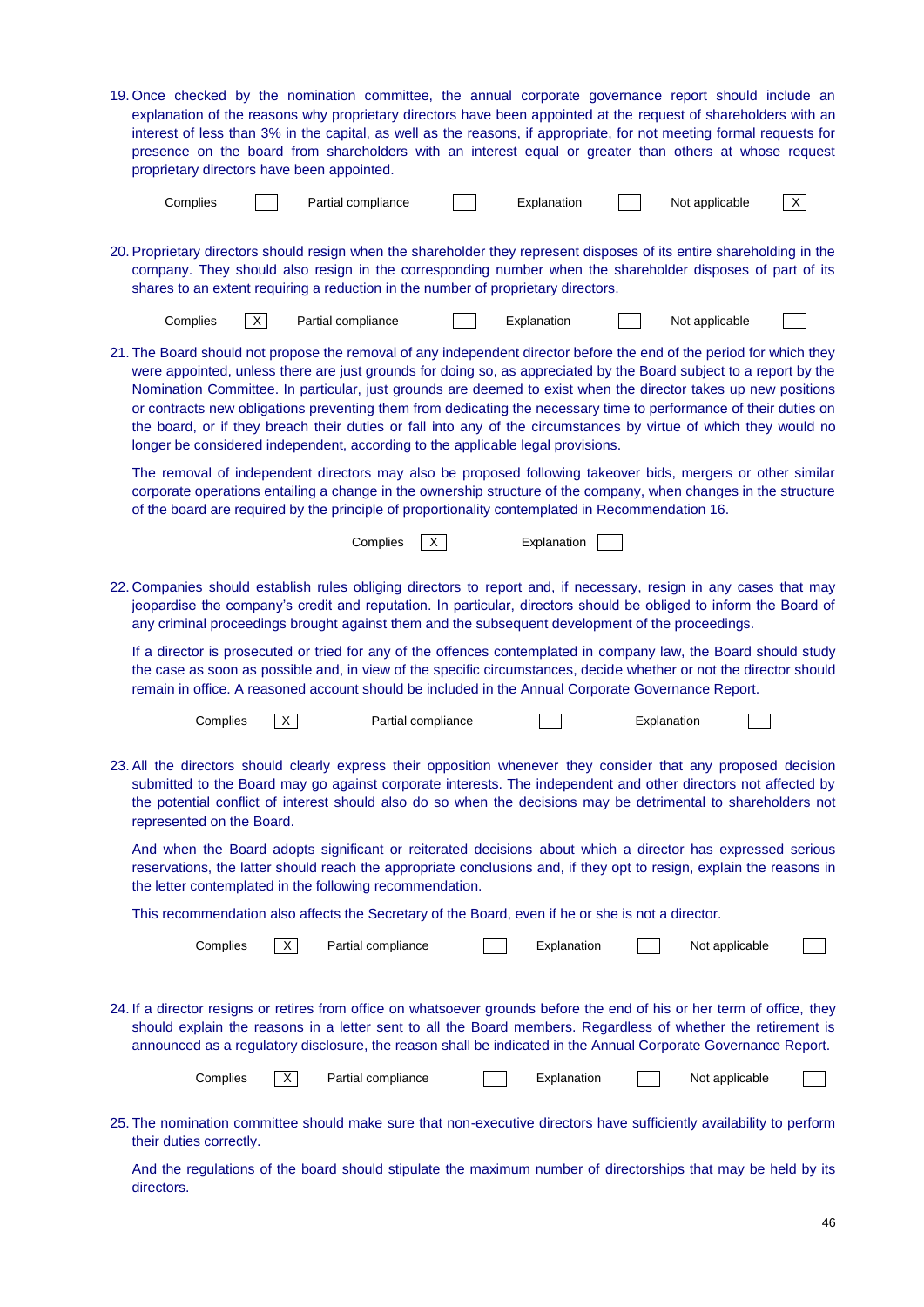19. Once checked by the nomination committee, the annual corporate governance report should include an explanation of the reasons why proprietary directors have been appointed at the request of shareholders with an interest of less than 3% in the capital, as well as the reasons, if appropriate, for not meeting formal requests for presence on the board from shareholders with an interest equal or greater than others at whose request proprietary directors have been appointed.

| Complies | | Partial compliance | | Explanation | | Not applicable | X |
|---|---|---|---|---|---|---|---|

20. Proprietary directors should resign when the shareholder they represent disposes of its entire shareholding in the company. They should also resign in the corresponding number when the shareholder disposes of part of its shares to an extent requiring a reduction in the number of proprietary directors.

| Complies | X | Partial compliance | | Explanation | | Not applicable | |
|---|---|---|---|---|---|---|---|

21. The Board should not propose the removal of any independent director before the end of the period for which they were appointed, unless there are just grounds for doing so, as appreciated by the Board subject to a report by the Nomination Committee. In particular, just grounds are deemed to exist when the director takes up new positions or contracts new obligations preventing them from dedicating the necessary time to performance of their duties on the board, or if they breach their duties or fall into any of the circumstances by virtue of which they would no longer be considered independent, according to the applicable legal provisions.

    The removal of independent directors may also be proposed following takeover bids, mergers or other similar corporate operations entailing a change in the ownership structure of the company, when changes in the structure of the board are required by the principle of proportionality contemplated in Recommendation 16.

| Complies | X | Explanation | |
|---|---|---|---|

22. Companies should establish rules obliging directors to report and, if necessary, resign in any cases that may jeopardise the company's credit and reputation. In particular, directors should be obliged to inform the Board of any criminal proceedings brought against them and the subsequent development of the proceedings.

    If a director is prosecuted or tried for any of the offences contemplated in company law, the Board should study the case as soon as possible and, in view of the specific circumstances, decide whether or not the director should remain in office. A reasoned account should be included in the Annual Corporate Governance Report.

| Complies | X | Partial compliance | | Explanation | |
|---|---|---|---|---|---|

23. All the directors should clearly express their opposition whenever they consider that any proposed decision submitted to the Board may go against corporate interests. The independent and other directors not affected by the potential conflict of interest should also do so when the decisions may be detrimental to shareholders not represented on the Board.

    And when the Board adopts significant or reiterated decisions about which a director has expressed serious reservations, the latter should reach the appropriate conclusions and, if they opt to resign, explain the reasons in the letter contemplated in the following recommendation.

    This recommendation also affects the Secretary of the Board, even if he or she is not a director.

| Complies | X | Partial compliance | | Explanation | | Not applicable | |
|---|---|---|---|---|---|---|---|

24. If a director resigns or retires from office on whatsoever grounds before the end of his or her term of office, they should explain the reasons in a letter sent to all the Board members. Regardless of whether the retirement is announced as a regulatory disclosure, the reason shall be indicated in the Annual Corporate Governance Report.

| Complies | X | Partial compliance | | Explanation | | Not applicable | |
|---|---|---|---|---|---|---|---|

25. The nomination committee should make sure that non-executive directors have sufficiently availability to perform their duties correctly.

    And the regulations of the board should stipulate the maximum number of directorships that may be held by its directors.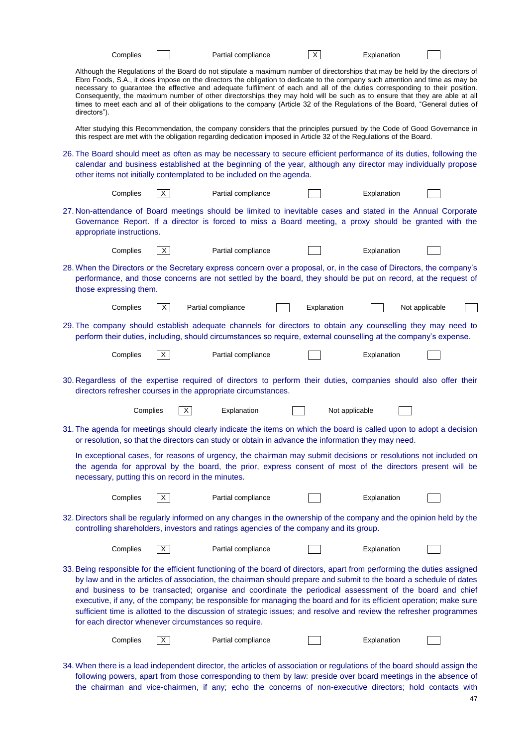Complies [ ] Partial compliance [X] Explanation [ ]

Although the Regulations of the Board do not stipulate a maximum number of directorships that may be held by the directors of Ebro Foods, S.A., it does impose on the directors the obligation to dedicate to the company such attention and time as may be necessary to guarantee the effective and adequate fulfilment of each and all of the duties corresponding to their position. Consequently, the maximum number of other directorships they may hold will be such as to ensure that they are able at all times to meet each and all of their obligations to the company (Article 32 of the Regulations of the Board, "General duties of directors").

After studying this Recommendation, the company considers that the principles pursued by the Code of Good Governance in this respect are met with the obligation regarding dedication imposed in Article 32 of the Regulations of the Board.

26. The Board should meet as often as may be necessary to secure efficient performance of its duties, following the calendar and business established at the beginning of the year, although any director may individually propose other items not initially contemplated to be included on the agenda.

Complies [X] Partial compliance [ ] Explanation [ ]

27. Non-attendance of Board meetings should be limited to inevitable cases and stated in the Annual Corporate Governance Report. If a director is forced to miss a Board meeting, a proxy should be granted with the appropriate instructions.

Complies [X] Partial compliance [ ] Explanation [ ]

28. When the Directors or the Secretary express concern over a proposal, or, in the case of Directors, the company's performance, and those concerns are not settled by the board, they should be put on record, at the request of those expressing them.

Complies [X] Partial compliance [ ] Explanation [ ] Not applicable [ ]

29. The company should establish adequate channels for directors to obtain any counselling they may need to perform their duties, including, should circumstances so require, external counselling at the company's expense.

Complies [X] Partial compliance [ ] Explanation [ ]

30. Regardless of the expertise required of directors to perform their duties, companies should also offer their directors refresher courses in the appropriate circumstances.

Complies [X] Explanation [ ] Not applicable [ ]

31. The agenda for meetings should clearly indicate the items on which the board is called upon to adopt a decision or resolution, so that the directors can study or obtain in advance the information they may need.

In exceptional cases, for reasons of urgency, the chairman may submit decisions or resolutions not included on the agenda for approval by the board, the prior, express consent of most of the directors present will be necessary, putting this on record in the minutes.

Complies [X] Partial compliance [ ] Explanation [ ]

32. Directors shall be regularly informed on any changes in the ownership of the company and the opinion held by the controlling shareholders, investors and ratings agencies of the company and its group.

Complies [X] Partial compliance [ ] Explanation [ ]

33. Being responsible for the efficient functioning of the board of directors, apart from performing the duties assigned by law and in the articles of association, the chairman should prepare and submit to the board a schedule of dates and business to be transacted; organise and coordinate the periodical assessment of the board and chief executive, if any, of the company; be responsible for managing the board and for its efficient operation; make sure sufficient time is allotted to the discussion of strategic issues; and resolve and review the refresher programmes for each director whenever circumstances so require.

Complies [X] Partial compliance [ ] Explanation [ ]

34. When there is a lead independent director, the articles of association or regulations of the board should assign the following powers, apart from those corresponding to them by law: preside over board meetings in the absence of the chairman and vice-chairmen, if any; echo the concerns of non-executive directors; hold contacts with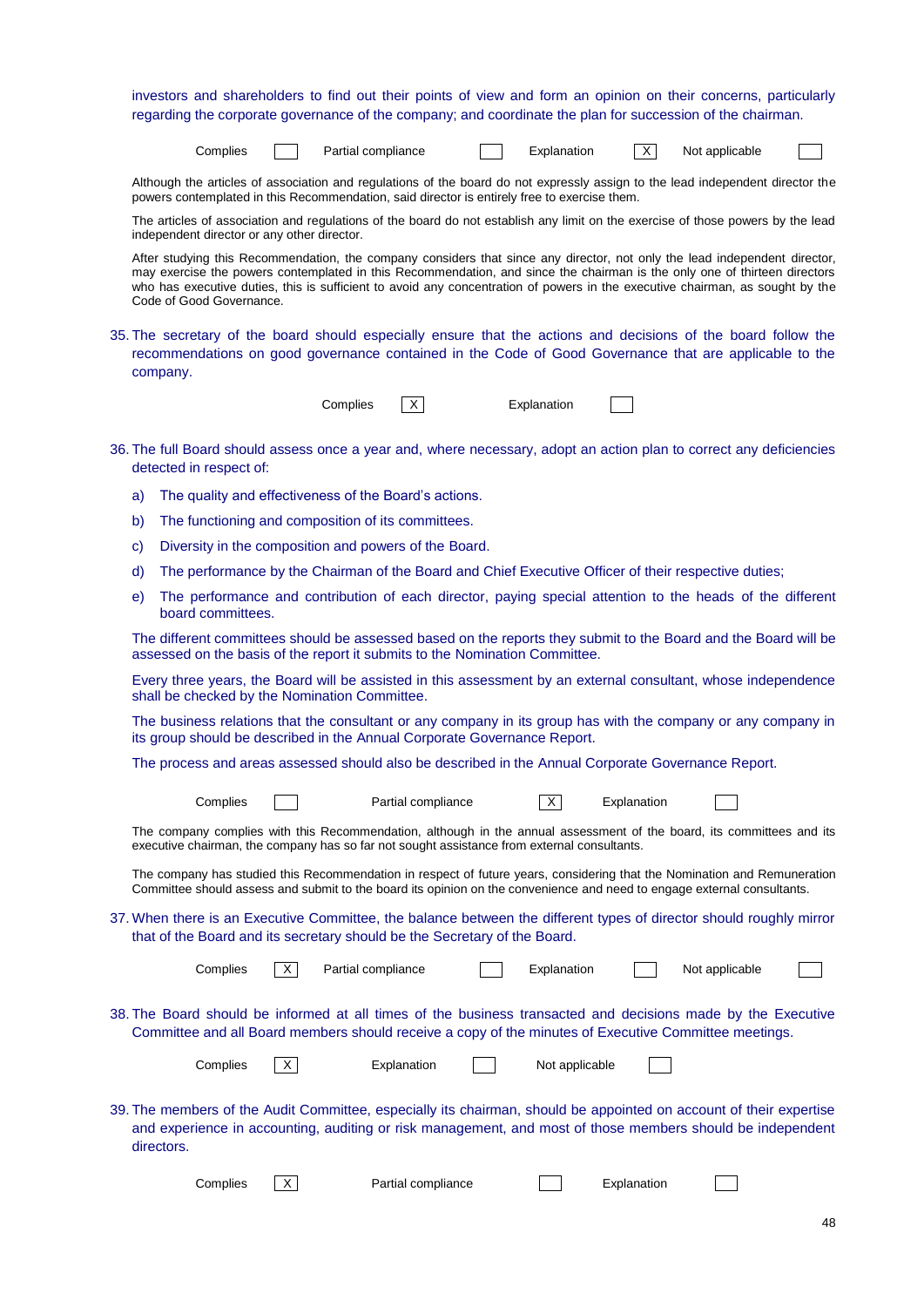investors and shareholders to find out their points of view and form an opinion on their concerns, particularly regarding the corporate governance of the company; and coordinate the plan for succession of the chairman.

Complies [ ] Partial compliance [ ] Explanation [X] Not applicable [ ]

Although the articles of association and regulations of the board do not expressly assign to the lead independent director the powers contemplated in this Recommendation, said director is entirely free to exercise them.

The articles of association and regulations of the board do not establish any limit on the exercise of those powers by the lead independent director or any other director.

After studying this Recommendation, the company considers that since any director, not only the lead independent director, may exercise the powers contemplated in this Recommendation, and since the chairman is the only one of thirteen directors who has executive duties, this is sufficient to avoid any concentration of powers in the executive chairman, as sought by the Code of Good Governance.

35. The secretary of the board should especially ensure that the actions and decisions of the board follow the recommendations on good governance contained in the Code of Good Governance that are applicable to the company.

Complies [X] Explanation [ ]

36. The full Board should assess once a year and, where necessary, adopt an action plan to correct any deficiencies detected in respect of:

    a) The quality and effectiveness of the Board's actions.

    b) The functioning and composition of its committees.

    c) Diversity in the composition and powers of the Board.

    d) The performance by the Chairman of the Board and Chief Executive Officer of their respective duties;

    e) The performance and contribution of each director, paying special attention to the heads of the different board committees.

    The different committees should be assessed based on the reports they submit to the Board and the Board will be assessed on the basis of the report it submits to the Nomination Committee.

    Every three years, the Board will be assisted in this assessment by an external consultant, whose independence shall be checked by the Nomination Committee.

    The business relations that the consultant or any company in its group has with the company or any company in its group should be described in the Annual Corporate Governance Report.

    The process and areas assessed should also be described in the Annual Corporate Governance Report.

Complies [ ] Partial compliance [X] Explanation [ ]

The company complies with this Recommendation, although in the annual assessment of the board, its committees and its executive chairman, the company has so far not sought assistance from external consultants.

The company has studied this Recommendation in respect of future years, considering that the Nomination and Remuneration Committee should assess and submit to the board its opinion on the convenience and need to engage external consultants.

37. When there is an Executive Committee, the balance between the different types of director should roughly mirror that of the Board and its secretary should be the Secretary of the Board.

Complies [X] Partial compliance [ ] Explanation [ ] Not applicable [ ]

38. The Board should be informed at all times of the business transacted and decisions made by the Executive Committee and all Board members should receive a copy of the minutes of Executive Committee meetings.

Complies [X] Explanation [ ] Not applicable [ ]

39. The members of the Audit Committee, especially its chairman, should be appointed on account of their expertise and experience in accounting, auditing or risk management, and most of those members should be independent directors.

Complies [X] Partial compliance [ ] Explanation [ ]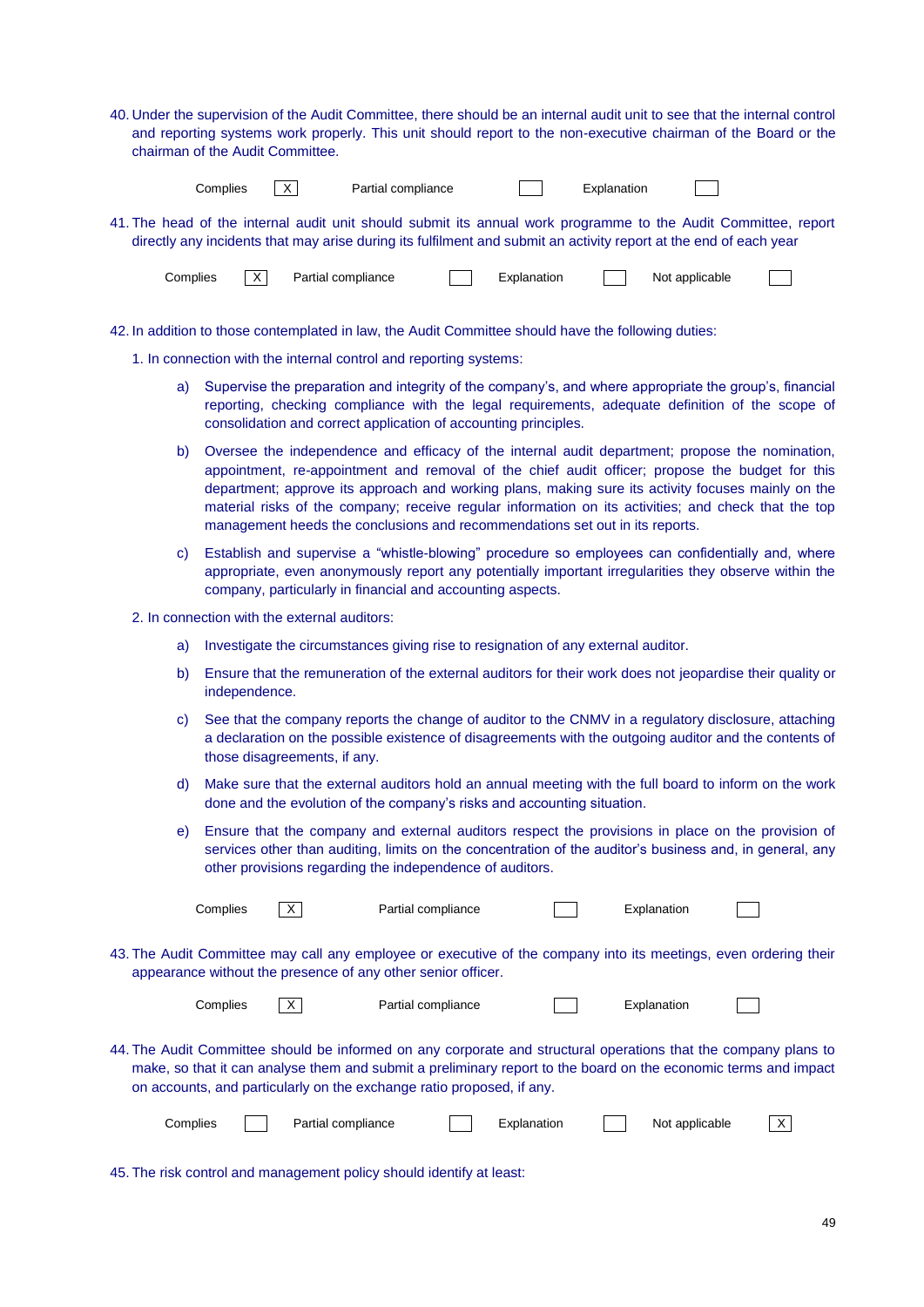40. Under the supervision of the Audit Committee, there should be an internal audit unit to see that the internal control and reporting systems work properly. This unit should report to the non-executive chairman of the Board or the chairman of the Audit Committee.

| Complies | X | Partial compliance | | Explanation | |
|---|---|---|---|---|---|

41. The head of the internal audit unit should submit its annual work programme to the Audit Committee, report directly any incidents that may arise during its fulfilment and submit an activity report at the end of each year

| Complies | X | Partial compliance | | Explanation | | Not applicable | |
|---|---|---|---|---|---|---|---|

42. In addition to those contemplated in law, the Audit Committee should have the following duties:

1. In connection with the internal control and reporting systems:

    a) Supervise the preparation and integrity of the company's, and where appropriate the group's, financial reporting, checking compliance with the legal requirements, adequate definition of the scope of consolidation and correct application of accounting principles.

    b) Oversee the independence and efficacy of the internal audit department; propose the nomination, appointment, re-appointment and removal of the chief audit officer; propose the budget for this department; approve its approach and working plans, making sure its activity focuses mainly on the material risks of the company; receive regular information on its activities; and check that the top management heeds the conclusions and recommendations set out in its reports.

    c) Establish and supervise a "whistle-blowing" procedure so employees can confidentially and, where appropriate, even anonymously report any potentially important irregularities they observe within the company, particularly in financial and accounting aspects.

2. In connection with the external auditors:

    a) Investigate the circumstances giving rise to resignation of any external auditor.

    b) Ensure that the remuneration of the external auditors for their work does not jeopardise their quality or independence.

    c) See that the company reports the change of auditor to the CNMV in a regulatory disclosure, attaching a declaration on the possible existence of disagreements with the outgoing auditor and the contents of those disagreements, if any.

    d) Make sure that the external auditors hold an annual meeting with the full board to inform on the work done and the evolution of the company's risks and accounting situation.

    e) Ensure that the company and external auditors respect the provisions in place on the provision of services other than auditing, limits on the concentration of the auditor's business and, in general, any other provisions regarding the independence of auditors.

| Complies | X | Partial compliance | | Explanation | |
|---|---|---|---|---|---|

43. The Audit Committee may call any employee or executive of the company into its meetings, even ordering their appearance without the presence of any other senior officer.

| Complies | X | Partial compliance | | Explanation | |
|---|---|---|---|---|---|

44. The Audit Committee should be informed on any corporate and structural operations that the company plans to make, so that it can analyse them and submit a preliminary report to the board on the economic terms and impact on accounts, and particularly on the exchange ratio proposed, if any.

| Complies | | Partial compliance | | Explanation | | Not applicable | X |
|---|---|---|---|---|---|---|---|

45. The risk control and management policy should identify at least: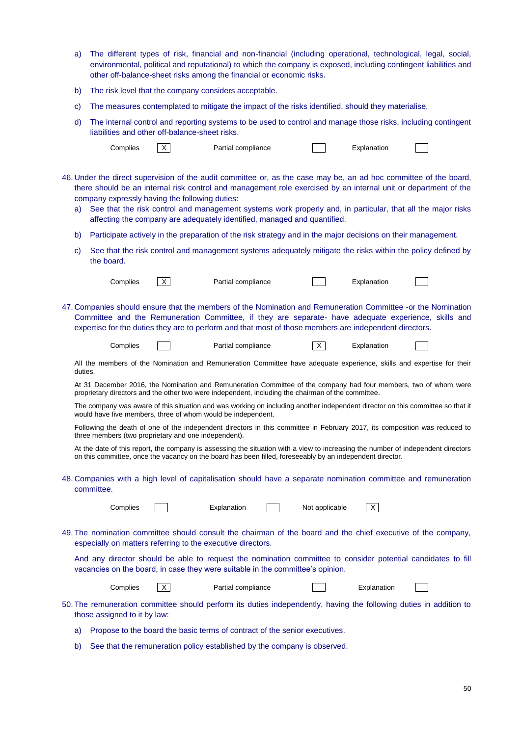a) The different types of risk, financial and non-financial (including operational, technological, legal, social, environmental, political and reputational) to which the company is exposed, including contingent liabilities and other off-balance-sheet risks among the financial or economic risks.

b) The risk level that the company considers acceptable.

c) The measures contemplated to mitigate the impact of the risks identified, should they materialise.

d) The internal control and reporting systems to be used to control and manage those risks, including contingent liabilities and other off-balance-sheet risks.

Complies [X] Partial compliance [ ] Explanation [ ]

46. Under the direct supervision of the audit committee or, as the case may be, an ad hoc committee of the board, there should be an internal risk control and management role exercised by an internal unit or department of the company expressly having the following duties:

a) See that the risk control and management systems work properly and, in particular, that all the major risks affecting the company are adequately identified, managed and quantified.

b) Participate actively in the preparation of the risk strategy and in the major decisions on their management.

c) See that the risk control and management systems adequately mitigate the risks within the policy defined by the board.

Complies [X] Partial compliance [ ] Explanation [ ]

47. Companies should ensure that the members of the Nomination and Remuneration Committee -or the Nomination Committee and the Remuneration Committee, if they are separate- have adequate experience, skills and expertise for the duties they are to perform and that most of those members are independent directors.

Complies [ ] Partial compliance [X] Explanation [ ]

All the members of the Nomination and Remuneration Committee have adequate experience, skills and expertise for their duties.

At 31 December 2016, the Nomination and Remuneration Committee of the company had four members, two of whom were proprietary directors and the other two were independent, including the chairman of the committee.

The company was aware of this situation and was working on including another independent director on this committee so that it would have five members, three of whom would be independent.

Following the death of one of the independent directors in this committee in February 2017, its composition was reduced to three members (two proprietary and one independent).

At the date of this report, the company is assessing the situation with a view to increasing the number of independent directors on this committee, once the vacancy on the board has been filled, foreseeably by an independent director.

48. Companies with a high level of capitalisation should have a separate nomination committee and remuneration committee.

Complies [ ] Explanation [ ] Not applicable [X]

49. The nomination committee should consult the chairman of the board and the chief executive of the company, especially on matters referring to the executive directors.

And any director should be able to request the nomination committee to consider potential candidates to fill vacancies on the board, in case they were suitable in the committee's opinion.

Complies [X] Partial compliance [ ] Explanation [ ]

50. The remuneration committee should perform its duties independently, having the following duties in addition to those assigned to it by law:

a) Propose to the board the basic terms of contract of the senior executives.

b) See that the remuneration policy established by the company is observed.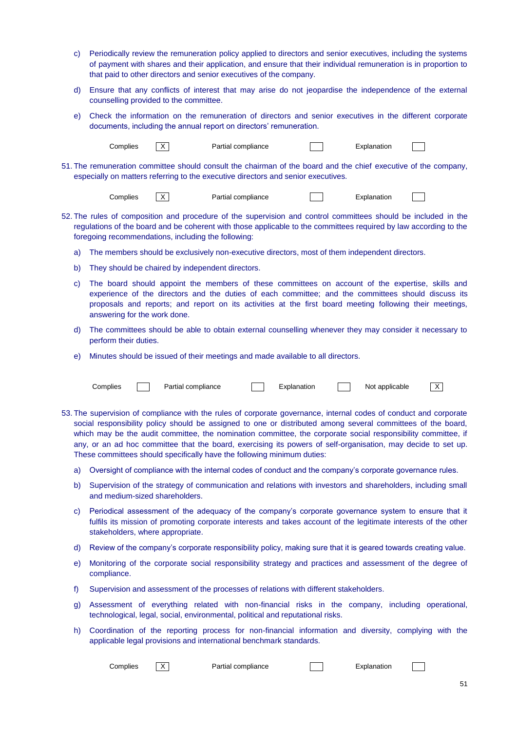c) Periodically review the remuneration policy applied to directors and senior executives, including the systems of payment with shares and their application, and ensure that their individual remuneration is in proportion to that paid to other directors and senior executives of the company.

d) Ensure that any conflicts of interest that may arise do not jeopardise the independence of the external counselling provided to the committee.

e) Check the information on the remuneration of directors and senior executives in the different corporate documents, including the annual report on directors' remuneration.

| Complies | X | Partial compliance | | Explanation | |
|---|---|---|---|---|---|

51. The remuneration committee should consult the chairman of the board and the chief executive of the company, especially on matters referring to the executive directors and senior executives.

| Complies | X | Partial compliance | | Explanation | |
|---|---|---|---|---|---|

52. The rules of composition and procedure of the supervision and control committees should be included in the regulations of the board and be coherent with those applicable to the committees required by law according to the foregoing recommendations, including the following:

a) The members should be exclusively non-executive directors, most of them independent directors.

b) They should be chaired by independent directors.

c) The board should appoint the members of these committees on account of the expertise, skills and experience of the directors and the duties of each committee; and the committees should discuss its proposals and reports; and report on its activities at the first board meeting following their meetings, answering for the work done.

d) The committees should be able to obtain external counselling whenever they may consider it necessary to perform their duties.

e) Minutes should be issued of their meetings and made available to all directors.

| Complies | | Partial compliance | | Explanation | | Not applicable | X |
|---|---|---|---|---|---|---|---|

53. The supervision of compliance with the rules of corporate governance, internal codes of conduct and corporate social responsibility policy should be assigned to one or distributed among several committees of the board, which may be the audit committee, the nomination committee, the corporate social responsibility committee, if any, or an ad hoc committee that the board, exercising its powers of self-organisation, may decide to set up. These committees should specifically have the following minimum duties:

a) Oversight of compliance with the internal codes of conduct and the company's corporate governance rules.

b) Supervision of the strategy of communication and relations with investors and shareholders, including small and medium-sized shareholders.

c) Periodical assessment of the adequacy of the company's corporate governance system to ensure that it fulfils its mission of promoting corporate interests and takes account of the legitimate interests of the other stakeholders, where appropriate.

d) Review of the company's corporate responsibility policy, making sure that it is geared towards creating value.

e) Monitoring of the corporate social responsibility strategy and practices and assessment of the degree of compliance.

f) Supervision and assessment of the processes of relations with different stakeholders.

g) Assessment of everything related with non-financial risks in the company, including operational, technological, legal, social, environmental, political and reputational risks.

h) Coordination of the reporting process for non-financial information and diversity, complying with the applicable legal provisions and international benchmark standards.

| Complies | X | Partial compliance | | Explanation | |
|---|---|---|---|---|---|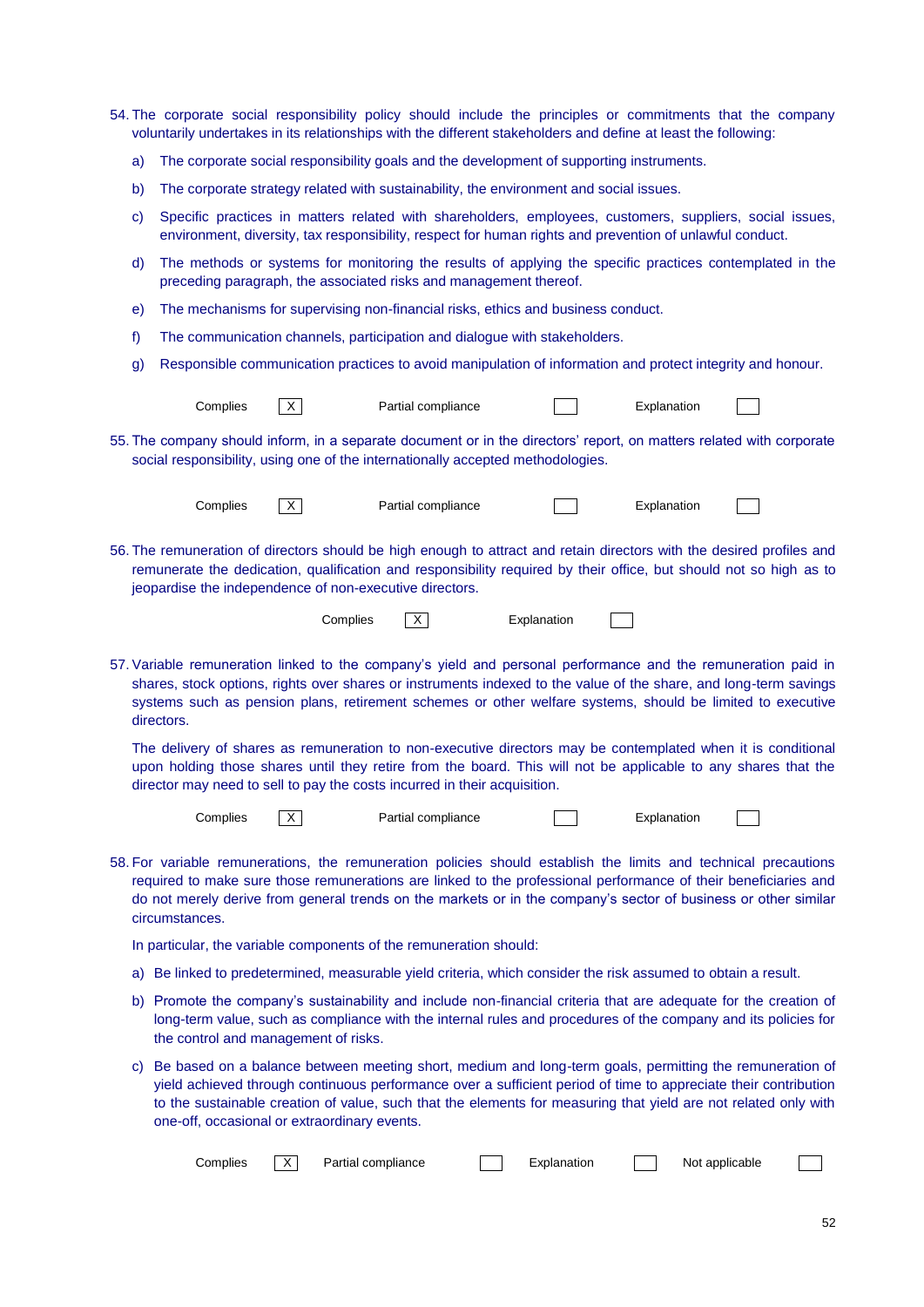54. The corporate social responsibility policy should include the principles or commitments that the company voluntarily undertakes in its relationships with the different stakeholders and define at least the following:

   a) The corporate social responsibility goals and the development of supporting instruments.

   b) The corporate strategy related with sustainability, the environment and social issues.

   c) Specific practices in matters related with shareholders, employees, customers, suppliers, social issues, environment, diversity, tax responsibility, respect for human rights and prevention of unlawful conduct.

   d) The methods or systems for monitoring the results of applying the specific practices contemplated in the preceding paragraph, the associated risks and management thereof.

   e) The mechanisms for supervising non-financial risks, ethics and business conduct.

   f) The communication channels, participation and dialogue with stakeholders.

   g) Responsible communication practices to avoid manipulation of information and protect integrity and honour.

| Complies | [X] | Partial compliance | [ ] | Explanation | [ ] |
|---|---|---|---|---|---|

55. The company should inform, in a separate document or in the directors' report, on matters related with corporate social responsibility, using one of the internationally accepted methodologies.

| Complies | [X] | Partial compliance | [ ] | Explanation | [ ] |
|---|---|---|---|---|---|

56. The remuneration of directors should be high enough to attract and retain directors with the desired profiles and remunerate the dedication, qualification and responsibility required by their office, but should not so high as to jeopardise the independence of non-executive directors.

| Complies | [X] | Explanation | [ ] |
|---|---|---|---|

57. Variable remuneration linked to the company's yield and personal performance and the remuneration paid in shares, stock options, rights over shares or instruments indexed to the value of the share, and long-term savings systems such as pension plans, retirement schemes or other welfare systems, should be limited to executive directors.

   The delivery of shares as remuneration to non-executive directors may be contemplated when it is conditional upon holding those shares until they retire from the board. This will not be applicable to any shares that the director may need to sell to pay the costs incurred in their acquisition.

| Complies | [X] | Partial compliance | [ ] | Explanation | [ ] |
|---|---|---|---|---|---|

58. For variable remunerations, the remuneration policies should establish the limits and technical precautions required to make sure those remunerations are linked to the professional performance of their beneficiaries and do not merely derive from general trends on the markets or in the company's sector of business or other similar circumstances.

   In particular, the variable components of the remuneration should:

   a) Be linked to predetermined, measurable yield criteria, which consider the risk assumed to obtain a result.

   b) Promote the company's sustainability and include non-financial criteria that are adequate for the creation of long-term value, such as compliance with the internal rules and procedures of the company and its policies for the control and management of risks.

   c) Be based on a balance between meeting short, medium and long-term goals, permitting the remuneration of yield achieved through continuous performance over a sufficient period of time to appreciate their contribution to the sustainable creation of value, such that the elements for measuring that yield are not related only with one-off, occasional or extraordinary events.

| Complies | [X] | Partial compliance | [ ] | Explanation | [ ] | Not applicable | [ ] |
|---|---|---|---|---|---|---|---|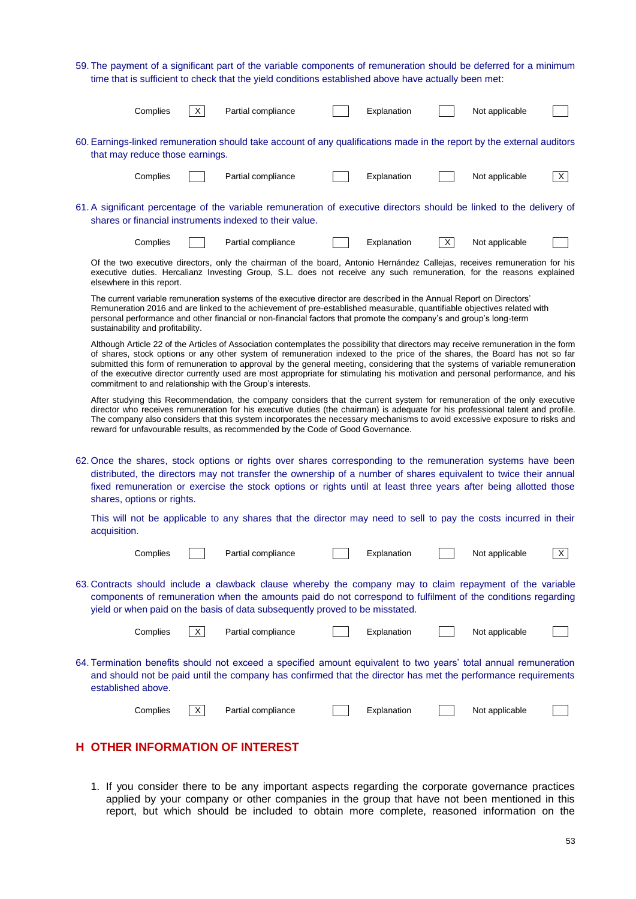59. The payment of a significant part of the variable components of remuneration should be deferred for a minimum time that is sufficient to check that the yield conditions established above have actually been met:

| Complies | X | Partial compliance | | Explanation | | Not applicable | |
|---|---|---|---|---|---|---|---|

60. Earnings-linked remuneration should take account of any qualifications made in the report by the external auditors that may reduce those earnings.

| Complies | | Partial compliance | | Explanation | | Not applicable | X |
|---|---|---|---|---|---|---|---|

61. A significant percentage of the variable remuneration of executive directors should be linked to the delivery of shares or financial instruments indexed to their value.

| Complies | | Partial compliance | | Explanation | X | Not applicable | |
|---|---|---|---|---|---|---|---|

Of the two executive directors, only the chairman of the board, Antonio Hernández Callejas, receives remuneration for his executive duties. Hercalianz Investing Group, S.L. does not receive any such remuneration, for the reasons explained elsewhere in this report.

The current variable remuneration systems of the executive director are described in the Annual Report on Directors' Remuneration 2016 and are linked to the achievement of pre-established measurable, quantifiable objectives related with personal performance and other financial or non-financial factors that promote the company's and group's long-term sustainability and profitability.

Although Article 22 of the Articles of Association contemplates the possibility that directors may receive remuneration in the form of shares, stock options or any other system of remuneration indexed to the price of the shares, the Board has not so far submitted this form of remuneration to approval by the general meeting, considering that the systems of variable remuneration of the executive director currently used are most appropriate for stimulating his motivation and personal performance, and his commitment to and relationship with the Group's interests.

After studying this Recommendation, the company considers that the current system for remuneration of the only executive director who receives remuneration for his executive duties (the chairman) is adequate for his professional talent and profile. The company also considers that this system incorporates the necessary mechanisms to avoid excessive exposure to risks and reward for unfavourable results, as recommended by the Code of Good Governance.

62. Once the shares, stock options or rights over shares corresponding to the remuneration systems have been distributed, the directors may not transfer the ownership of a number of shares equivalent to twice their annual fixed remuneration or exercise the stock options or rights until at least three years after being allotted those shares, options or rights.

This will not be applicable to any shares that the director may need to sell to pay the costs incurred in their acquisition.

| Complies | | Partial compliance | | Explanation | | Not applicable | X |
|---|---|---|---|---|---|---|---|

63. Contracts should include a clawback clause whereby the company may to claim repayment of the variable components of remuneration when the amounts paid do not correspond to fulfilment of the conditions regarding yield or when paid on the basis of data subsequently proved to be misstated.

| Complies | X | Partial compliance | | Explanation | | Not applicable | |
|---|---|---|---|---|---|---|---|

64. Termination benefits should not exceed a specified amount equivalent to two years' total annual remuneration and should not be paid until the company has confirmed that the director has met the performance requirements established above.

| Complies | X | Partial compliance | | Explanation | | Not applicable | |
|---|---|---|---|---|---|---|---|

## H OTHER INFORMATION OF INTEREST

1. If you consider there to be any important aspects regarding the corporate governance practices applied by your company or other companies in the group that have not been mentioned in this report, but which should be included to obtain more complete, reasoned information on the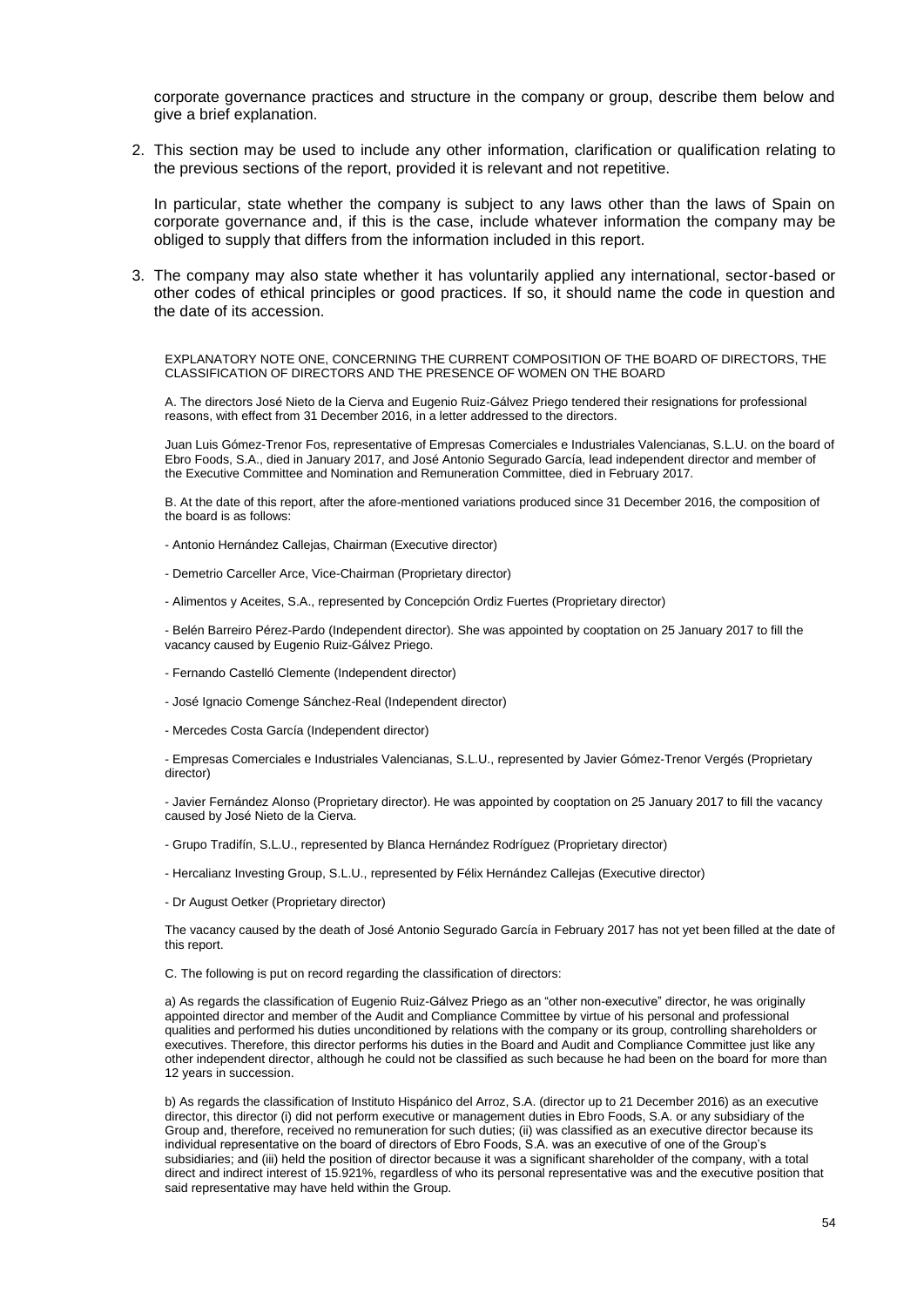corporate governance practices and structure in the company or group, describe them below and give a brief explanation.

2. This section may be used to include any other information, clarification or qualification relating to the previous sections of the report, provided it is relevant and not repetitive.

   In particular, state whether the company is subject to any laws other than the laws of Spain on corporate governance and, if this is the case, include whatever information the company may be obliged to supply that differs from the information included in this report.

3. The company may also state whether it has voluntarily applied any international, sector-based or other codes of ethical principles or good practices. If so, it should name the code in question and the date of its accession.

EXPLANATORY NOTE ONE, CONCERNING THE CURRENT COMPOSITION OF THE BOARD OF DIRECTORS, THE CLASSIFICATION OF DIRECTORS AND THE PRESENCE OF WOMEN ON THE BOARD

A. The directors José Nieto de la Cierva and Eugenio Ruiz-Gálvez Priego tendered their resignations for professional reasons, with effect from 31 December 2016, in a letter addressed to the directors.

Juan Luis Gómez-Trenor Fos, representative of Empresas Comerciales e Industriales Valencianas, S.L.U. on the board of Ebro Foods, S.A., died in January 2017, and José Antonio Segurado García, lead independent director and member of the Executive Committee and Nomination and Remuneration Committee, died in February 2017.

B. At the date of this report, after the afore-mentioned variations produced since 31 December 2016, the composition of the board is as follows:

- Antonio Hernández Callejas, Chairman (Executive director)

- Demetrio Carceller Arce, Vice-Chairman (Proprietary director)

- Alimentos y Aceites, S.A., represented by Concepción Ordiz Fuertes (Proprietary director)

- Belén Barreiro Pérez-Pardo (Independent director). She was appointed by cooptation on 25 January 2017 to fill the vacancy caused by Eugenio Ruiz-Gálvez Priego.

- Fernando Castelló Clemente (Independent director)

- José Ignacio Comenge Sánchez-Real (Independent director)

- Mercedes Costa García (Independent director)

- Empresas Comerciales e Industriales Valencianas, S.L.U., represented by Javier Gómez-Trenor Vergés (Proprietary director)

- Javier Fernández Alonso (Proprietary director). He was appointed by cooptation on 25 January 2017 to fill the vacancy caused by José Nieto de la Cierva.

- Grupo Tradifín, S.L.U., represented by Blanca Hernández Rodríguez (Proprietary director)

- Hercalianz Investing Group, S.L.U., represented by Félix Hernández Callejas (Executive director)

- Dr August Oetker (Proprietary director)

The vacancy caused by the death of José Antonio Segurado García in February 2017 has not yet been filled at the date of this report.

C. The following is put on record regarding the classification of directors:

a) As regards the classification of Eugenio Ruiz-Gálvez Priego as an "other non-executive" director, he was originally appointed director and member of the Audit and Compliance Committee by virtue of his personal and professional qualities and performed his duties unconditioned by relations with the company or its group, controlling shareholders or executives. Therefore, this director performs his duties in the Board and Audit and Compliance Committee just like any other independent director, although he could not be classified as such because he had been on the board for more than 12 years in succession.

b) As regards the classification of Instituto Hispánico del Arroz, S.A. (director up to 21 December 2016) as an executive director, this director (i) did not perform executive or management duties in Ebro Foods, S.A. or any subsidiary of the Group and, therefore, received no remuneration for such duties; (ii) was classified as an executive director because its individual representative on the board of directors of Ebro Foods, S.A. was an executive of one of the Group's subsidiaries; and (iii) held the position of director because it was a significant shareholder of the company, with a total direct and indirect interest of 15.921%, regardless of who its personal representative was and the executive position that said representative may have held within the Group.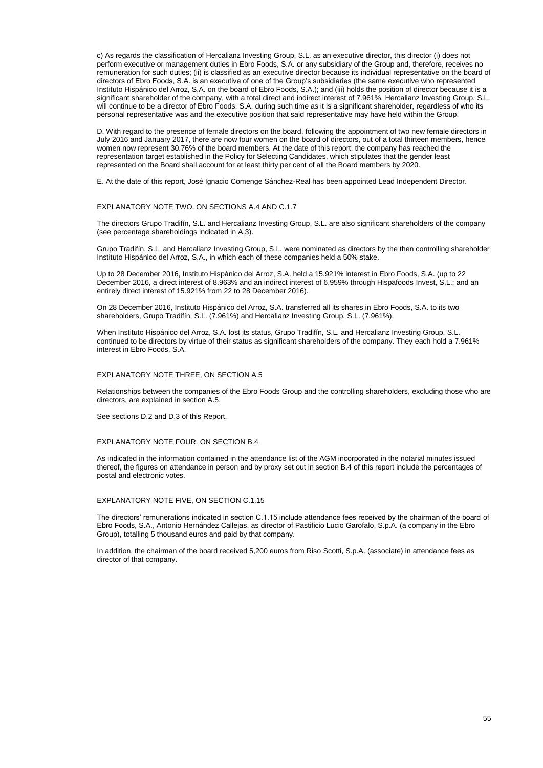c) As regards the classification of Hercalianz Investing Group, S.L. as an executive director, this director (i) does not perform executive or management duties in Ebro Foods, S.A. or any subsidiary of the Group and, therefore, receives no remuneration for such duties; (ii) is classified as an executive director because its individual representative on the board of directors of Ebro Foods, S.A. is an executive of one of the Group's subsidiaries (the same executive who represented Instituto Hispánico del Arroz, S.A. on the board of Ebro Foods, S.A.); and (iii) holds the position of director because it is a significant shareholder of the company, with a total direct and indirect interest of 7.961%. Hercalianz Investing Group, S.L. will continue to be a director of Ebro Foods, S.A. during such time as it is a significant shareholder, regardless of who its personal representative was and the executive position that said representative may have held within the Group.

D. With regard to the presence of female directors on the board, following the appointment of two new female directors in July 2016 and January 2017, there are now four women on the board of directors, out of a total thirteen members, hence women now represent 30.76% of the board members. At the date of this report, the company has reached the representation target established in the Policy for Selecting Candidates, which stipulates that the gender least represented on the Board shall account for at least thirty per cent of all the Board members by 2020.

E. At the date of this report, José Ignacio Comenge Sánchez-Real has been appointed Lead Independent Director.

EXPLANATORY NOTE TWO, ON SECTIONS A.4 AND C.1.7

The directors Grupo Tradifín, S.L. and Hercalianz Investing Group, S.L. are also significant shareholders of the company (see percentage shareholdings indicated in A.3).

Grupo Tradifín, S.L. and Hercalianz Investing Group, S.L. were nominated as directors by the then controlling shareholder Instituto Hispánico del Arroz, S.A., in which each of these companies held a 50% stake.

Up to 28 December 2016, Instituto Hispánico del Arroz, S.A. held a 15.921% interest in Ebro Foods, S.A. (up to 22 December 2016, a direct interest of 8.963% and an indirect interest of 6.959% through Hispafoods Invest, S.L.; and an entirely direct interest of 15.921% from 22 to 28 December 2016).

On 28 December 2016, Instituto Hispánico del Arroz, S.A. transferred all its shares in Ebro Foods, S.A. to its two shareholders, Grupo Tradifín, S.L. (7.961%) and Hercalianz Investing Group, S.L. (7.961%).

When Instituto Hispánico del Arroz, S.A. lost its status, Grupo Tradifín, S.L. and Hercalianz Investing Group, S.L. continued to be directors by virtue of their status as significant shareholders of the company. They each hold a 7.961% interest in Ebro Foods, S.A.

EXPLANATORY NOTE THREE, ON SECTION A.5

Relationships between the companies of the Ebro Foods Group and the controlling shareholders, excluding those who are directors, are explained in section A.5.

See sections D.2 and D.3 of this Report.

EXPLANATORY NOTE FOUR, ON SECTION B.4

As indicated in the information contained in the attendance list of the AGM incorporated in the notarial minutes issued thereof, the figures on attendance in person and by proxy set out in section B.4 of this report include the percentages of postal and electronic votes.

EXPLANATORY NOTE FIVE, ON SECTION C.1.15

The directors' remunerations indicated in section C.1.15 include attendance fees received by the chairman of the board of Ebro Foods, S.A., Antonio Hernández Callejas, as director of Pastificio Lucio Garofalo, S.p.A. (a company in the Ebro Group), totalling 5 thousand euros and paid by that company.

In addition, the chairman of the board received 5,200 euros from Riso Scotti, S.p.A. (associate) in attendance fees as director of that company.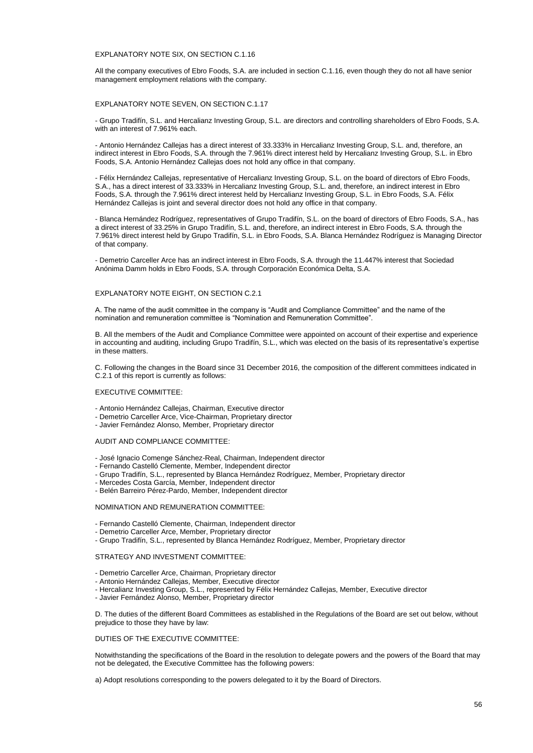EXPLANATORY NOTE SIX, ON SECTION C.1.16

All the company executives of Ebro Foods, S.A. are included in section C.1.16, even though they do not all have senior management employment relations with the company.

EXPLANATORY NOTE SEVEN, ON SECTION C.1.17

- Grupo Tradifín, S.L. and Hercalianz Investing Group, S.L. are directors and controlling shareholders of Ebro Foods, S.A. with an interest of 7.961% each.

- Antonio Hernández Callejas has a direct interest of 33.333% in Hercalianz Investing Group, S.L. and, therefore, an indirect interest in Ebro Foods, S.A. through the 7.961% direct interest held by Hercalianz Investing Group, S.L. in Ebro Foods, S.A. Antonio Hernández Callejas does not hold any office in that company.

- Félix Hernández Callejas, representative of Hercalianz Investing Group, S.L. on the board of directors of Ebro Foods, S.A., has a direct interest of 33.333% in Hercalianz Investing Group, S.L. and, therefore, an indirect interest in Ebro Foods, S.A. through the 7.961% direct interest held by Hercalianz Investing Group, S.L. in Ebro Foods, S.A. Félix Hernández Callejas is joint and several director does not hold any office in that company.

- Blanca Hernández Rodríguez, representatives of Grupo Tradifín, S.L. on the board of directors of Ebro Foods, S.A., has a direct interest of 33.25% in Grupo Tradifín, S.L. and, therefore, an indirect interest in Ebro Foods, S.A. through the 7.961% direct interest held by Grupo Tradifín, S.L. in Ebro Foods, S.A. Blanca Hernández Rodríguez is Managing Director of that company.

- Demetrio Carceller Arce has an indirect interest in Ebro Foods, S.A. through the 11.447% interest that Sociedad Anónima Damm holds in Ebro Foods, S.A. through Corporación Económica Delta, S.A.

EXPLANATORY NOTE EIGHT, ON SECTION C.2.1

A. The name of the audit committee in the company is "Audit and Compliance Committee" and the name of the nomination and remuneration committee is "Nomination and Remuneration Committee".

B. All the members of the Audit and Compliance Committee were appointed on account of their expertise and experience in accounting and auditing, including Grupo Tradifín, S.L., which was elected on the basis of its representative's expertise in these matters.

C. Following the changes in the Board since 31 December 2016, the composition of the different committees indicated in C.2.1 of this report is currently as follows:

EXECUTIVE COMMITTEE:

- Antonio Hernández Callejas, Chairman, Executive director
- Demetrio Carceller Arce, Vice-Chairman, Proprietary director
- Javier Fernández Alonso, Member, Proprietary director

AUDIT AND COMPLIANCE COMMITTEE:

- José Ignacio Comenge Sánchez-Real, Chairman, Independent director
- Fernando Castelló Clemente, Member, Independent director
- Grupo Tradifín, S.L., represented by Blanca Hernández Rodríguez, Member, Proprietary director
- Mercedes Costa García, Member, Independent director
- Belén Barreiro Pérez-Pardo, Member, Independent director

NOMINATION AND REMUNERATION COMMITTEE:

- Fernando Castelló Clemente, Chairman, Independent director
- Demetrio Carceller Arce, Member, Proprietary director
- Grupo Tradifín, S.L., represented by Blanca Hernández Rodríguez, Member, Proprietary director

STRATEGY AND INVESTMENT COMMITTEE:

- Demetrio Carceller Arce, Chairman, Proprietary director
- Antonio Hernández Callejas, Member, Executive director
- Hercalianz Investing Group, S.L., represented by Félix Hernández Callejas, Member, Executive director
- Javier Fernández Alonso, Member, Proprietary director

D. The duties of the different Board Committees as established in the Regulations of the Board are set out below, without prejudice to those they have by law:

DUTIES OF THE EXECUTIVE COMMITTEE:

Notwithstanding the specifications of the Board in the resolution to delegate powers and the powers of the Board that may not be delegated, the Executive Committee has the following powers:

a) Adopt resolutions corresponding to the powers delegated to it by the Board of Directors.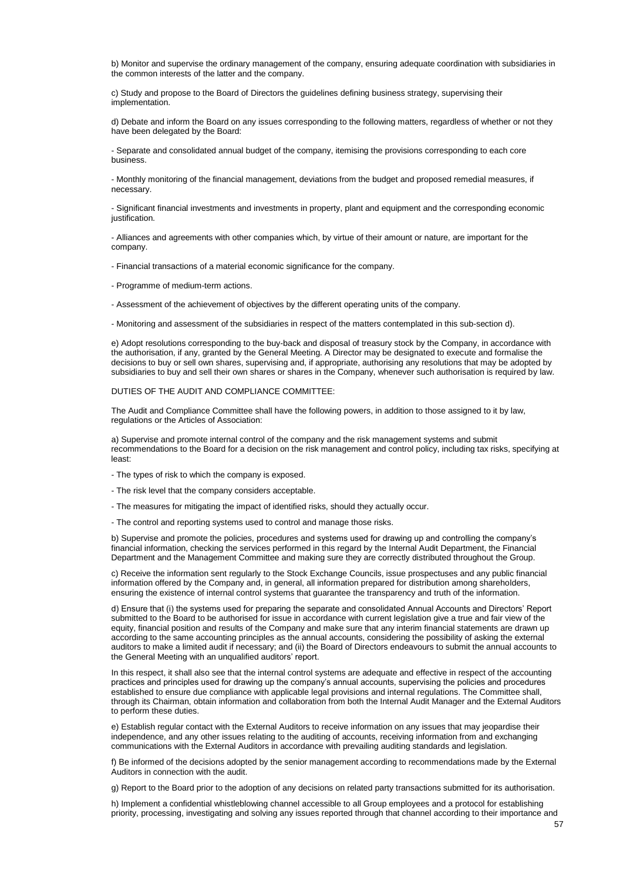b) Monitor and supervise the ordinary management of the company, ensuring adequate coordination with subsidiaries in the common interests of the latter and the company.

c) Study and propose to the Board of Directors the guidelines defining business strategy, supervising their implementation.

d) Debate and inform the Board on any issues corresponding to the following matters, regardless of whether or not they have been delegated by the Board:

- Separate and consolidated annual budget of the company, itemising the provisions corresponding to each core business.

- Monthly monitoring of the financial management, deviations from the budget and proposed remedial measures, if necessary.

- Significant financial investments and investments in property, plant and equipment and the corresponding economic justification.

- Alliances and agreements with other companies which, by virtue of their amount or nature, are important for the company.

- Financial transactions of a material economic significance for the company.

- Programme of medium-term actions.

- Assessment of the achievement of objectives by the different operating units of the company.

- Monitoring and assessment of the subsidiaries in respect of the matters contemplated in this sub-section d).

e) Adopt resolutions corresponding to the buy-back and disposal of treasury stock by the Company, in accordance with the authorisation, if any, granted by the General Meeting. A Director may be designated to execute and formalise the decisions to buy or sell own shares, supervising and, if appropriate, authorising any resolutions that may be adopted by subsidiaries to buy and sell their own shares or shares in the Company, whenever such authorisation is required by law.

DUTIES OF THE AUDIT AND COMPLIANCE COMMITTEE:

The Audit and Compliance Committee shall have the following powers, in addition to those assigned to it by law, regulations or the Articles of Association:

a) Supervise and promote internal control of the company and the risk management systems and submit recommendations to the Board for a decision on the risk management and control policy, including tax risks, specifying at least:

- The types of risk to which the company is exposed.

- The risk level that the company considers acceptable.

- The measures for mitigating the impact of identified risks, should they actually occur.

- The control and reporting systems used to control and manage those risks.

b) Supervise and promote the policies, procedures and systems used for drawing up and controlling the company's financial information, checking the services performed in this regard by the Internal Audit Department, the Financial Department and the Management Committee and making sure they are correctly distributed throughout the Group.

c) Receive the information sent regularly to the Stock Exchange Councils, issue prospectuses and any public financial information offered by the Company and, in general, all information prepared for distribution among shareholders, ensuring the existence of internal control systems that guarantee the transparency and truth of the information.

d) Ensure that (i) the systems used for preparing the separate and consolidated Annual Accounts and Directors' Report submitted to the Board to be authorised for issue in accordance with current legislation give a true and fair view of the equity, financial position and results of the Company and make sure that any interim financial statements are drawn up according to the same accounting principles as the annual accounts, considering the possibility of asking the external auditors to make a limited audit if necessary; and (ii) the Board of Directors endeavours to submit the annual accounts to the General Meeting with an unqualified auditors' report.

In this respect, it shall also see that the internal control systems are adequate and effective in respect of the accounting practices and principles used for drawing up the company's annual accounts, supervising the policies and procedures established to ensure due compliance with applicable legal provisions and internal regulations. The Committee shall, through its Chairman, obtain information and collaboration from both the Internal Audit Manager and the External Auditors to perform these duties.

e) Establish regular contact with the External Auditors to receive information on any issues that may jeopardise their independence, and any other issues relating to the auditing of accounts, receiving information from and exchanging communications with the External Auditors in accordance with prevailing auditing standards and legislation.

f) Be informed of the decisions adopted by the senior management according to recommendations made by the External Auditors in connection with the audit.

g) Report to the Board prior to the adoption of any decisions on related party transactions submitted for its authorisation.

h) Implement a confidential whistleblowing channel accessible to all Group employees and a protocol for establishing priority, processing, investigating and solving any issues reported through that channel according to their importance and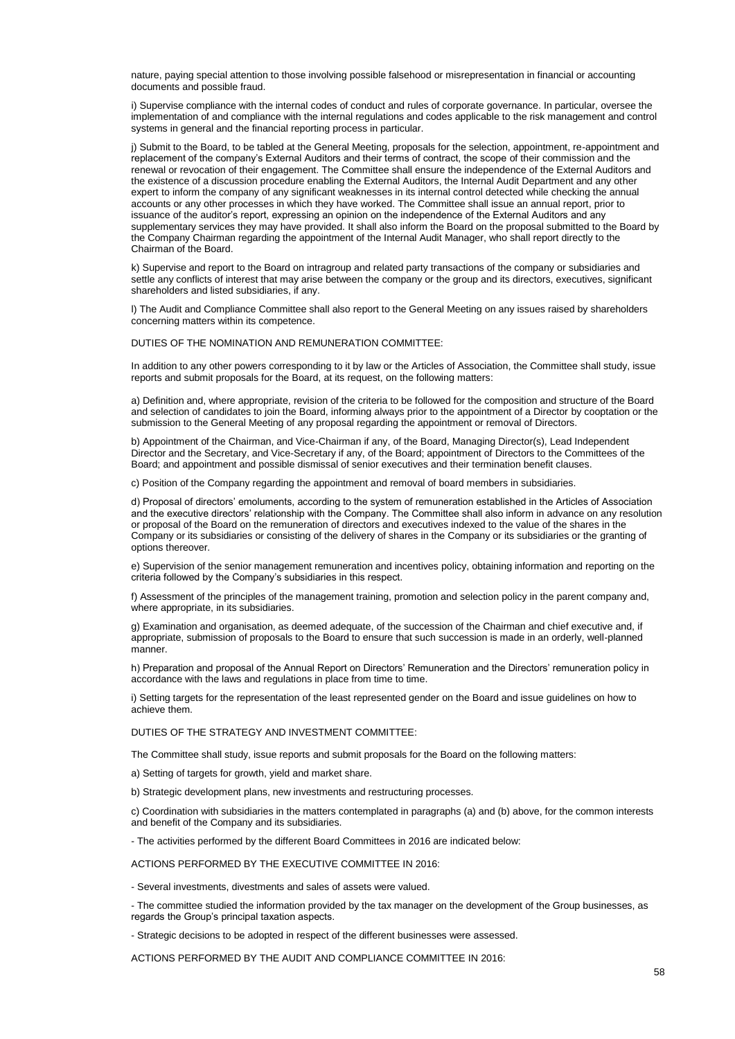nature, paying special attention to those involving possible falsehood or misrepresentation in financial or accounting documents and possible fraud.

i) Supervise compliance with the internal codes of conduct and rules of corporate governance. In particular, oversee the implementation of and compliance with the internal regulations and codes applicable to the risk management and control systems in general and the financial reporting process in particular.

j) Submit to the Board, to be tabled at the General Meeting, proposals for the selection, appointment, re-appointment and replacement of the company's External Auditors and their terms of contract, the scope of their commission and the renewal or revocation of their engagement. The Committee shall ensure the independence of the External Auditors and the existence of a discussion procedure enabling the External Auditors, the Internal Audit Department and any other expert to inform the company of any significant weaknesses in its internal control detected while checking the annual accounts or any other processes in which they have worked. The Committee shall issue an annual report, prior to issuance of the auditor's report, expressing an opinion on the independence of the External Auditors and any supplementary services they may have provided. It shall also inform the Board on the proposal submitted to the Board by the Company Chairman regarding the appointment of the Internal Audit Manager, who shall report directly to the Chairman of the Board.

k) Supervise and report to the Board on intragroup and related party transactions of the company or subsidiaries and settle any conflicts of interest that may arise between the company or the group and its directors, executives, significant shareholders and listed subsidiaries, if any.

l) The Audit and Compliance Committee shall also report to the General Meeting on any issues raised by shareholders concerning matters within its competence.

DUTIES OF THE NOMINATION AND REMUNERATION COMMITTEE:

In addition to any other powers corresponding to it by law or the Articles of Association, the Committee shall study, issue reports and submit proposals for the Board, at its request, on the following matters:

a) Definition and, where appropriate, revision of the criteria to be followed for the composition and structure of the Board and selection of candidates to join the Board, informing always prior to the appointment of a Director by cooptation or the submission to the General Meeting of any proposal regarding the appointment or removal of Directors.

b) Appointment of the Chairman, and Vice-Chairman if any, of the Board, Managing Director(s), Lead Independent Director and the Secretary, and Vice-Secretary if any, of the Board; appointment of Directors to the Committees of the Board; and appointment and possible dismissal of senior executives and their termination benefit clauses.

c) Position of the Company regarding the appointment and removal of board members in subsidiaries.

d) Proposal of directors' emoluments, according to the system of remuneration established in the Articles of Association and the executive directors' relationship with the Company. The Committee shall also inform in advance on any resolution or proposal of the Board on the remuneration of directors and executives indexed to the value of the shares in the Company or its subsidiaries or consisting of the delivery of shares in the Company or its subsidiaries or the granting of options thereover.

e) Supervision of the senior management remuneration and incentives policy, obtaining information and reporting on the criteria followed by the Company's subsidiaries in this respect.

f) Assessment of the principles of the management training, promotion and selection policy in the parent company and, where appropriate, in its subsidiaries.

g) Examination and organisation, as deemed adequate, of the succession of the Chairman and chief executive and, if appropriate, submission of proposals to the Board to ensure that such succession is made in an orderly, well-planned manner.

h) Preparation and proposal of the Annual Report on Directors' Remuneration and the Directors' remuneration policy in accordance with the laws and regulations in place from time to time.

i) Setting targets for the representation of the least represented gender on the Board and issue guidelines on how to achieve them.

DUTIES OF THE STRATEGY AND INVESTMENT COMMITTEE:

The Committee shall study, issue reports and submit proposals for the Board on the following matters:

a) Setting of targets for growth, yield and market share.

b) Strategic development plans, new investments and restructuring processes.

c) Coordination with subsidiaries in the matters contemplated in paragraphs (a) and (b) above, for the common interests and benefit of the Company and its subsidiaries.

- The activities performed by the different Board Committees in 2016 are indicated below:

ACTIONS PERFORMED BY THE EXECUTIVE COMMITTEE IN 2016:

- Several investments, divestments and sales of assets were valued.

- The committee studied the information provided by the tax manager on the development of the Group businesses, as regards the Group's principal taxation aspects.

- Strategic decisions to be adopted in respect of the different businesses were assessed.

ACTIONS PERFORMED BY THE AUDIT AND COMPLIANCE COMMITTEE IN 2016: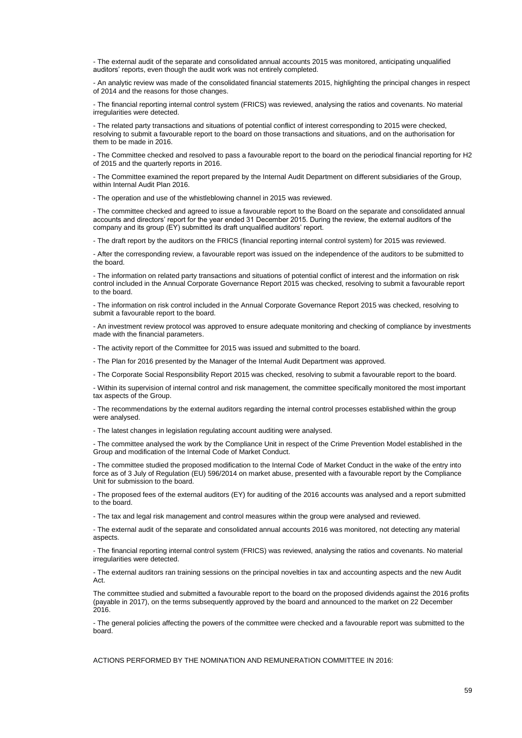- The external audit of the separate and consolidated annual accounts 2015 was monitored, anticipating unqualified auditors' reports, even though the audit work was not entirely completed.

- An analytic review was made of the consolidated financial statements 2015, highlighting the principal changes in respect of 2014 and the reasons for those changes.

- The financial reporting internal control system (FRICS) was reviewed, analysing the ratios and covenants. No material irregularities were detected.

- The related party transactions and situations of potential conflict of interest corresponding to 2015 were checked, resolving to submit a favourable report to the board on those transactions and situations, and on the authorisation for them to be made in 2016.

- The Committee checked and resolved to pass a favourable report to the board on the periodical financial reporting for H2 of 2015 and the quarterly reports in 2016.

- The Committee examined the report prepared by the Internal Audit Department on different subsidiaries of the Group, within Internal Audit Plan 2016.

- The operation and use of the whistleblowing channel in 2015 was reviewed.

- The committee checked and agreed to issue a favourable report to the Board on the separate and consolidated annual accounts and directors' report for the year ended 31 December 2015. During the review, the external auditors of the company and its group (EY) submitted its draft unqualified auditors' report.

- The draft report by the auditors on the FRICS (financial reporting internal control system) for 2015 was reviewed.

- After the corresponding review, a favourable report was issued on the independence of the auditors to be submitted to the board.

- The information on related party transactions and situations of potential conflict of interest and the information on risk control included in the Annual Corporate Governance Report 2015 was checked, resolving to submit a favourable report to the board.

- The information on risk control included in the Annual Corporate Governance Report 2015 was checked, resolving to submit a favourable report to the board.

- An investment review protocol was approved to ensure adequate monitoring and checking of compliance by investments made with the financial parameters.

- The activity report of the Committee for 2015 was issued and submitted to the board.

- The Plan for 2016 presented by the Manager of the Internal Audit Department was approved.

- The Corporate Social Responsibility Report 2015 was checked, resolving to submit a favourable report to the board.

- Within its supervision of internal control and risk management, the committee specifically monitored the most important tax aspects of the Group.

- The recommendations by the external auditors regarding the internal control processes established within the group were analysed.

- The latest changes in legislation regulating account auditing were analysed.

- The committee analysed the work by the Compliance Unit in respect of the Crime Prevention Model established in the Group and modification of the Internal Code of Market Conduct.

- The committee studied the proposed modification to the Internal Code of Market Conduct in the wake of the entry into force as of 3 July of Regulation (EU) 596/2014 on market abuse, presented with a favourable report by the Compliance Unit for submission to the board.

- The proposed fees of the external auditors (EY) for auditing of the 2016 accounts was analysed and a report submitted to the board.

- The tax and legal risk management and control measures within the group were analysed and reviewed.

- The external audit of the separate and consolidated annual accounts 2016 was monitored, not detecting any material aspects.

- The financial reporting internal control system (FRICS) was reviewed, analysing the ratios and covenants. No material irregularities were detected.

- The external auditors ran training sessions on the principal novelties in tax and accounting aspects and the new Audit Act.

The committee studied and submitted a favourable report to the board on the proposed dividends against the 2016 profits (payable in 2017), on the terms subsequently approved by the board and announced to the market on 22 December 2016.

- The general policies affecting the powers of the committee were checked and a favourable report was submitted to the board.

ACTIONS PERFORMED BY THE NOMINATION AND REMUNERATION COMMITTEE IN 2016: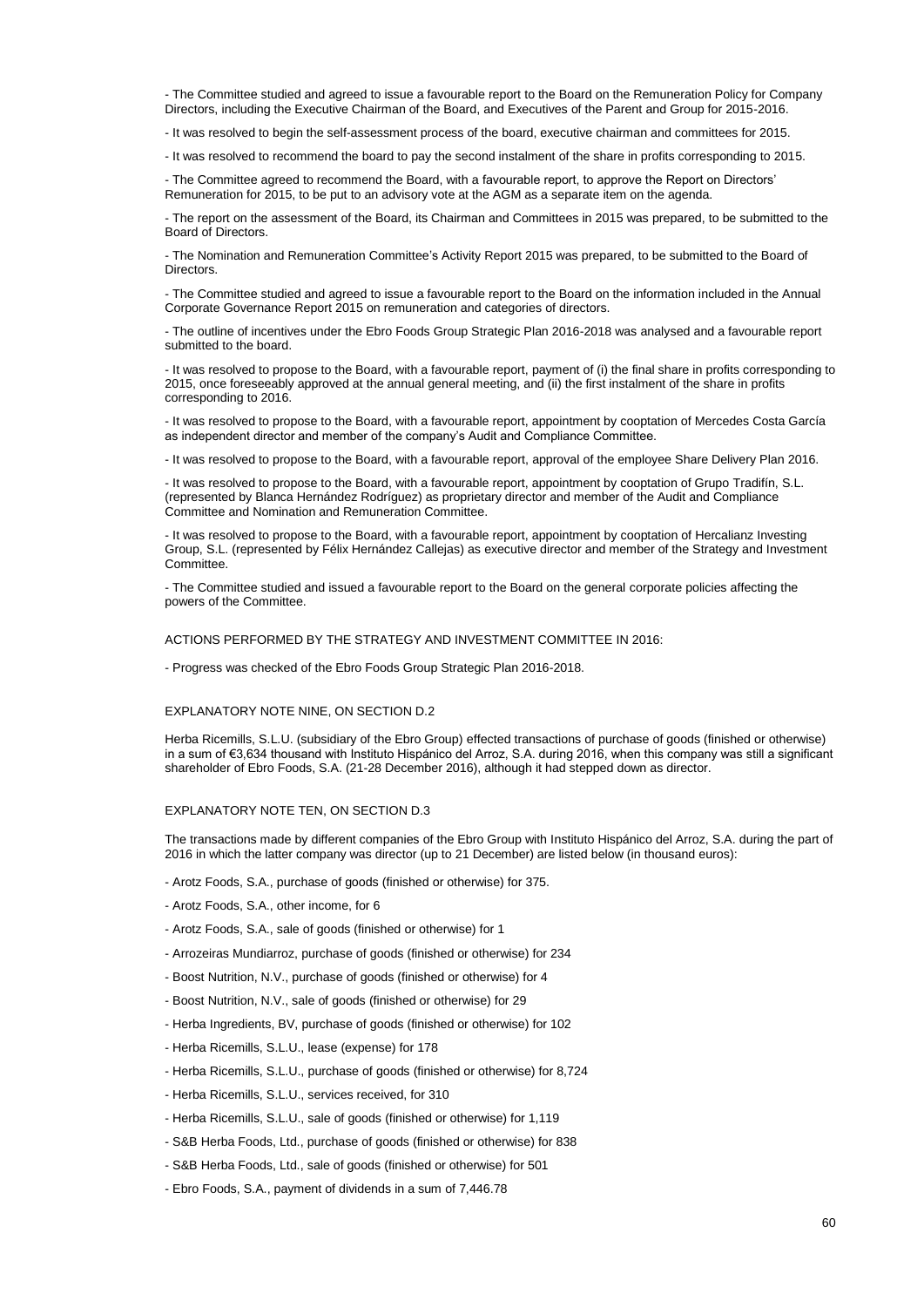- The Committee studied and agreed to issue a favourable report to the Board on the Remuneration Policy for Company Directors, including the Executive Chairman of the Board, and Executives of the Parent and Group for 2015-2016.

- It was resolved to begin the self-assessment process of the board, executive chairman and committees for 2015.

- It was resolved to recommend the board to pay the second instalment of the share in profits corresponding to 2015.

- The Committee agreed to recommend the Board, with a favourable report, to approve the Report on Directors' Remuneration for 2015, to be put to an advisory vote at the AGM as a separate item on the agenda.

- The report on the assessment of the Board, its Chairman and Committees in 2015 was prepared, to be submitted to the Board of Directors.

- The Nomination and Remuneration Committee's Activity Report 2015 was prepared, to be submitted to the Board of Directors.

- The Committee studied and agreed to issue a favourable report to the Board on the information included in the Annual Corporate Governance Report 2015 on remuneration and categories of directors.

- The outline of incentives under the Ebro Foods Group Strategic Plan 2016-2018 was analysed and a favourable report submitted to the board.

- It was resolved to propose to the Board, with a favourable report, payment of (i) the final share in profits corresponding to 2015, once foreseeably approved at the annual general meeting, and (ii) the first instalment of the share in profits corresponding to 2016.

- It was resolved to propose to the Board, with a favourable report, appointment by cooptation of Mercedes Costa García as independent director and member of the company's Audit and Compliance Committee.

- It was resolved to propose to the Board, with a favourable report, approval of the employee Share Delivery Plan 2016.

- It was resolved to propose to the Board, with a favourable report, appointment by cooptation of Grupo Tradifín, S.L. (represented by Blanca Hernández Rodríguez) as proprietary director and member of the Audit and Compliance Committee and Nomination and Remuneration Committee.

- It was resolved to propose to the Board, with a favourable report, appointment by cooptation of Hercalianz Investing Group, S.L. (represented by Félix Hernández Callejas) as executive director and member of the Strategy and Investment Committee.

- The Committee studied and issued a favourable report to the Board on the general corporate policies affecting the powers of the Committee.

ACTIONS PERFORMED BY THE STRATEGY AND INVESTMENT COMMITTEE IN 2016:

- Progress was checked of the Ebro Foods Group Strategic Plan 2016-2018.

EXPLANATORY NOTE NINE, ON SECTION D.2

Herba Ricemills, S.L.U. (subsidiary of the Ebro Group) effected transactions of purchase of goods (finished or otherwise) in a sum of €3,634 thousand with Instituto Hispánico del Arroz, S.A. during 2016, when this company was still a significant shareholder of Ebro Foods, S.A. (21-28 December 2016), although it had stepped down as director.

EXPLANATORY NOTE TEN, ON SECTION D.3

The transactions made by different companies of the Ebro Group with Instituto Hispánico del Arroz, S.A. during the part of 2016 in which the latter company was director (up to 21 December) are listed below (in thousand euros):

- Arotz Foods, S.A., purchase of goods (finished or otherwise) for 375.

- Arotz Foods, S.A., other income, for 6

- Arotz Foods, S.A., sale of goods (finished or otherwise) for 1

- Arrozeiras Mundiarroz, purchase of goods (finished or otherwise) for 234

- Boost Nutrition, N.V., purchase of goods (finished or otherwise) for 4

- Boost Nutrition, N.V., sale of goods (finished or otherwise) for 29

- Herba Ingredients, BV, purchase of goods (finished or otherwise) for 102

- Herba Ricemills, S.L.U., lease (expense) for 178

- Herba Ricemills, S.L.U., purchase of goods (finished or otherwise) for 8,724

- Herba Ricemills, S.L.U., services received, for 310

- Herba Ricemills, S.L.U., sale of goods (finished or otherwise) for 1,119

- S&B Herba Foods, Ltd., purchase of goods (finished or otherwise) for 838

- S&B Herba Foods, Ltd., sale of goods (finished or otherwise) for 501

- Ebro Foods, S.A., payment of dividends in a sum of 7,446.78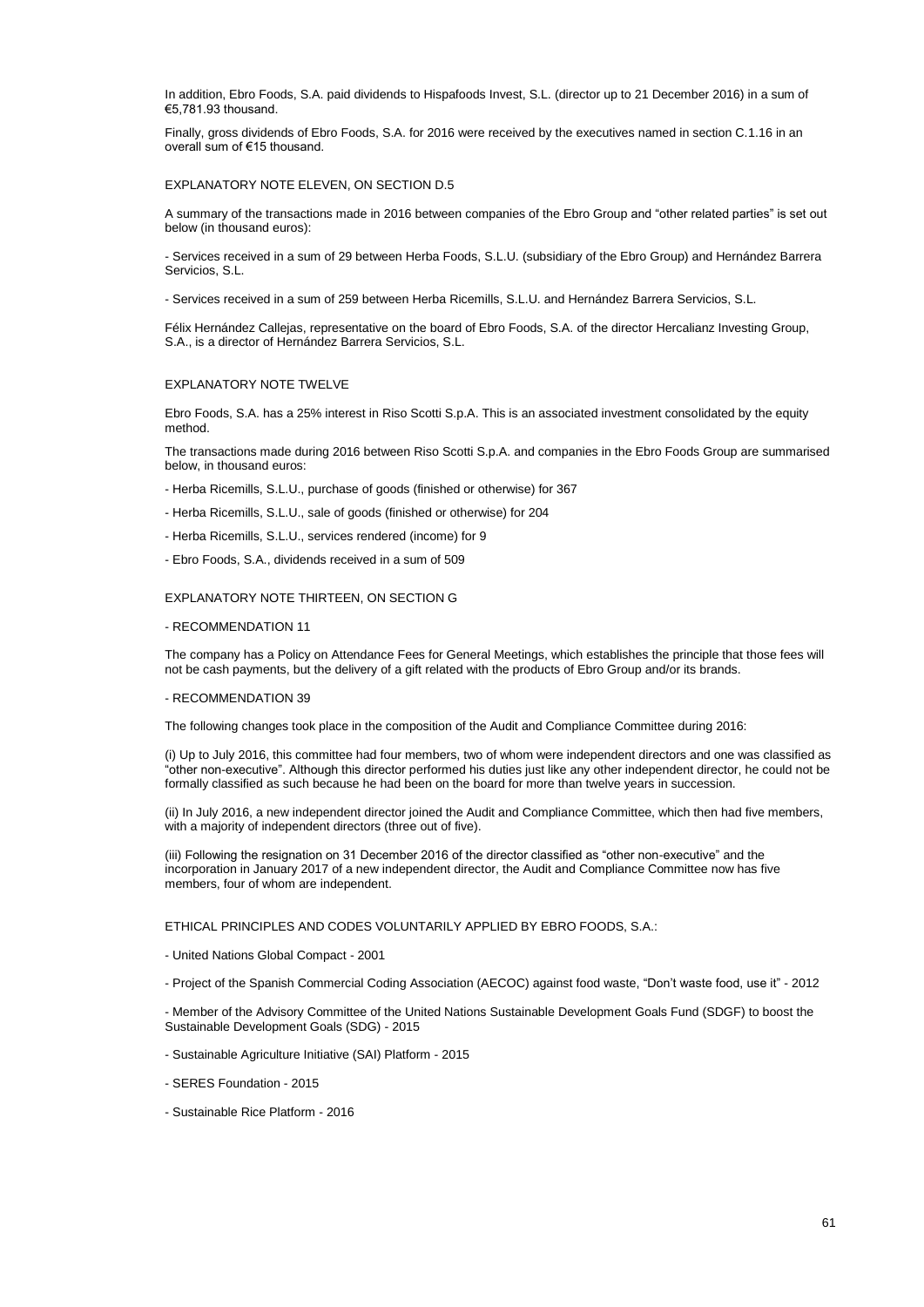In addition, Ebro Foods, S.A. paid dividends to Hispafoods Invest, S.L. (director up to 21 December 2016) in a sum of €5,781.93 thousand.

Finally, gross dividends of Ebro Foods, S.A. for 2016 were received by the executives named in section C.1.16 in an overall sum of €15 thousand.

EXPLANATORY NOTE ELEVEN, ON SECTION D.5

A summary of the transactions made in 2016 between companies of the Ebro Group and "other related parties" is set out below (in thousand euros):

- Services received in a sum of 29 between Herba Foods, S.L.U. (subsidiary of the Ebro Group) and Hernández Barrera Servicios, S.L.

- Services received in a sum of 259 between Herba Ricemills, S.L.U. and Hernández Barrera Servicios, S.L.

Félix Hernández Callejas, representative on the board of Ebro Foods, S.A. of the director Hercalianz Investing Group, S.A., is a director of Hernández Barrera Servicios, S.L.

EXPLANATORY NOTE TWELVE

Ebro Foods, S.A. has a 25% interest in Riso Scotti S.p.A. This is an associated investment consolidated by the equity method.

The transactions made during 2016 between Riso Scotti S.p.A. and companies in the Ebro Foods Group are summarised below, in thousand euros:

- Herba Ricemills, S.L.U., purchase of goods (finished or otherwise) for 367

- Herba Ricemills, S.L.U., sale of goods (finished or otherwise) for 204

- Herba Ricemills, S.L.U., services rendered (income) for 9

- Ebro Foods, S.A., dividends received in a sum of 509

EXPLANATORY NOTE THIRTEEN, ON SECTION G

- RECOMMENDATION 11

The company has a Policy on Attendance Fees for General Meetings, which establishes the principle that those fees will not be cash payments, but the delivery of a gift related with the products of Ebro Group and/or its brands.

- RECOMMENDATION 39

The following changes took place in the composition of the Audit and Compliance Committee during 2016:

(i) Up to July 2016, this committee had four members, two of whom were independent directors and one was classified as "other non-executive". Although this director performed his duties just like any other independent director, he could not be formally classified as such because he had been on the board for more than twelve years in succession.

(ii) In July 2016, a new independent director joined the Audit and Compliance Committee, which then had five members, with a majority of independent directors (three out of five).

(iii) Following the resignation on 31 December 2016 of the director classified as "other non-executive" and the incorporation in January 2017 of a new independent director, the Audit and Compliance Committee now has five members, four of whom are independent.

ETHICAL PRINCIPLES AND CODES VOLUNTARILY APPLIED BY EBRO FOODS, S.A.:

- United Nations Global Compact - 2001

- Project of the Spanish Commercial Coding Association (AECOC) against food waste, "Don't waste food, use it" - 2012

- Member of the Advisory Committee of the United Nations Sustainable Development Goals Fund (SDGF) to boost the Sustainable Development Goals (SDG) - 2015

- Sustainable Agriculture Initiative (SAI) Platform - 2015

- SERES Foundation - 2015

- Sustainable Rice Platform - 2016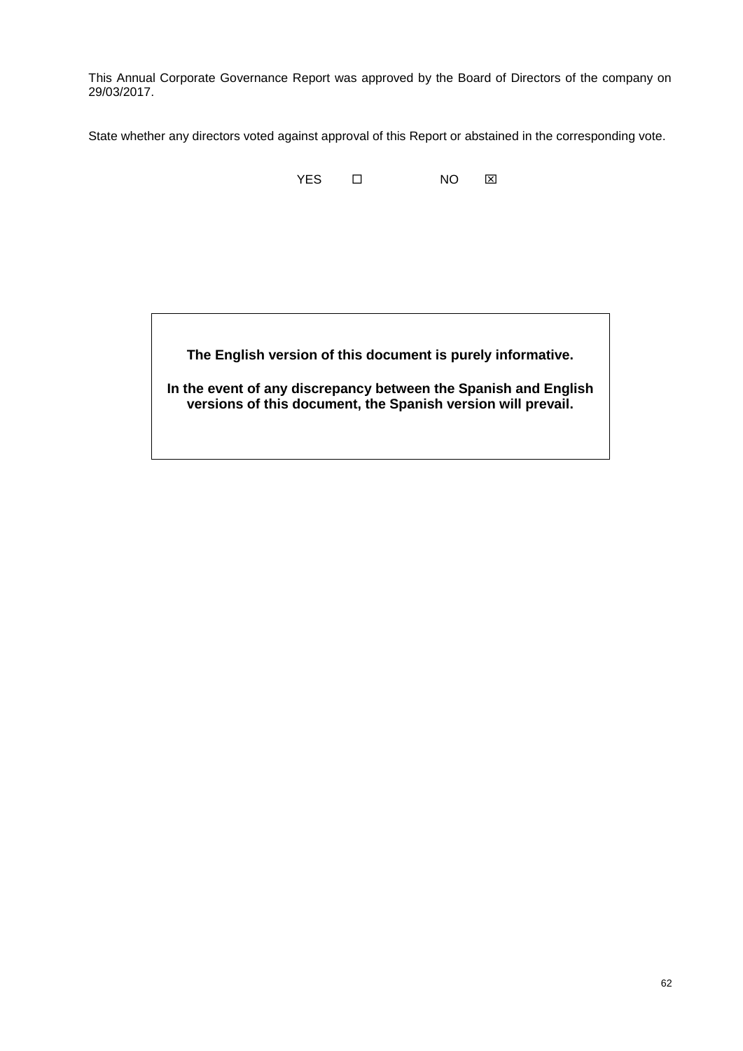This Annual Corporate Governance Report was approved by the Board of Directors of the company on 29/03/2017.

State whether any directors voted against approval of this Report or abstained in the corresponding vote.

YES ☐ NO ☒

**The English version of this document is purely informative.**

**In the event of any discrepancy between the Spanish and English versions of this document, the Spanish version will prevail.**